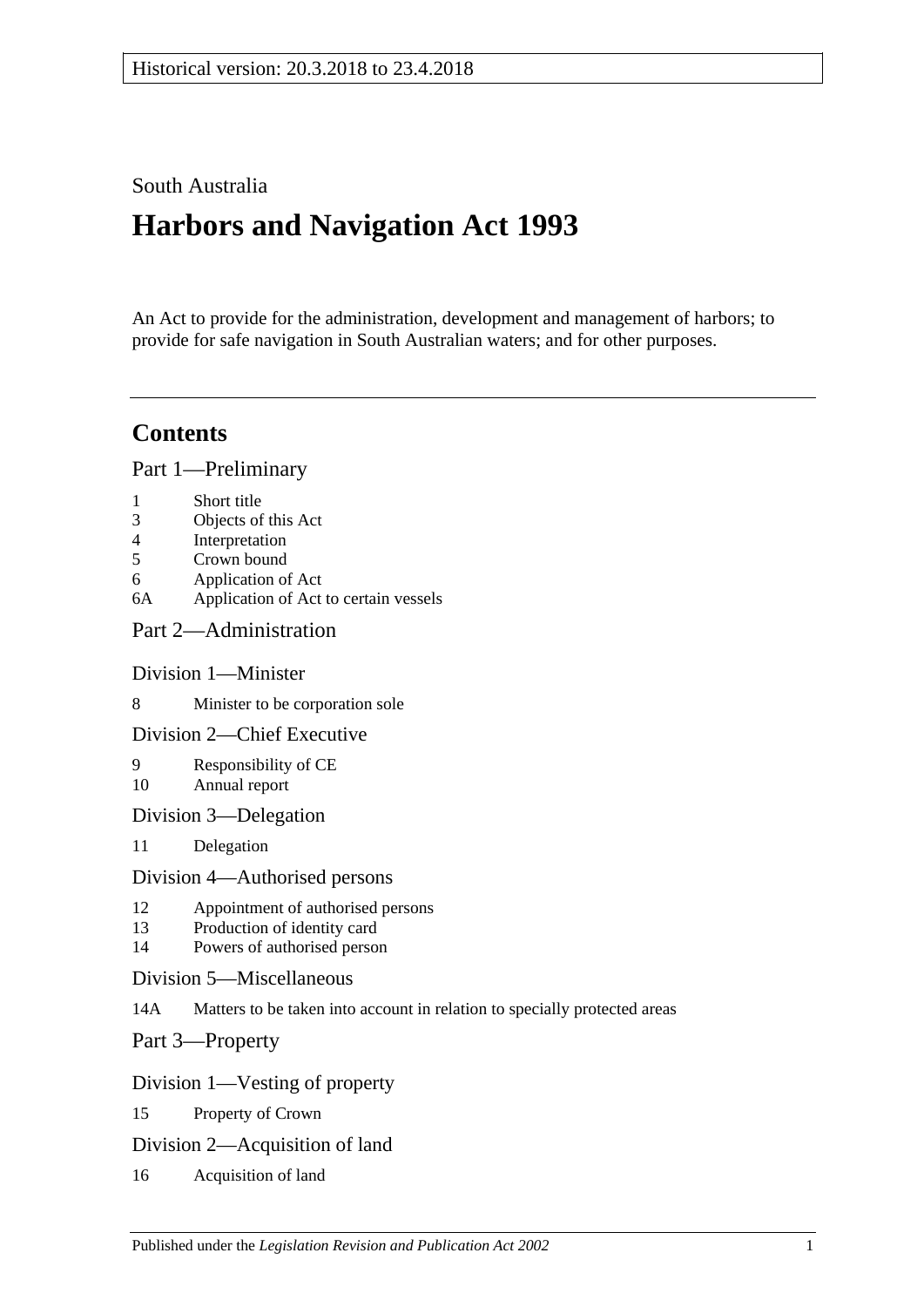Historical version: 20.3.2018 to 23.4.2018

South Australia

# Harbors and Navigation Act 1993

An Act to provide for the administration, development and management of harbors; to provide for safe navigation in South Australian waters; and for other purposes.

## Contents

Part 1—Preliminary

1 Short title
3 Objects of this Act
4 Interpretation
5 Crown bound
6 Application of Act
6A Application of Act to certain vessels

Part 2—Administration

Division 1—Minister

8 Minister to be corporation sole

Division 2—Chief Executive

9 Responsibility of CE
10 Annual report

Division 3—Delegation

11 Delegation

Division 4—Authorised persons

12 Appointment of authorised persons
13 Production of identity card
14 Powers of authorised person

Division 5—Miscellaneous

14A Matters to be taken into account in relation to specially protected areas

Part 3—Property

Division 1—Vesting of property

15 Property of Crown

Division 2—Acquisition of land

16 Acquisition of land

Published under the *Legislation Revision and Publication Act 2002*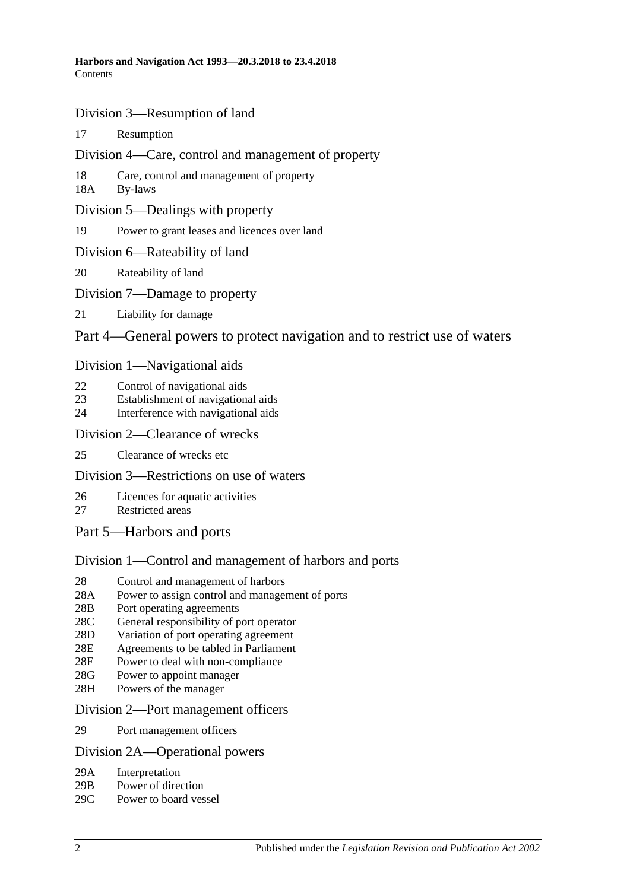## Division 3—Resumption of land

17 Resumption

## Division 4—Care, control and management of property

18 Care, control and management of property

18A By-laws

## Division 5—Dealings with property

19 Power to grant leases and licences over land

## Division 6—Rateability of land

20 Rateability of land

## Division 7—Damage to property

21 Liability for damage

# Part 4—General powers to protect navigation and to restrict use of waters

## Division 1—Navigational aids

22 Control of navigational aids

23 Establishment of navigational aids

24 Interference with navigational aids

## Division 2—Clearance of wrecks

25 Clearance of wrecks etc

## Division 3—Restrictions on use of waters

26 Licences for aquatic activities

27 Restricted areas

# Part 5—Harbors and ports

## Division 1—Control and management of harbors and ports

28 Control and management of harbors

28A Power to assign control and management of ports

28B Port operating agreements

28C General responsibility of port operator

28D Variation of port operating agreement

28E Agreements to be tabled in Parliament

28F Power to deal with non-compliance

28G Power to appoint manager

28H Powers of the manager

## Division 2—Port management officers

29 Port management officers

## Division 2A—Operational powers

29A Interpretation

29B Power of direction

29C Power to board vessel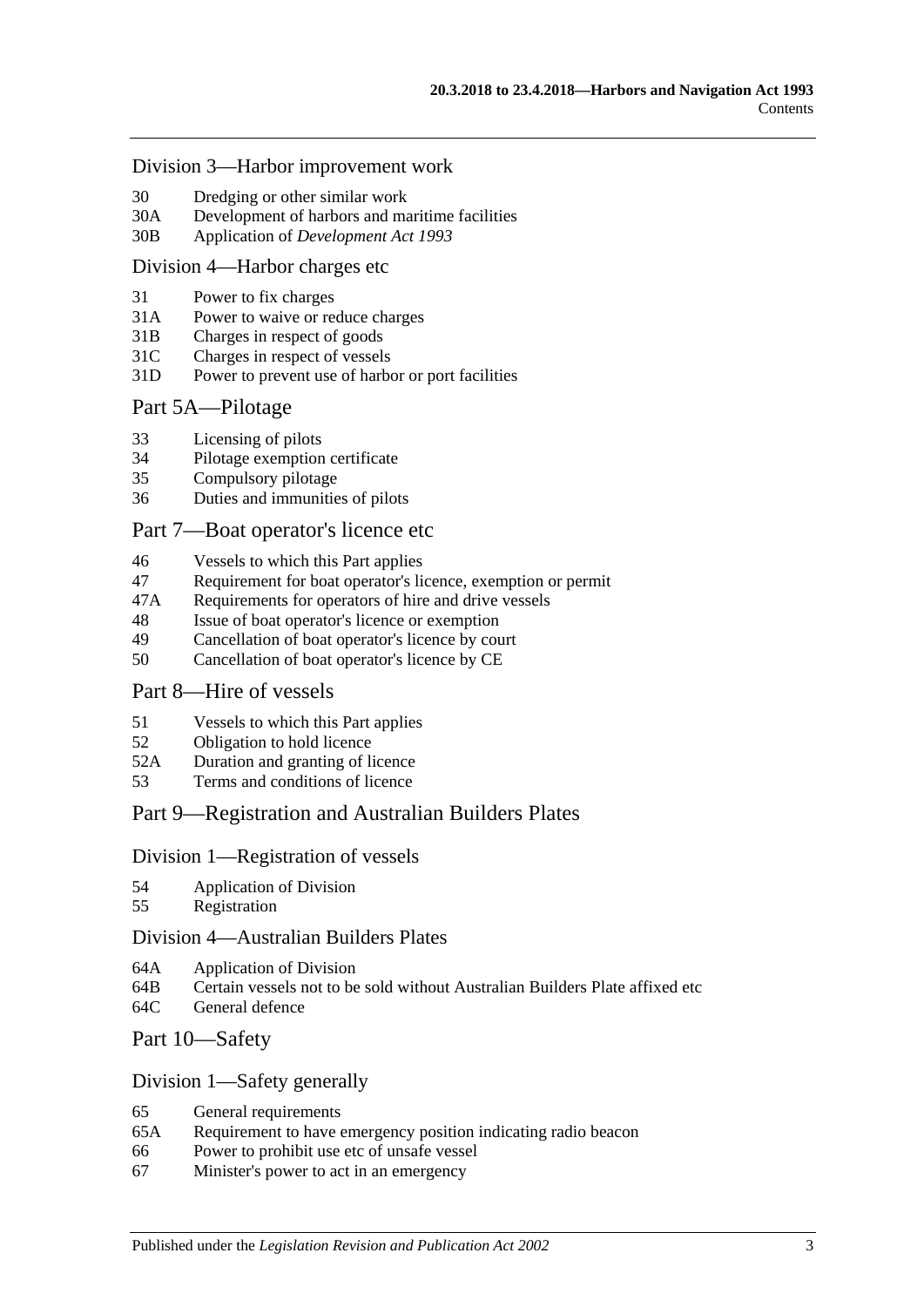## Division 3—Harbor improvement work

30 Dredging or other similar work
30A Development of harbors and maritime facilities
30B Application of *Development Act 1993*

## Division 4—Harbor charges etc

31 Power to fix charges
31A Power to waive or reduce charges
31B Charges in respect of goods
31C Charges in respect of vessels
31D Power to prevent use of harbor or port facilities

## Part 5A—Pilotage

33 Licensing of pilots
34 Pilotage exemption certificate
35 Compulsory pilotage
36 Duties and immunities of pilots

## Part 7—Boat operator's licence etc

46 Vessels to which this Part applies
47 Requirement for boat operator's licence, exemption or permit
47A Requirements for operators of hire and drive vessels
48 Issue of boat operator's licence or exemption
49 Cancellation of boat operator's licence by court
50 Cancellation of boat operator's licence by CE

## Part 8—Hire of vessels

51 Vessels to which this Part applies
52 Obligation to hold licence
52A Duration and granting of licence
53 Terms and conditions of licence

## Part 9—Registration and Australian Builders Plates

## Division 1—Registration of vessels

54 Application of Division
55 Registration

## Division 4—Australian Builders Plates

64A Application of Division
64B Certain vessels not to be sold without Australian Builders Plate affixed etc
64C General defence

## Part 10—Safety

## Division 1—Safety generally

65 General requirements
65A Requirement to have emergency position indicating radio beacon
66 Power to prohibit use etc of unsafe vessel
67 Minister's power to act in an emergency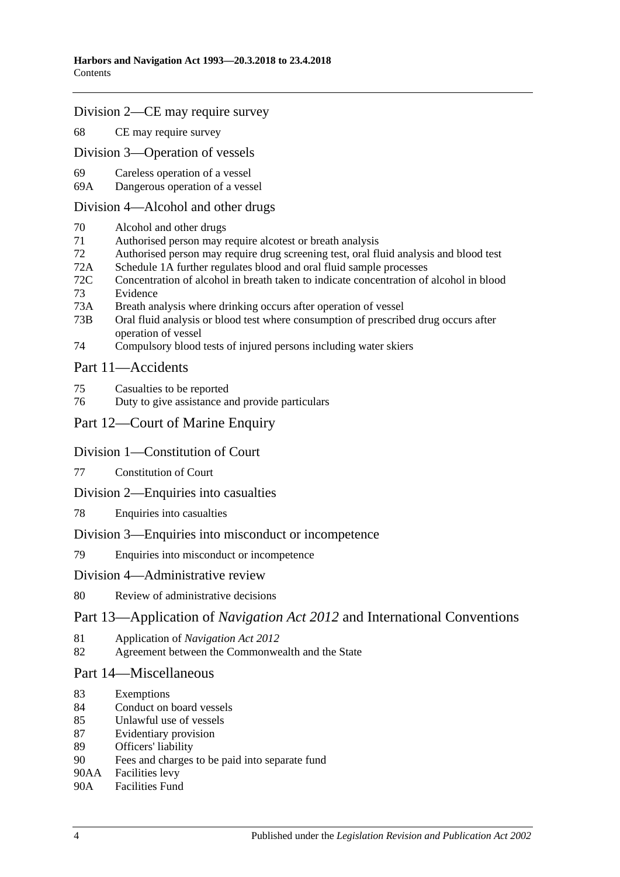## Division 2—CE may require survey

68 CE may require survey

## Division 3—Operation of vessels

69 Careless operation of a vessel
69A Dangerous operation of a vessel

## Division 4—Alcohol and other drugs

70 Alcohol and other drugs
71 Authorised person may require alcotest or breath analysis
72 Authorised person may require drug screening test, oral fluid analysis and blood test
72A Schedule 1A further regulates blood and oral fluid sample processes
72C Concentration of alcohol in breath taken to indicate concentration of alcohol in blood
73 Evidence
73A Breath analysis where drinking occurs after operation of vessel
73B Oral fluid analysis or blood test where consumption of prescribed drug occurs after operation of vessel
74 Compulsory blood tests of injured persons including water skiers

## Part 11—Accidents

75 Casualties to be reported
76 Duty to give assistance and provide particulars

## Part 12—Court of Marine Enquiry

## Division 1—Constitution of Court

77 Constitution of Court

## Division 2—Enquiries into casualties

78 Enquiries into casualties

## Division 3—Enquiries into misconduct or incompetence

79 Enquiries into misconduct or incompetence

## Division 4—Administrative review

80 Review of administrative decisions

## Part 13—Application of *Navigation Act 2012* and International Conventions

81 Application of *Navigation Act 2012*
82 Agreement between the Commonwealth and the State

## Part 14—Miscellaneous

83 Exemptions
84 Conduct on board vessels
85 Unlawful use of vessels
87 Evidentiary provision
89 Officers' liability
90 Fees and charges to be paid into separate fund
90AA Facilities levy
90A Facilities Fund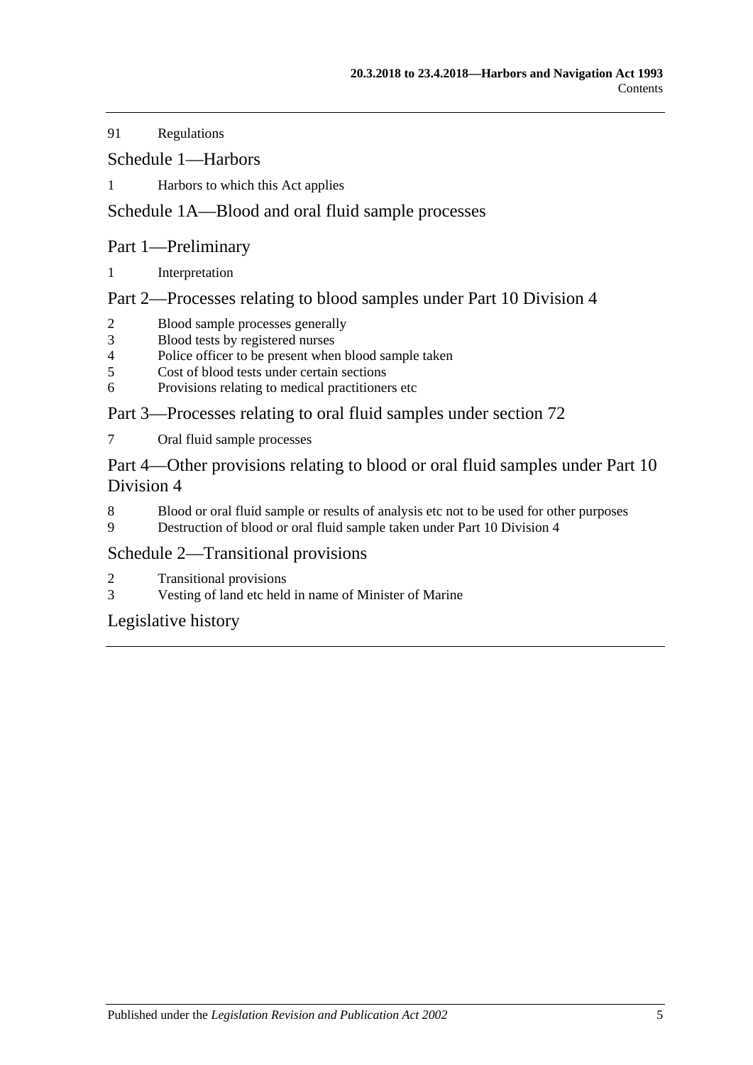91 Regulations

## Schedule 1—Harbors

1 Harbors to which this Act applies

## Schedule 1A—Blood and oral fluid sample processes

## Part 1—Preliminary

1 Interpretation

## Part 2—Processes relating to blood samples under Part 10 Division 4

2 Blood sample processes generally
3 Blood tests by registered nurses
4 Police officer to be present when blood sample taken
5 Cost of blood tests under certain sections
6 Provisions relating to medical practitioners etc

## Part 3—Processes relating to oral fluid samples under section 72

7 Oral fluid sample processes

## Part 4—Other provisions relating to blood or oral fluid samples under Part 10 Division 4

8 Blood or oral fluid sample or results of analysis etc not to be used for other purposes
9 Destruction of blood or oral fluid sample taken under Part 10 Division 4

## Schedule 2—Transitional provisions

2 Transitional provisions
3 Vesting of land etc held in name of Minister of Marine

## Legislative history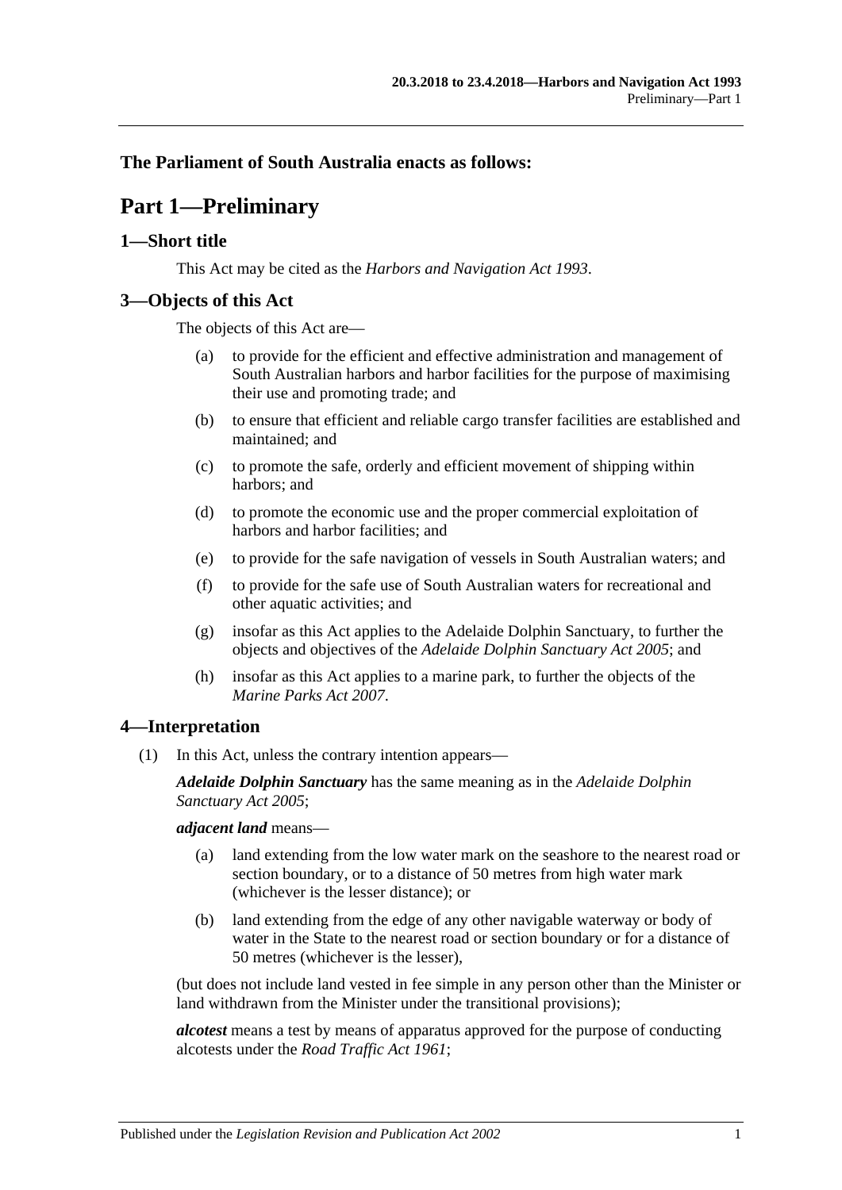**The Parliament of South Australia enacts as follows:**

# Part 1—Preliminary

## 1—Short title

This Act may be cited as the *Harbors and Navigation Act 1993*.

## 3—Objects of this Act

The objects of this Act are—

(a) to provide for the efficient and effective administration and management of South Australian harbors and harbor facilities for the purpose of maximising their use and promoting trade; and

(b) to ensure that efficient and reliable cargo transfer facilities are established and maintained; and

(c) to promote the safe, orderly and efficient movement of shipping within harbors; and

(d) to promote the economic use and the proper commercial exploitation of harbors and harbor facilities; and

(e) to provide for the safe navigation of vessels in South Australian waters; and

(f) to provide for the safe use of South Australian waters for recreational and other aquatic activities; and

(g) insofar as this Act applies to the Adelaide Dolphin Sanctuary, to further the objects and objectives of the *Adelaide Dolphin Sanctuary Act 2005*; and

(h) insofar as this Act applies to a marine park, to further the objects of the *Marine Parks Act 2007*.

## 4—Interpretation

(1) In this Act, unless the contrary intention appears—

***Adelaide Dolphin Sanctuary*** has the same meaning as in the *Adelaide Dolphin Sanctuary Act 2005*;

***adjacent land*** means—

(a) land extending from the low water mark on the seashore to the nearest road or section boundary, or to a distance of 50 metres from high water mark (whichever is the lesser distance); or

(b) land extending from the edge of any other navigable waterway or body of water in the State to the nearest road or section boundary or for a distance of 50 metres (whichever is the lesser),

(but does not include land vested in fee simple in any person other than the Minister or land withdrawn from the Minister under the transitional provisions);

***alcotest*** means a test by means of apparatus approved for the purpose of conducting alcotests under the *Road Traffic Act 1961*;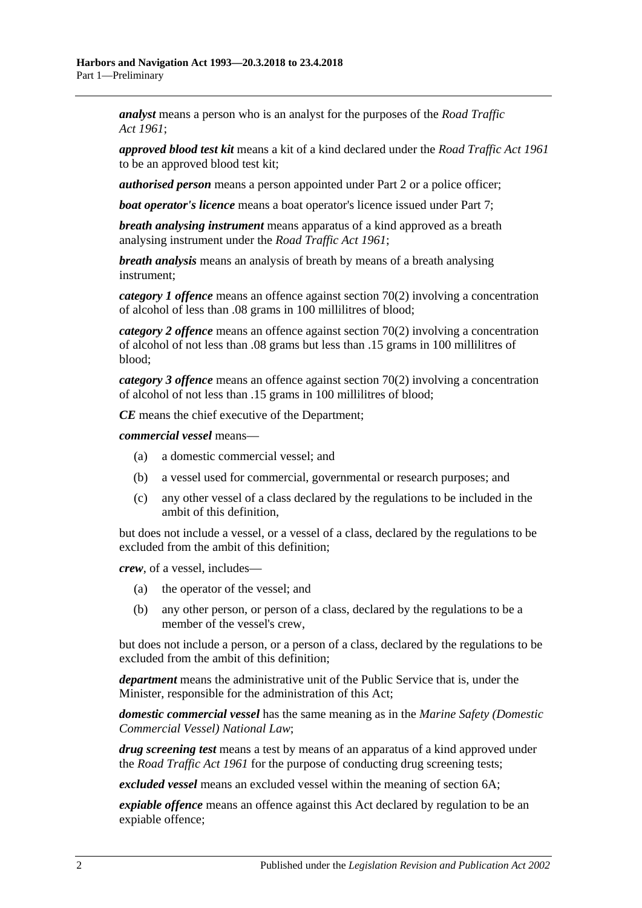***analyst*** means a person who is an analyst for the purposes of the *Road Traffic Act 1961*;

***approved blood test kit*** means a kit of a kind declared under the *Road Traffic Act 1961* to be an approved blood test kit;

***authorised person*** means a person appointed under Part 2 or a police officer;

***boat operator's licence*** means a boat operator's licence issued under Part 7;

***breath analysing instrument*** means apparatus of a kind approved as a breath analysing instrument under the *Road Traffic Act 1961*;

***breath analysis*** means an analysis of breath by means of a breath analysing instrument;

***category 1 offence*** means an offence against section 70(2) involving a concentration of alcohol of less than .08 grams in 100 millilitres of blood;

***category 2 offence*** means an offence against section 70(2) involving a concentration of alcohol of not less than .08 grams but less than .15 grams in 100 millilitres of blood;

***category 3 offence*** means an offence against section 70(2) involving a concentration of alcohol of not less than .15 grams in 100 millilitres of blood;

***CE*** means the chief executive of the Department;

***commercial vessel*** means—

(a) a domestic commercial vessel; and

(b) a vessel used for commercial, governmental or research purposes; and

(c) any other vessel of a class declared by the regulations to be included in the ambit of this definition,

but does not include a vessel, or a vessel of a class, declared by the regulations to be excluded from the ambit of this definition;

***crew***, of a vessel, includes—

(a) the operator of the vessel; and

(b) any other person, or person of a class, declared by the regulations to be a member of the vessel's crew,

but does not include a person, or a person of a class, declared by the regulations to be excluded from the ambit of this definition;

***department*** means the administrative unit of the Public Service that is, under the Minister, responsible for the administration of this Act;

***domestic commercial vessel*** has the same meaning as in the *Marine Safety (Domestic Commercial Vessel) National Law*;

***drug screening test*** means a test by means of an apparatus of a kind approved under the *Road Traffic Act 1961* for the purpose of conducting drug screening tests;

***excluded vessel*** means an excluded vessel within the meaning of section 6A;

***expiable offence*** means an offence against this Act declared by regulation to be an expiable offence;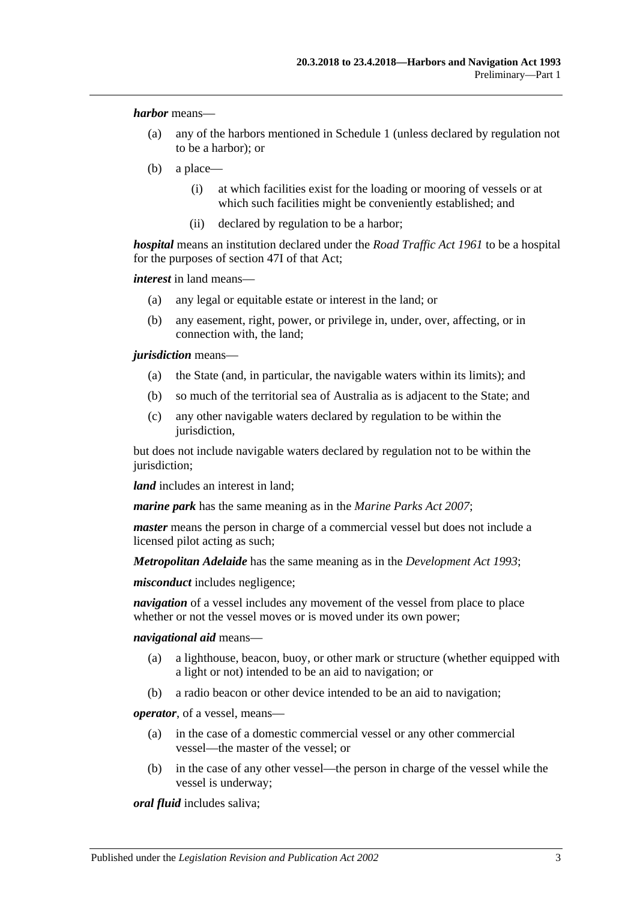***harbor*** means—

- (a) any of the harbors mentioned in Schedule 1 (unless declared by regulation not to be a harbor); or
- (b) a place—
  - (i) at which facilities exist for the loading or mooring of vessels or at which such facilities might be conveniently established; and
  - (ii) declared by regulation to be a harbor;

***hospital*** means an institution declared under the *Road Traffic Act 1961* to be a hospital for the purposes of section 47I of that Act;

***interest*** in land means—

- (a) any legal or equitable estate or interest in the land; or
- (b) any easement, right, power, or privilege in, under, over, affecting, or in connection with, the land;

***jurisdiction*** means—

- (a) the State (and, in particular, the navigable waters within its limits); and
- (b) so much of the territorial sea of Australia as is adjacent to the State; and
- (c) any other navigable waters declared by regulation to be within the jurisdiction,

but does not include navigable waters declared by regulation not to be within the jurisdiction;

***land*** includes an interest in land;

***marine park*** has the same meaning as in the *Marine Parks Act 2007*;

***master*** means the person in charge of a commercial vessel but does not include a licensed pilot acting as such;

***Metropolitan Adelaide*** has the same meaning as in the *Development Act 1993*;

***misconduct*** includes negligence;

***navigation*** of a vessel includes any movement of the vessel from place to place whether or not the vessel moves or is moved under its own power;

***navigational aid*** means—

- (a) a lighthouse, beacon, buoy, or other mark or structure (whether equipped with a light or not) intended to be an aid to navigation; or
- (b) a radio beacon or other device intended to be an aid to navigation;

***operator***, of a vessel, means—

- (a) in the case of a domestic commercial vessel or any other commercial vessel—the master of the vessel; or
- (b) in the case of any other vessel—the person in charge of the vessel while the vessel is underway;

***oral fluid*** includes saliva;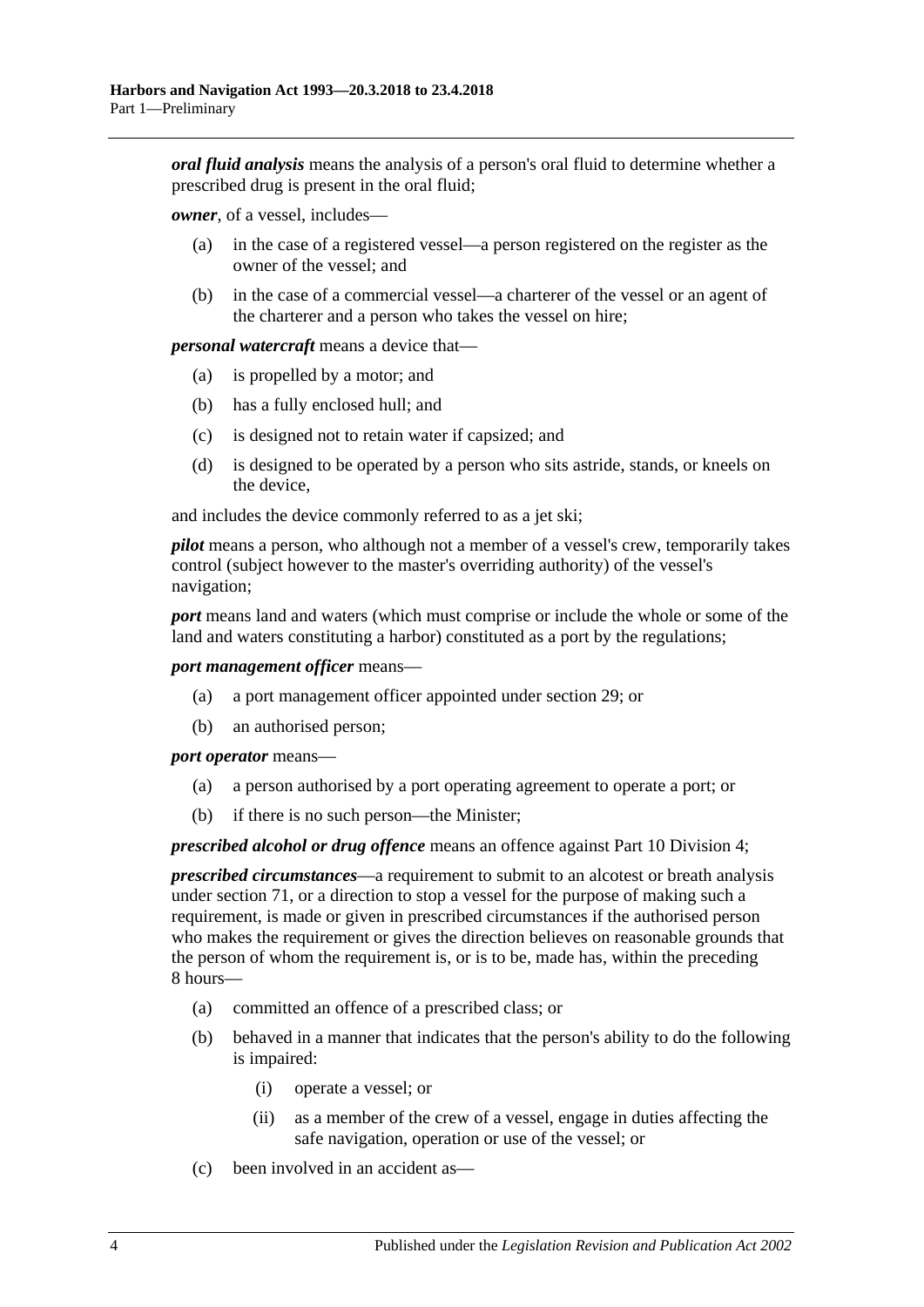***oral fluid analysis*** means the analysis of a person's oral fluid to determine whether a prescribed drug is present in the oral fluid;

***owner***, of a vessel, includes—

- (a) in the case of a registered vessel—a person registered on the register as the owner of the vessel; and
- (b) in the case of a commercial vessel—a charterer of the vessel or an agent of the charterer and a person who takes the vessel on hire;

***personal watercraft*** means a device that—

- (a) is propelled by a motor; and
- (b) has a fully enclosed hull; and
- (c) is designed not to retain water if capsized; and
- (d) is designed to be operated by a person who sits astride, stands, or kneels on the device,

and includes the device commonly referred to as a jet ski;

***pilot*** means a person, who although not a member of a vessel's crew, temporarily takes control (subject however to the master's overriding authority) of the vessel's navigation;

***port*** means land and waters (which must comprise or include the whole or some of the land and waters constituting a harbor) constituted as a port by the regulations;

***port management officer*** means—

- (a) a port management officer appointed under section 29; or
- (b) an authorised person;

***port operator*** means—

- (a) a person authorised by a port operating agreement to operate a port; or
- (b) if there is no such person—the Minister;

***prescribed alcohol or drug offence*** means an offence against Part 10 Division 4;

***prescribed circumstances***—a requirement to submit to an alcotest or breath analysis under section 71, or a direction to stop a vessel for the purpose of making such a requirement, is made or given in prescribed circumstances if the authorised person who makes the requirement or gives the direction believes on reasonable grounds that the person of whom the requirement is, or is to be, made has, within the preceding 8 hours—

- (a) committed an offence of a prescribed class; or
- (b) behaved in a manner that indicates that the person's ability to do the following is impaired:
  - (i) operate a vessel; or
  - (ii) as a member of the crew of a vessel, engage in duties affecting the safe navigation, operation or use of the vessel; or
- (c) been involved in an accident as—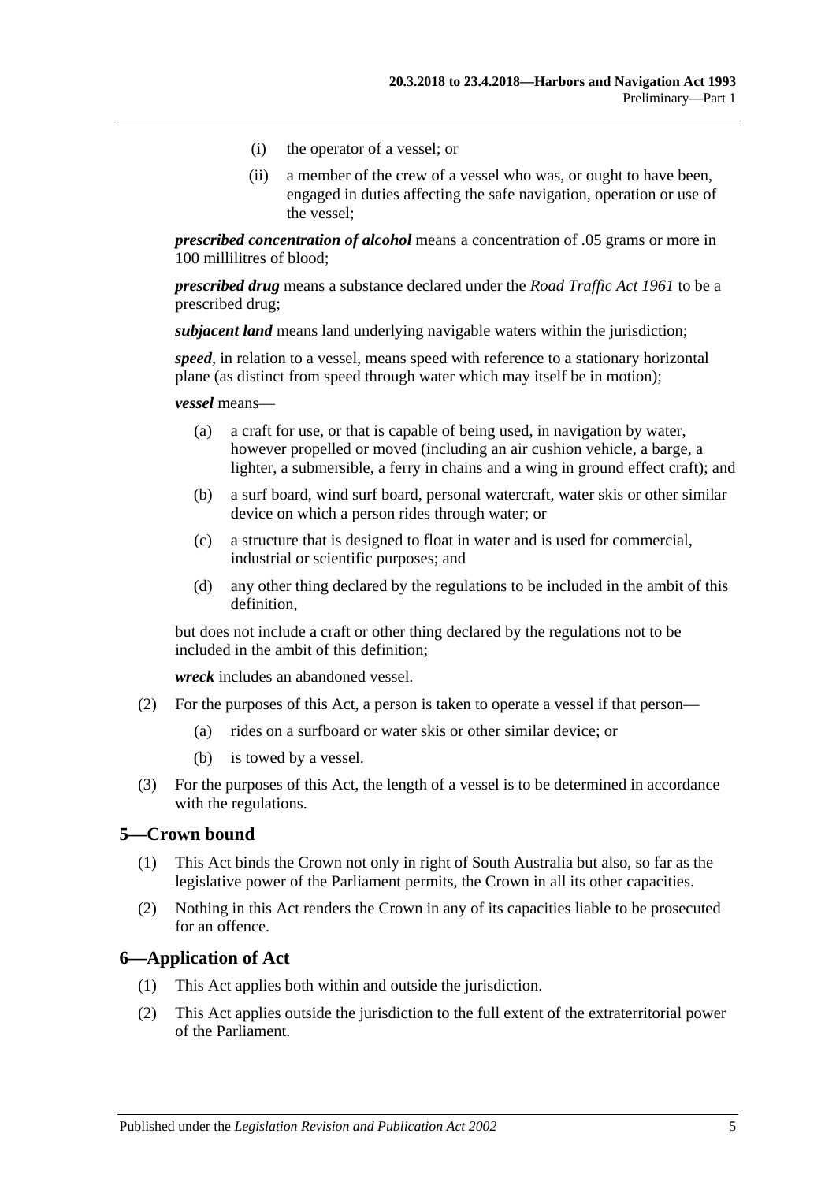(i) the operator of a vessel; or

(ii) a member of the crew of a vessel who was, or ought to have been, engaged in duties affecting the safe navigation, operation or use of the vessel;

***prescribed concentration of alcohol*** means a concentration of .05 grams or more in 100 millilitres of blood;

***prescribed drug*** means a substance declared under the *Road Traffic Act 1961* to be a prescribed drug;

***subjacent land*** means land underlying navigable waters within the jurisdiction;

***speed***, in relation to a vessel, means speed with reference to a stationary horizontal plane (as distinct from speed through water which may itself be in motion);

***vessel*** means—

(a) a craft for use, or that is capable of being used, in navigation by water, however propelled or moved (including an air cushion vehicle, a barge, a lighter, a submersible, a ferry in chains and a wing in ground effect craft); and

(b) a surf board, wind surf board, personal watercraft, water skis or other similar device on which a person rides through water; or

(c) a structure that is designed to float in water and is used for commercial, industrial or scientific purposes; and

(d) any other thing declared by the regulations to be included in the ambit of this definition,

but does not include a craft or other thing declared by the regulations not to be included in the ambit of this definition;

***wreck*** includes an abandoned vessel.

(2) For the purposes of this Act, a person is taken to operate a vessel if that person—

(a) rides on a surfboard or water skis or other similar device; or

(b) is towed by a vessel.

(3) For the purposes of this Act, the length of a vessel is to be determined in accordance with the regulations.

## 5—Crown bound

(1) This Act binds the Crown not only in right of South Australia but also, so far as the legislative power of the Parliament permits, the Crown in all its other capacities.

(2) Nothing in this Act renders the Crown in any of its capacities liable to be prosecuted for an offence.

## 6—Application of Act

(1) This Act applies both within and outside the jurisdiction.

(2) This Act applies outside the jurisdiction to the full extent of the extraterritorial power of the Parliament.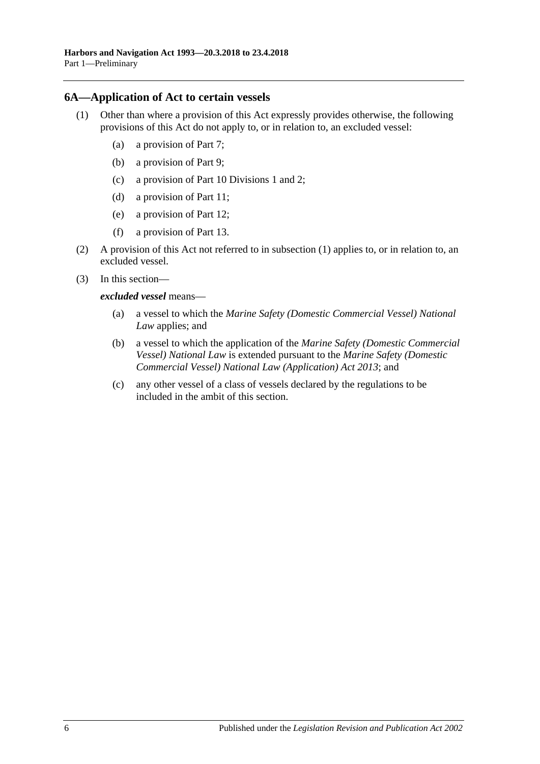## 6A—Application of Act to certain vessels

(1) Other than where a provision of this Act expressly provides otherwise, the following provisions of this Act do not apply to, or in relation to, an excluded vessel:

- (a) a provision of Part 7;
- (b) a provision of Part 9;
- (c) a provision of Part 10 Divisions 1 and 2;
- (d) a provision of Part 11;
- (e) a provision of Part 12;
- (f) a provision of Part 13.

(2) A provision of this Act not referred to in subsection (1) applies to, or in relation to, an excluded vessel.

(3) In this section—

***excluded vessel*** means—

- (a) a vessel to which the *Marine Safety (Domestic Commercial Vessel) National Law* applies; and
- (b) a vessel to which the application of the *Marine Safety (Domestic Commercial Vessel) National Law* is extended pursuant to the *Marine Safety (Domestic Commercial Vessel) National Law (Application) Act 2013*; and
- (c) any other vessel of a class of vessels declared by the regulations to be included in the ambit of this section.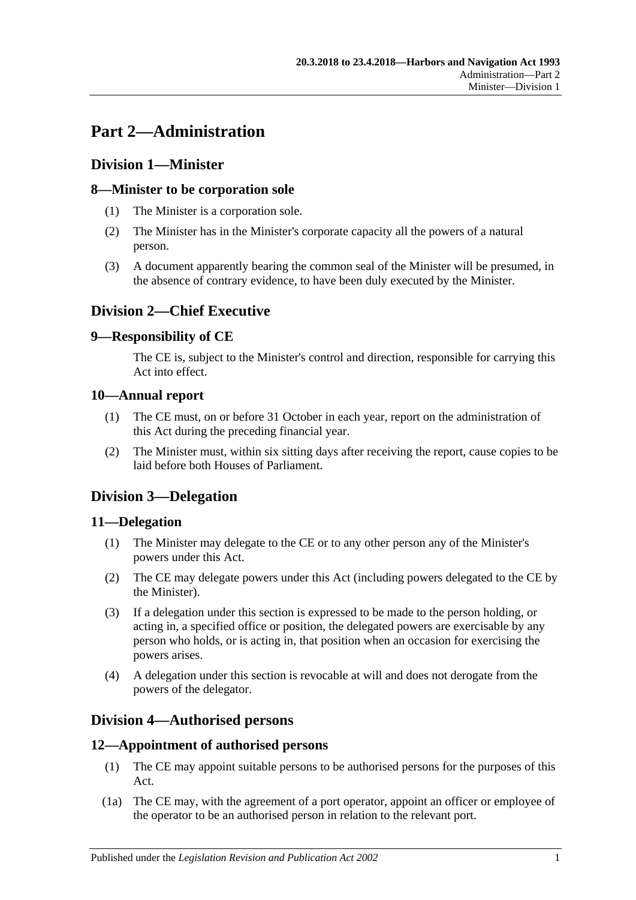# Part 2—Administration

## Division 1—Minister

### 8—Minister to be corporation sole

(1) The Minister is a corporation sole.

(2) The Minister has in the Minister's corporate capacity all the powers of a natural person.

(3) A document apparently bearing the common seal of the Minister will be presumed, in the absence of contrary evidence, to have been duly executed by the Minister.

## Division 2—Chief Executive

### 9—Responsibility of CE

The CE is, subject to the Minister's control and direction, responsible for carrying this Act into effect.

### 10—Annual report

(1) The CE must, on or before 31 October in each year, report on the administration of this Act during the preceding financial year.

(2) The Minister must, within six sitting days after receiving the report, cause copies to be laid before both Houses of Parliament.

## Division 3—Delegation

### 11—Delegation

(1) The Minister may delegate to the CE or to any other person any of the Minister's powers under this Act.

(2) The CE may delegate powers under this Act (including powers delegated to the CE by the Minister).

(3) If a delegation under this section is expressed to be made to the person holding, or acting in, a specified office or position, the delegated powers are exercisable by any person who holds, or is acting in, that position when an occasion for exercising the powers arises.

(4) A delegation under this section is revocable at will and does not derogate from the powers of the delegator.

## Division 4—Authorised persons

### 12—Appointment of authorised persons

(1) The CE may appoint suitable persons to be authorised persons for the purposes of this Act.

(1a) The CE may, with the agreement of a port operator, appoint an officer or employee of the operator to be an authorised person in relation to the relevant port.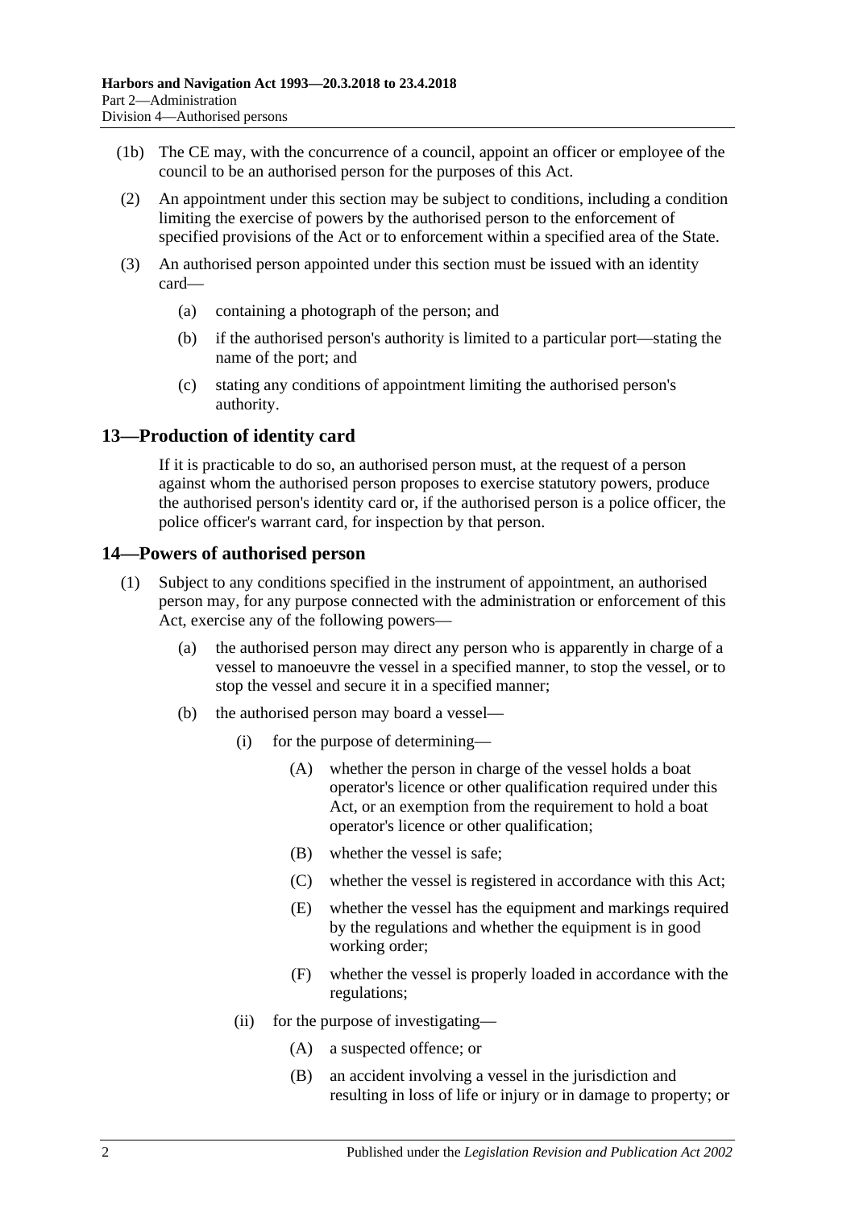(1b) The CE may, with the concurrence of a council, appoint an officer or employee of the council to be an authorised person for the purposes of this Act.

(2) An appointment under this section may be subject to conditions, including a condition limiting the exercise of powers by the authorised person to the enforcement of specified provisions of the Act or to enforcement within a specified area of the State.

(3) An authorised person appointed under this section must be issued with an identity card—

(a) containing a photograph of the person; and

(b) if the authorised person's authority is limited to a particular port—stating the name of the port; and

(c) stating any conditions of appointment limiting the authorised person's authority.

## 13—Production of identity card

If it is practicable to do so, an authorised person must, at the request of a person against whom the authorised person proposes to exercise statutory powers, produce the authorised person's identity card or, if the authorised person is a police officer, the police officer's warrant card, for inspection by that person.

## 14—Powers of authorised person

(1) Subject to any conditions specified in the instrument of appointment, an authorised person may, for any purpose connected with the administration or enforcement of this Act, exercise any of the following powers—

(a) the authorised person may direct any person who is apparently in charge of a vessel to manoeuvre the vessel in a specified manner, to stop the vessel, or to stop the vessel and secure it in a specified manner;

(b) the authorised person may board a vessel—

(i) for the purpose of determining—

(A) whether the person in charge of the vessel holds a boat operator's licence or other qualification required under this Act, or an exemption from the requirement to hold a boat operator's licence or other qualification;

(B) whether the vessel is safe;

(C) whether the vessel is registered in accordance with this Act;

(E) whether the vessel has the equipment and markings required by the regulations and whether the equipment is in good working order;

(F) whether the vessel is properly loaded in accordance with the regulations;

(ii) for the purpose of investigating—

(A) a suspected offence; or

(B) an accident involving a vessel in the jurisdiction and resulting in loss of life or injury or in damage to property; or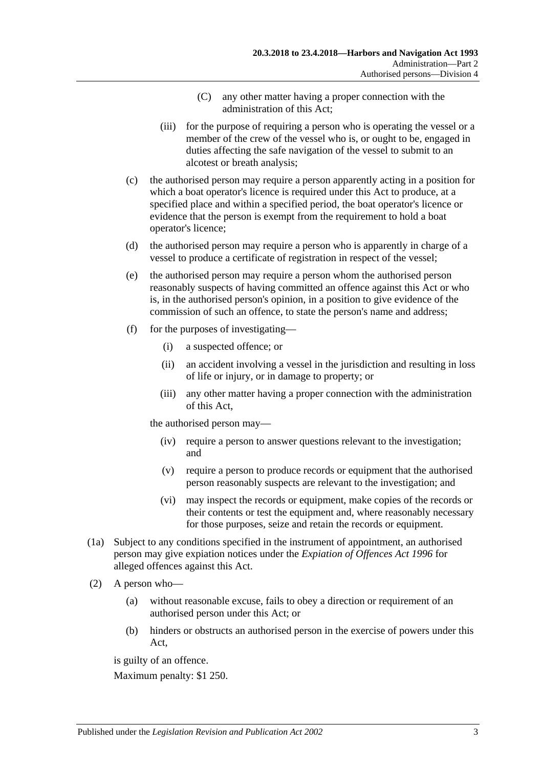(C) any other matter having a proper connection with the administration of this Act;

(iii) for the purpose of requiring a person who is operating the vessel or a member of the crew of the vessel who is, or ought to be, engaged in duties affecting the safe navigation of the vessel to submit to an alcotest or breath analysis;

(c) the authorised person may require a person apparently acting in a position for which a boat operator's licence is required under this Act to produce, at a specified place and within a specified period, the boat operator's licence or evidence that the person is exempt from the requirement to hold a boat operator's licence;

(d) the authorised person may require a person who is apparently in charge of a vessel to produce a certificate of registration in respect of the vessel;

(e) the authorised person may require a person whom the authorised person reasonably suspects of having committed an offence against this Act or who is, in the authorised person's opinion, in a position to give evidence of the commission of such an offence, to state the person's name and address;

(f) for the purposes of investigating—

(i) a suspected offence; or

(ii) an accident involving a vessel in the jurisdiction and resulting in loss of life or injury, or in damage to property; or

(iii) any other matter having a proper connection with the administration of this Act,

the authorised person may—

(iv) require a person to answer questions relevant to the investigation; and

(v) require a person to produce records or equipment that the authorised person reasonably suspects are relevant to the investigation; and

(vi) may inspect the records or equipment, make copies of the records or their contents or test the equipment and, where reasonably necessary for those purposes, seize and retain the records or equipment.

(1a) Subject to any conditions specified in the instrument of appointment, an authorised person may give expiation notices under the *Expiation of Offences Act 1996* for alleged offences against this Act.

(2) A person who—

(a) without reasonable excuse, fails to obey a direction or requirement of an authorised person under this Act; or

(b) hinders or obstructs an authorised person in the exercise of powers under this Act,

is guilty of an offence.

Maximum penalty: $1 250.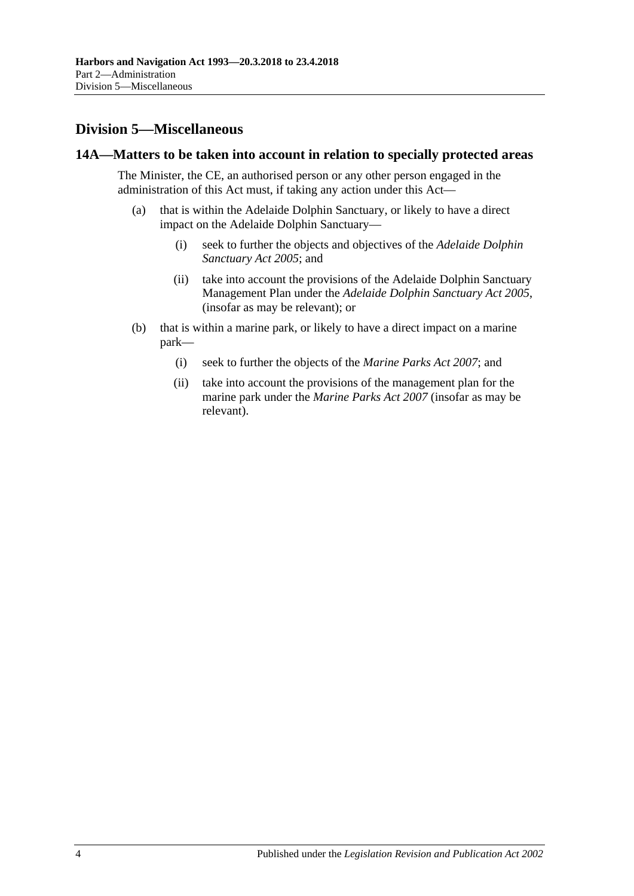## Division 5—Miscellaneous

### 14A—Matters to be taken into account in relation to specially protected areas

The Minister, the CE, an authorised person or any other person engaged in the administration of this Act must, if taking any action under this Act—

(a) that is within the Adelaide Dolphin Sanctuary, or likely to have a direct impact on the Adelaide Dolphin Sanctuary—

  (i) seek to further the objects and objectives of the *Adelaide Dolphin Sanctuary Act 2005*; and

  (ii) take into account the provisions of the Adelaide Dolphin Sanctuary Management Plan under the *Adelaide Dolphin Sanctuary Act 2005*, (insofar as may be relevant); or

(b) that is within a marine park, or likely to have a direct impact on a marine park—

  (i) seek to further the objects of the *Marine Parks Act 2007*; and

  (ii) take into account the provisions of the management plan for the marine park under the *Marine Parks Act 2007* (insofar as may be relevant).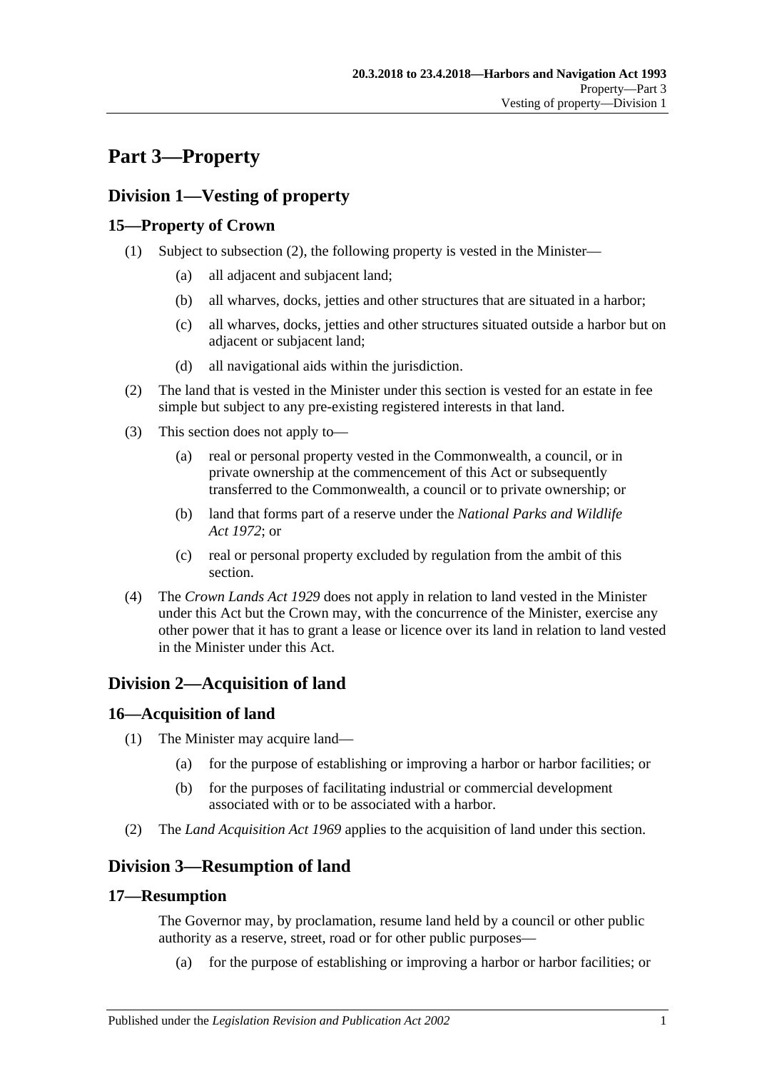# Part 3—Property

## Division 1—Vesting of property

### 15—Property of Crown

(1) Subject to subsection (2), the following property is vested in the Minister—

- (a) all adjacent and subjacent land;
- (b) all wharves, docks, jetties and other structures that are situated in a harbor;
- (c) all wharves, docks, jetties and other structures situated outside a harbor but on adjacent or subjacent land;
- (d) all navigational aids within the jurisdiction.

(2) The land that is vested in the Minister under this section is vested for an estate in fee simple but subject to any pre-existing registered interests in that land.

(3) This section does not apply to—

- (a) real or personal property vested in the Commonwealth, a council, or in private ownership at the commencement of this Act or subsequently transferred to the Commonwealth, a council or to private ownership; or
- (b) land that forms part of a reserve under the *National Parks and Wildlife Act 1972*; or
- (c) real or personal property excluded by regulation from the ambit of this section.

(4) The *Crown Lands Act 1929* does not apply in relation to land vested in the Minister under this Act but the Crown may, with the concurrence of the Minister, exercise any other power that it has to grant a lease or licence over its land in relation to land vested in the Minister under this Act.

## Division 2—Acquisition of land

### 16—Acquisition of land

(1) The Minister may acquire land—

- (a) for the purpose of establishing or improving a harbor or harbor facilities; or
- (b) for the purposes of facilitating industrial or commercial development associated with or to be associated with a harbor.

(2) The *Land Acquisition Act 1969* applies to the acquisition of land under this section.

## Division 3—Resumption of land

### 17—Resumption

The Governor may, by proclamation, resume land held by a council or other public authority as a reserve, street, road or for other public purposes—

- (a) for the purpose of establishing or improving a harbor or harbor facilities; or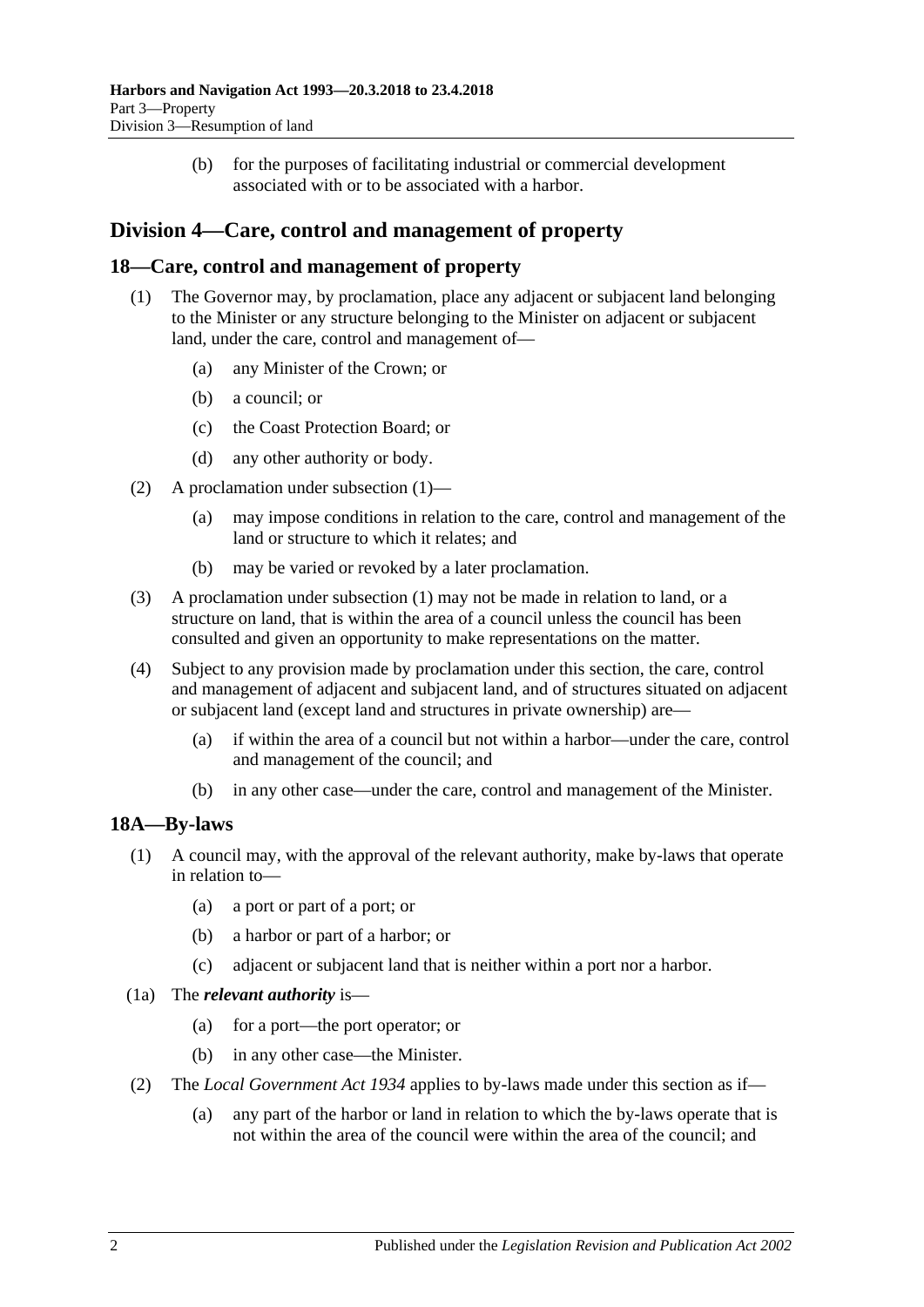(b) for the purposes of facilitating industrial or commercial development associated with or to be associated with a harbor.

## Division 4—Care, control and management of property

### 18—Care, control and management of property

(1) The Governor may, by proclamation, place any adjacent or subjacent land belonging to the Minister or any structure belonging to the Minister on adjacent or subjacent land, under the care, control and management of—

(a) any Minister of the Crown; or

(b) a council; or

(c) the Coast Protection Board; or

(d) any other authority or body.

(2) A proclamation under subsection (1)—

(a) may impose conditions in relation to the care, control and management of the land or structure to which it relates; and

(b) may be varied or revoked by a later proclamation.

(3) A proclamation under subsection (1) may not be made in relation to land, or a structure on land, that is within the area of a council unless the council has been consulted and given an opportunity to make representations on the matter.

(4) Subject to any provision made by proclamation under this section, the care, control and management of adjacent and subjacent land, and of structures situated on adjacent or subjacent land (except land and structures in private ownership) are—

(a) if within the area of a council but not within a harbor—under the care, control and management of the council; and

(b) in any other case—under the care, control and management of the Minister.

### 18A—By-laws

(1) A council may, with the approval of the relevant authority, make by-laws that operate in relation to—

(a) a port or part of a port; or

(b) a harbor or part of a harbor; or

(c) adjacent or subjacent land that is neither within a port nor a harbor.

(1a) The ***relevant authority*** is—

(a) for a port—the port operator; or

(b) in any other case—the Minister.

(2) The *Local Government Act 1934* applies to by-laws made under this section as if—

(a) any part of the harbor or land in relation to which the by-laws operate that is not within the area of the council were within the area of the council; and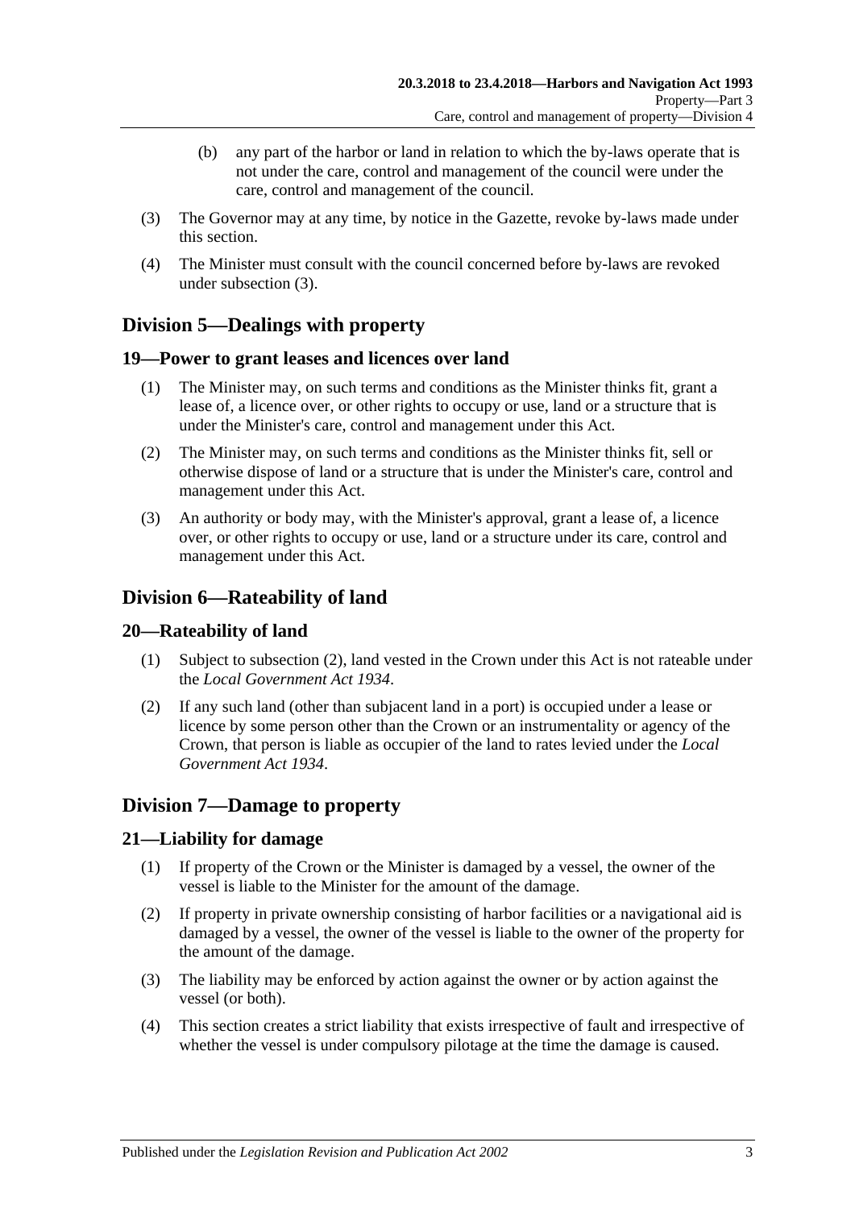(b) any part of the harbor or land in relation to which the by-laws operate that is not under the care, control and management of the council were under the care, control and management of the council.

(3) The Governor may at any time, by notice in the Gazette, revoke by-laws made under this section.

(4) The Minister must consult with the council concerned before by-laws are revoked under subsection (3).

## Division 5—Dealings with property

### 19—Power to grant leases and licences over land

(1) The Minister may, on such terms and conditions as the Minister thinks fit, grant a lease of, a licence over, or other rights to occupy or use, land or a structure that is under the Minister's care, control and management under this Act.

(2) The Minister may, on such terms and conditions as the Minister thinks fit, sell or otherwise dispose of land or a structure that is under the Minister's care, control and management under this Act.

(3) An authority or body may, with the Minister's approval, grant a lease of, a licence over, or other rights to occupy or use, land or a structure under its care, control and management under this Act.

## Division 6—Rateability of land

### 20—Rateability of land

(1) Subject to subsection (2), land vested in the Crown under this Act is not rateable under the *Local Government Act 1934*.

(2) If any such land (other than subjacent land in a port) is occupied under a lease or licence by some person other than the Crown or an instrumentality or agency of the Crown, that person is liable as occupier of the land to rates levied under the *Local Government Act 1934*.

## Division 7—Damage to property

### 21—Liability for damage

(1) If property of the Crown or the Minister is damaged by a vessel, the owner of the vessel is liable to the Minister for the amount of the damage.

(2) If property in private ownership consisting of harbor facilities or a navigational aid is damaged by a vessel, the owner of the vessel is liable to the owner of the property for the amount of the damage.

(3) The liability may be enforced by action against the owner or by action against the vessel (or both).

(4) This section creates a strict liability that exists irrespective of fault and irrespective of whether the vessel is under compulsory pilotage at the time the damage is caused.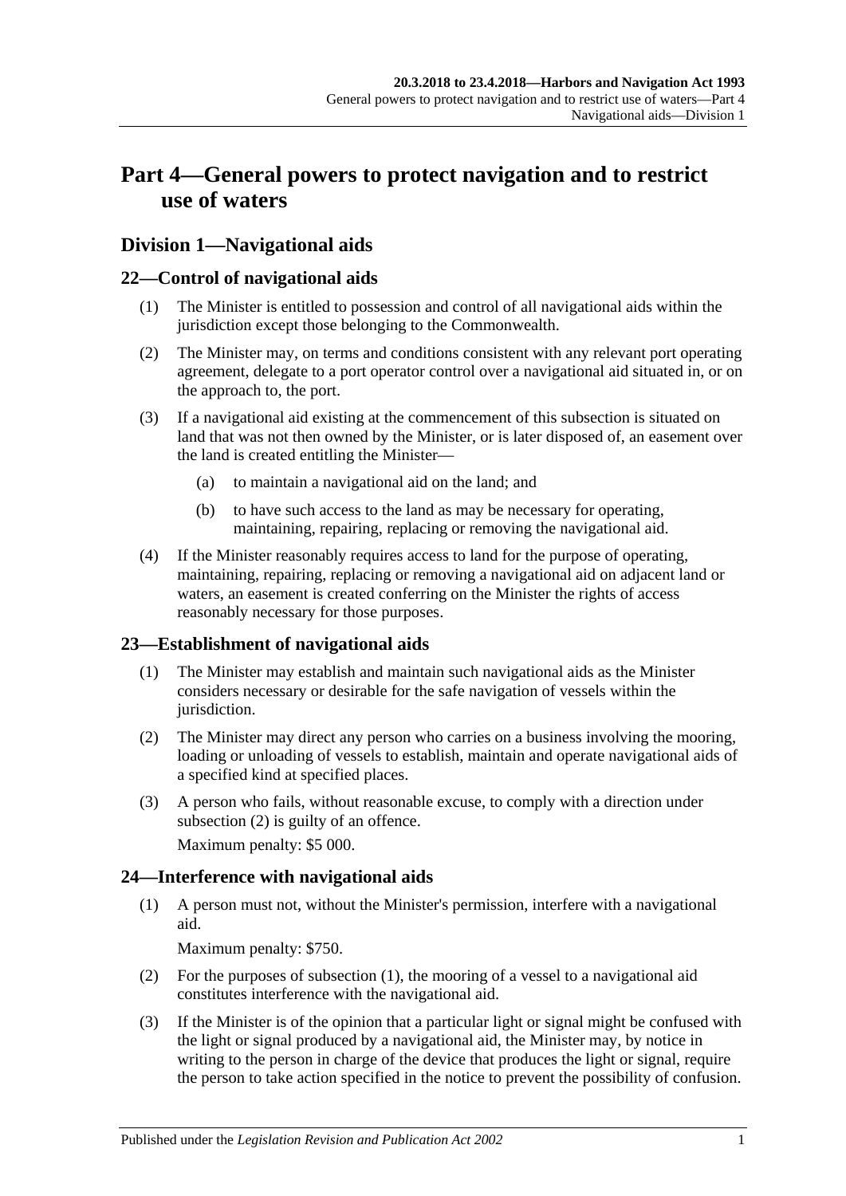# Part 4—General powers to protect navigation and to restrict use of waters

## Division 1—Navigational aids

### 22—Control of navigational aids

(1) The Minister is entitled to possession and control of all navigational aids within the jurisdiction except those belonging to the Commonwealth.

(2) The Minister may, on terms and conditions consistent with any relevant port operating agreement, delegate to a port operator control over a navigational aid situated in, or on the approach to, the port.

(3) If a navigational aid existing at the commencement of this subsection is situated on land that was not then owned by the Minister, or is later disposed of, an easement over the land is created entitling the Minister—

(a) to maintain a navigational aid on the land; and

(b) to have such access to the land as may be necessary for operating, maintaining, repairing, replacing or removing the navigational aid.

(4) If the Minister reasonably requires access to land for the purpose of operating, maintaining, repairing, replacing or removing a navigational aid on adjacent land or waters, an easement is created conferring on the Minister the rights of access reasonably necessary for those purposes.

### 23—Establishment of navigational aids

(1) The Minister may establish and maintain such navigational aids as the Minister considers necessary or desirable for the safe navigation of vessels within the jurisdiction.

(2) The Minister may direct any person who carries on a business involving the mooring, loading or unloading of vessels to establish, maintain and operate navigational aids of a specified kind at specified places.

(3) A person who fails, without reasonable excuse, to comply with a direction under subsection (2) is guilty of an offence.

Maximum penalty: $5 000.

### 24—Interference with navigational aids

(1) A person must not, without the Minister's permission, interfere with a navigational aid.

Maximum penalty: $750.

(2) For the purposes of subsection (1), the mooring of a vessel to a navigational aid constitutes interference with the navigational aid.

(3) If the Minister is of the opinion that a particular light or signal might be confused with the light or signal produced by a navigational aid, the Minister may, by notice in writing to the person in charge of the device that produces the light or signal, require the person to take action specified in the notice to prevent the possibility of confusion.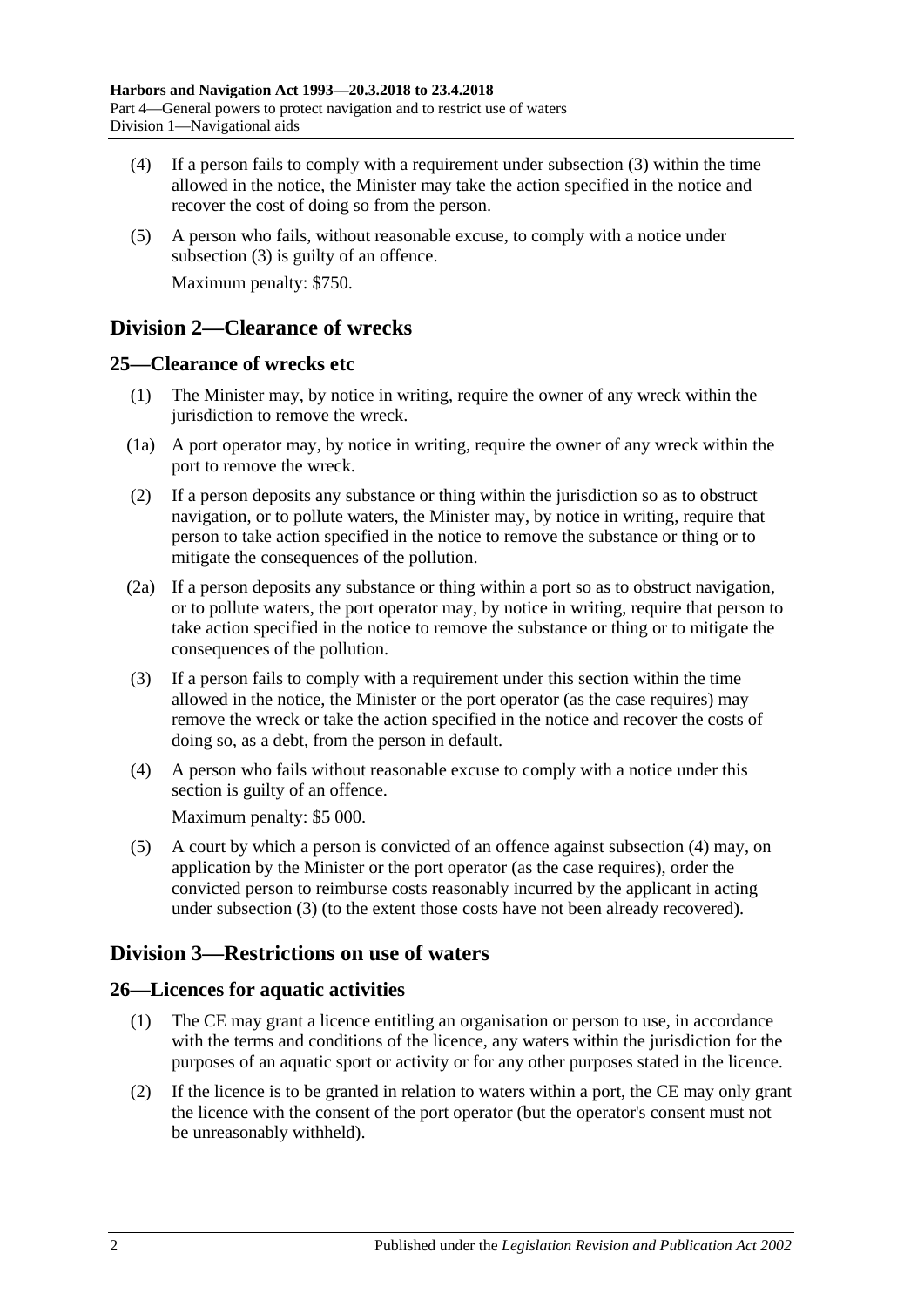(4) If a person fails to comply with a requirement under subsection (3) within the time allowed in the notice, the Minister may take the action specified in the notice and recover the cost of doing so from the person.

(5) A person who fails, without reasonable excuse, to comply with a notice under subsection (3) is guilty of an offence.

Maximum penalty: $750.

## Division 2—Clearance of wrecks

### 25—Clearance of wrecks etc

(1) The Minister may, by notice in writing, require the owner of any wreck within the jurisdiction to remove the wreck.

(1a) A port operator may, by notice in writing, require the owner of any wreck within the port to remove the wreck.

(2) If a person deposits any substance or thing within the jurisdiction so as to obstruct navigation, or to pollute waters, the Minister may, by notice in writing, require that person to take action specified in the notice to remove the substance or thing or to mitigate the consequences of the pollution.

(2a) If a person deposits any substance or thing within a port so as to obstruct navigation, or to pollute waters, the port operator may, by notice in writing, require that person to take action specified in the notice to remove the substance or thing or to mitigate the consequences of the pollution.

(3) If a person fails to comply with a requirement under this section within the time allowed in the notice, the Minister or the port operator (as the case requires) may remove the wreck or take the action specified in the notice and recover the costs of doing so, as a debt, from the person in default.

(4) A person who fails without reasonable excuse to comply with a notice under this section is guilty of an offence.

Maximum penalty: $5 000.

(5) A court by which a person is convicted of an offence against subsection (4) may, on application by the Minister or the port operator (as the case requires), order the convicted person to reimburse costs reasonably incurred by the applicant in acting under subsection (3) (to the extent those costs have not been already recovered).

## Division 3—Restrictions on use of waters

### 26—Licences for aquatic activities

(1) The CE may grant a licence entitling an organisation or person to use, in accordance with the terms and conditions of the licence, any waters within the jurisdiction for the purposes of an aquatic sport or activity or for any other purposes stated in the licence.

(2) If the licence is to be granted in relation to waters within a port, the CE may only grant the licence with the consent of the port operator (but the operator's consent must not be unreasonably withheld).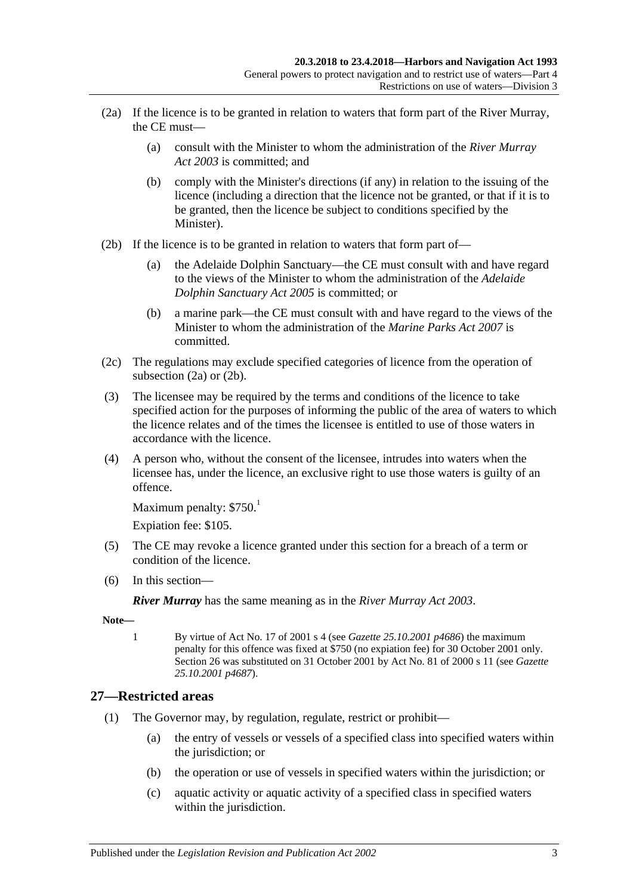(2a) If the licence is to be granted in relation to waters that form part of the River Murray, the CE must—

(a) consult with the Minister to whom the administration of the *River Murray Act 2003* is committed; and

(b) comply with the Minister's directions (if any) in relation to the issuing of the licence (including a direction that the licence not be granted, or that if it is to be granted, then the licence be subject to conditions specified by the Minister).

(2b) If the licence is to be granted in relation to waters that form part of—

(a) the Adelaide Dolphin Sanctuary—the CE must consult with and have regard to the views of the Minister to whom the administration of the *Adelaide Dolphin Sanctuary Act 2005* is committed; or

(b) a marine park—the CE must consult with and have regard to the views of the Minister to whom the administration of the *Marine Parks Act 2007* is committed.

(2c) The regulations may exclude specified categories of licence from the operation of subsection (2a) or (2b).

(3) The licensee may be required by the terms and conditions of the licence to take specified action for the purposes of informing the public of the area of waters to which the licence relates and of the times the licensee is entitled to use of those waters in accordance with the licence.

(4) A person who, without the consent of the licensee, intrudes into waters when the licensee has, under the licence, an exclusive right to use those waters is guilty of an offence.

Maximum penalty: $750.[1]

Expiation fee: $105.

(5) The CE may revoke a licence granted under this section for a breach of a term or condition of the licence.

(6) In this section—

***River Murray*** has the same meaning as in the *River Murray Act 2003*.

**Note—**

1 By virtue of Act No. 17 of 2001 s 4 (see *Gazette 25.10.2001 p4686*) the maximum penalty for this offence was fixed at $750 (no expiation fee) for 30 October 2001 only. Section 26 was substituted on 31 October 2001 by Act No. 81 of 2000 s 11 (see *Gazette 25.10.2001 p4687*).

## 27—Restricted areas

(1) The Governor may, by regulation, regulate, restrict or prohibit—

(a) the entry of vessels or vessels of a specified class into specified waters within the jurisdiction; or

(b) the operation or use of vessels in specified waters within the jurisdiction; or

(c) aquatic activity or aquatic activity of a specified class in specified waters within the jurisdiction.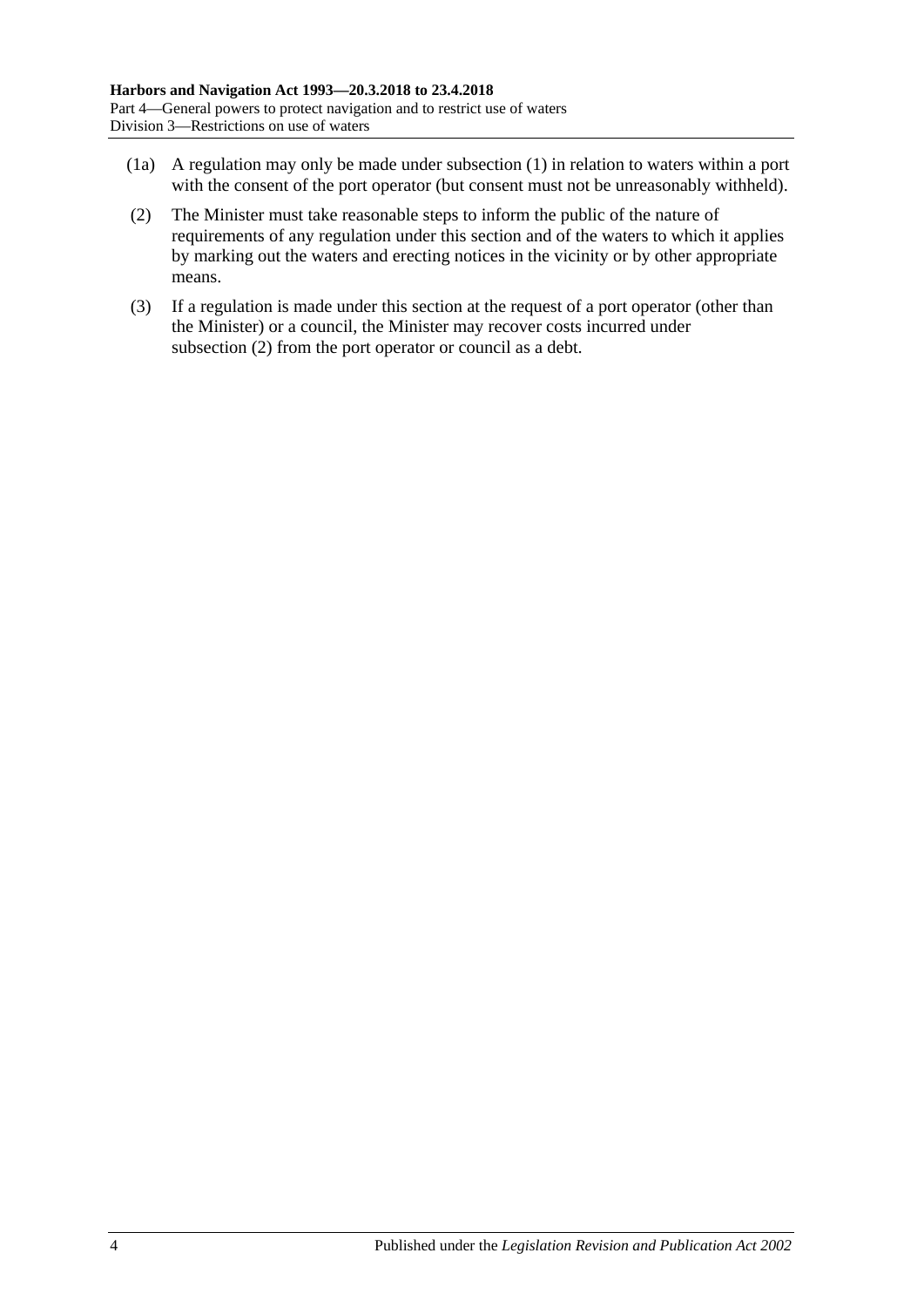(1a) A regulation may only be made under subsection (1) in relation to waters within a port with the consent of the port operator (but consent must not be unreasonably withheld).

(2) The Minister must take reasonable steps to inform the public of the nature of requirements of any regulation under this section and of the waters to which it applies by marking out the waters and erecting notices in the vicinity or by other appropriate means.

(3) If a regulation is made under this section at the request of a port operator (other than the Minister) or a council, the Minister may recover costs incurred under subsection (2) from the port operator or council as a debt.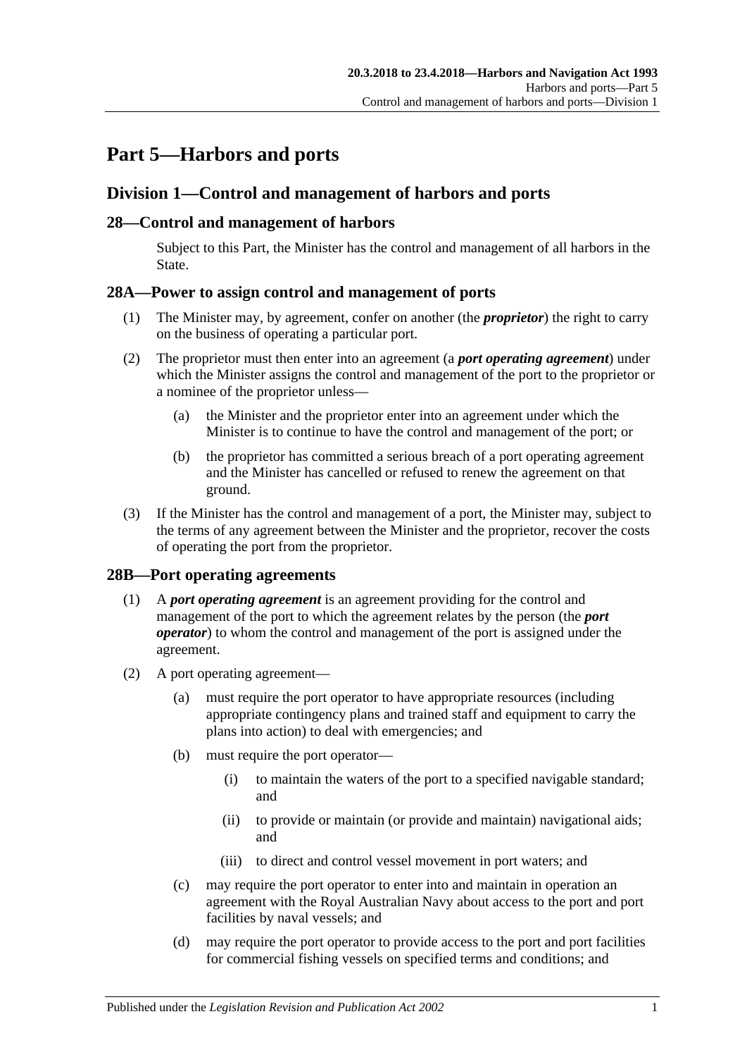# Part 5—Harbors and ports

## Division 1—Control and management of harbors and ports

### 28—Control and management of harbors

Subject to this Part, the Minister has the control and management of all harbors in the State.

### 28A—Power to assign control and management of ports

(1) The Minister may, by agreement, confer on another (the ***proprietor***) the right to carry on the business of operating a particular port.

(2) The proprietor must then enter into an agreement (a ***port operating agreement***) under which the Minister assigns the control and management of the port to the proprietor or a nominee of the proprietor unless—

- (a) the Minister and the proprietor enter into an agreement under which the Minister is to continue to have the control and management of the port; or
- (b) the proprietor has committed a serious breach of a port operating agreement and the Minister has cancelled or refused to renew the agreement on that ground.

(3) If the Minister has the control and management of a port, the Minister may, subject to the terms of any agreement between the Minister and the proprietor, recover the costs of operating the port from the proprietor.

### 28B—Port operating agreements

(1) A ***port operating agreement*** is an agreement providing for the control and management of the port to which the agreement relates by the person (the ***port operator***) to whom the control and management of the port is assigned under the agreement.

(2) A port operating agreement—

- (a) must require the port operator to have appropriate resources (including appropriate contingency plans and trained staff and equipment to carry the plans into action) to deal with emergencies; and
- (b) must require the port operator—
  - (i) to maintain the waters of the port to a specified navigable standard; and
  - (ii) to provide or maintain (or provide and maintain) navigational aids; and
  - (iii) to direct and control vessel movement in port waters; and
- (c) may require the port operator to enter into and maintain in operation an agreement with the Royal Australian Navy about access to the port and port facilities by naval vessels; and
- (d) may require the port operator to provide access to the port and port facilities for commercial fishing vessels on specified terms and conditions; and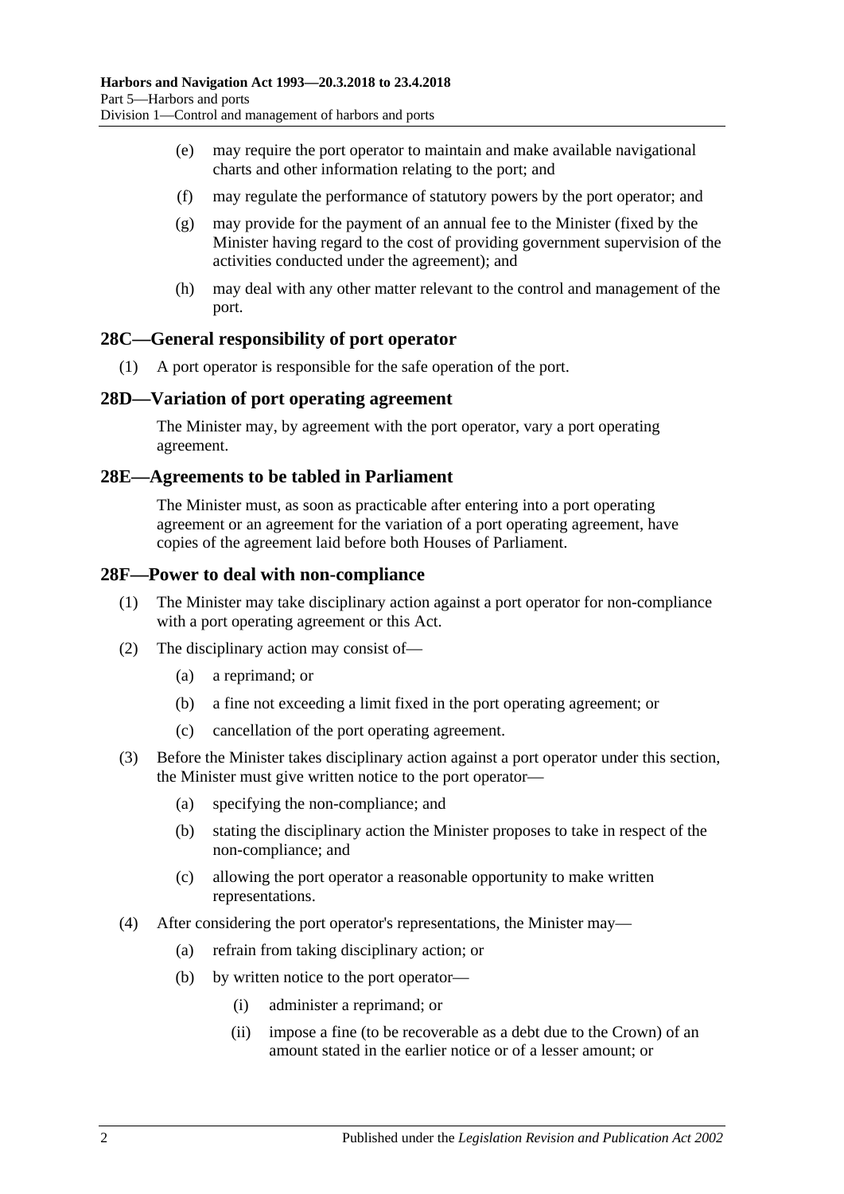(e) may require the port operator to maintain and make available navigational charts and other information relating to the port; and

(f) may regulate the performance of statutory powers by the port operator; and

(g) may provide for the payment of an annual fee to the Minister (fixed by the Minister having regard to the cost of providing government supervision of the activities conducted under the agreement); and

(h) may deal with any other matter relevant to the control and management of the port.

## 28C—General responsibility of port operator

(1) A port operator is responsible for the safe operation of the port.

## 28D—Variation of port operating agreement

The Minister may, by agreement with the port operator, vary a port operating agreement.

## 28E—Agreements to be tabled in Parliament

The Minister must, as soon as practicable after entering into a port operating agreement or an agreement for the variation of a port operating agreement, have copies of the agreement laid before both Houses of Parliament.

## 28F—Power to deal with non-compliance

(1) The Minister may take disciplinary action against a port operator for non-compliance with a port operating agreement or this Act.

(2) The disciplinary action may consist of—

(a) a reprimand; or

(b) a fine not exceeding a limit fixed in the port operating agreement; or

(c) cancellation of the port operating agreement.

(3) Before the Minister takes disciplinary action against a port operator under this section, the Minister must give written notice to the port operator—

(a) specifying the non-compliance; and

(b) stating the disciplinary action the Minister proposes to take in respect of the non-compliance; and

(c) allowing the port operator a reasonable opportunity to make written representations.

(4) After considering the port operator's representations, the Minister may—

(a) refrain from taking disciplinary action; or

(b) by written notice to the port operator—

(i) administer a reprimand; or

(ii) impose a fine (to be recoverable as a debt due to the Crown) of an amount stated in the earlier notice or of a lesser amount; or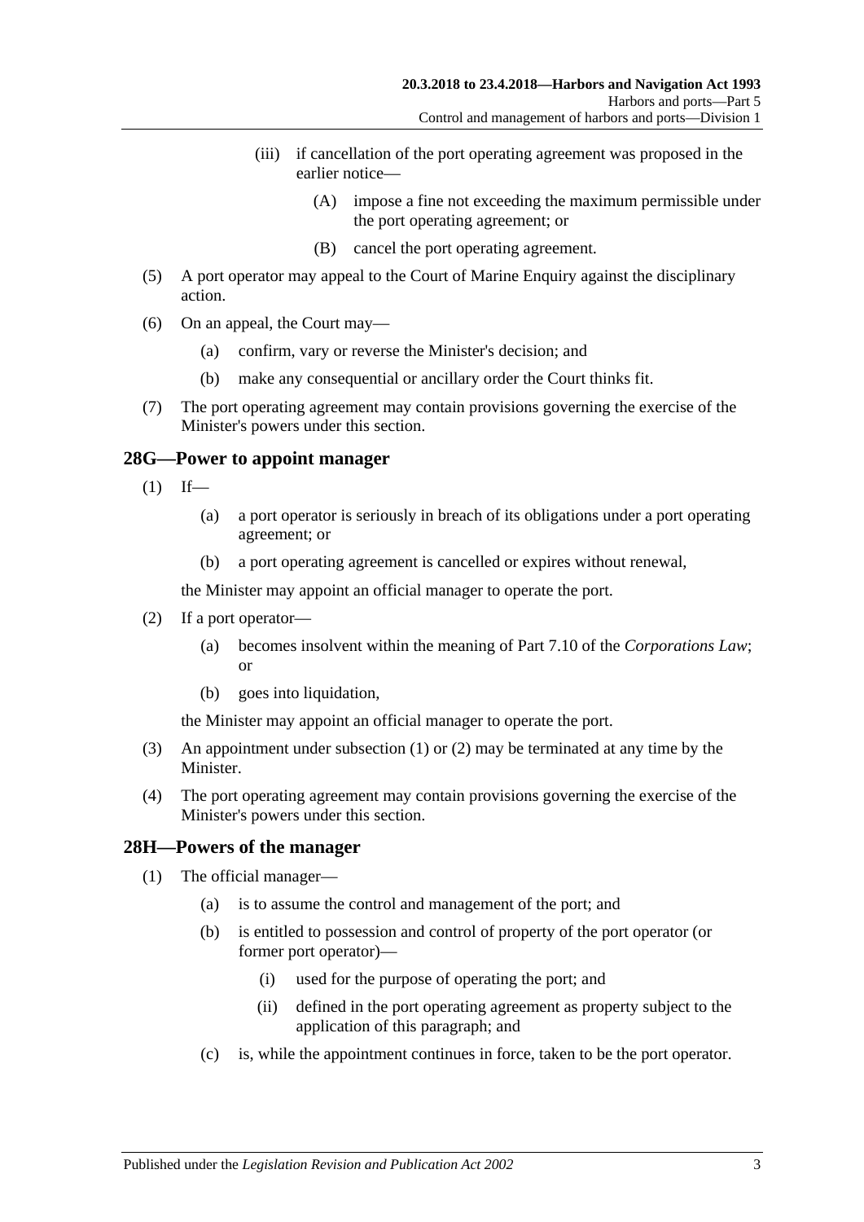(iii) if cancellation of the port operating agreement was proposed in the earlier notice—

(A) impose a fine not exceeding the maximum permissible under the port operating agreement; or

(B) cancel the port operating agreement.

(5) A port operator may appeal to the Court of Marine Enquiry against the disciplinary action.

(6) On an appeal, the Court may—

(a) confirm, vary or reverse the Minister's decision; and

(b) make any consequential or ancillary order the Court thinks fit.

(7) The port operating agreement may contain provisions governing the exercise of the Minister's powers under this section.

## 28G—Power to appoint manager

(1) If—

(a) a port operator is seriously in breach of its obligations under a port operating agreement; or

(b) a port operating agreement is cancelled or expires without renewal,

the Minister may appoint an official manager to operate the port.

(2) If a port operator—

(a) becomes insolvent within the meaning of Part 7.10 of the *Corporations Law*; or

(b) goes into liquidation,

the Minister may appoint an official manager to operate the port.

(3) An appointment under subsection (1) or (2) may be terminated at any time by the Minister.

(4) The port operating agreement may contain provisions governing the exercise of the Minister's powers under this section.

## 28H—Powers of the manager

(1) The official manager—

(a) is to assume the control and management of the port; and

(b) is entitled to possession and control of property of the port operator (or former port operator)—

(i) used for the purpose of operating the port; and

(ii) defined in the port operating agreement as property subject to the application of this paragraph; and

(c) is, while the appointment continues in force, taken to be the port operator.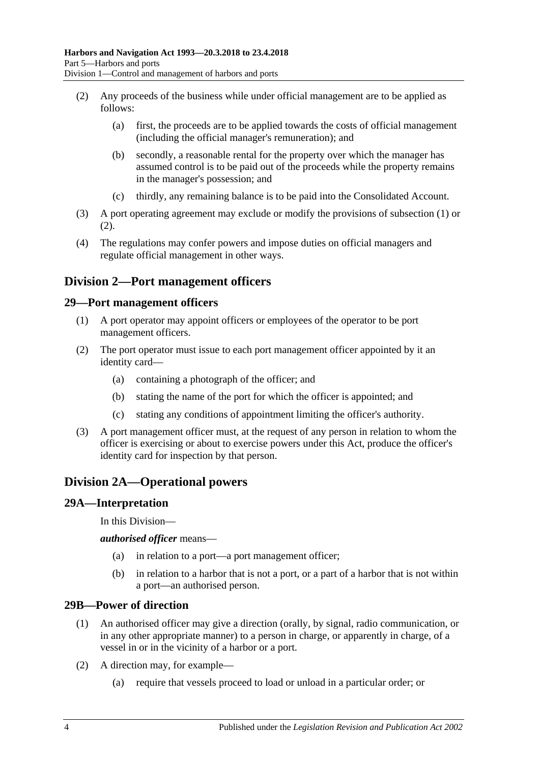(2) Any proceeds of the business while under official management are to be applied as follows:

(a) first, the proceeds are to be applied towards the costs of official management (including the official manager's remuneration); and

(b) secondly, a reasonable rental for the property over which the manager has assumed control is to be paid out of the proceeds while the property remains in the manager's possession; and

(c) thirdly, any remaining balance is to be paid into the Consolidated Account.

(3) A port operating agreement may exclude or modify the provisions of subsection (1) or (2).

(4) The regulations may confer powers and impose duties on official managers and regulate official management in other ways.

## Division 2—Port management officers

### 29—Port management officers

(1) A port operator may appoint officers or employees of the operator to be port management officers.

(2) The port operator must issue to each port management officer appointed by it an identity card—

(a) containing a photograph of the officer; and

(b) stating the name of the port for which the officer is appointed; and

(c) stating any conditions of appointment limiting the officer's authority.

(3) A port management officer must, at the request of any person in relation to whom the officer is exercising or about to exercise powers under this Act, produce the officer's identity card for inspection by that person.

## Division 2A—Operational powers

### 29A—Interpretation

In this Division—

***authorised officer*** means—

(a) in relation to a port—a port management officer;

(b) in relation to a harbor that is not a port, or a part of a harbor that is not within a port—an authorised person.

### 29B—Power of direction

(1) An authorised officer may give a direction (orally, by signal, radio communication, or in any other appropriate manner) to a person in charge, or apparently in charge, of a vessel in or in the vicinity of a harbor or a port.

(2) A direction may, for example—

(a) require that vessels proceed to load or unload in a particular order; or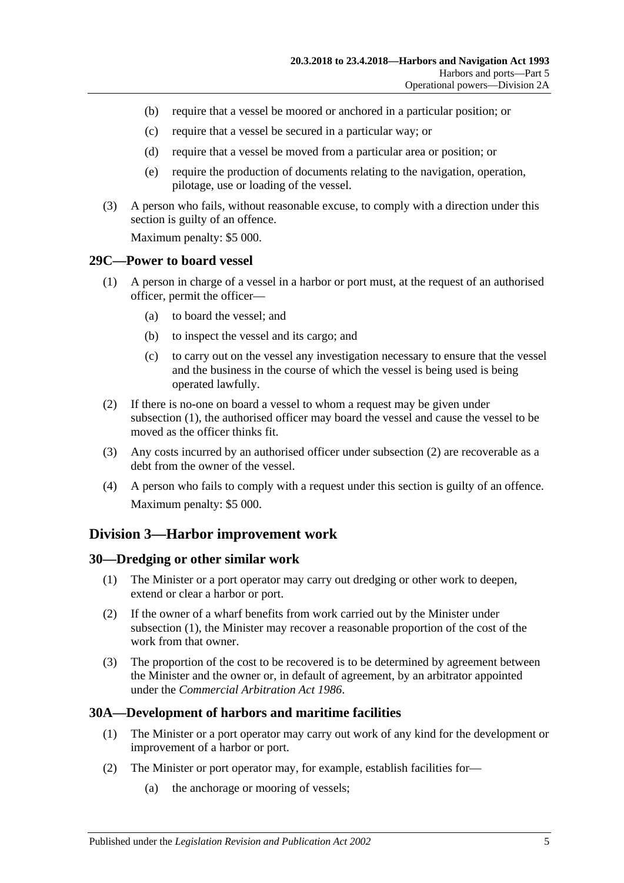(b) require that a vessel be moored or anchored in a particular position; or

(c) require that a vessel be secured in a particular way; or

(d) require that a vessel be moved from a particular area or position; or

(e) require the production of documents relating to the navigation, operation, pilotage, use or loading of the vessel.

(3) A person who fails, without reasonable excuse, to comply with a direction under this section is guilty of an offence.

Maximum penalty: $5 000.

### 29C—Power to board vessel

(1) A person in charge of a vessel in a harbor or port must, at the request of an authorised officer, permit the officer—

(a) to board the vessel; and

(b) to inspect the vessel and its cargo; and

(c) to carry out on the vessel any investigation necessary to ensure that the vessel and the business in the course of which the vessel is being used is being operated lawfully.

(2) If there is no-one on board a vessel to whom a request may be given under subsection (1), the authorised officer may board the vessel and cause the vessel to be moved as the officer thinks fit.

(3) Any costs incurred by an authorised officer under subsection (2) are recoverable as a debt from the owner of the vessel.

(4) A person who fails to comply with a request under this section is guilty of an offence.

Maximum penalty: $5 000.

## Division 3—Harbor improvement work

### 30—Dredging or other similar work

(1) The Minister or a port operator may carry out dredging or other work to deepen, extend or clear a harbor or port.

(2) If the owner of a wharf benefits from work carried out by the Minister under subsection (1), the Minister may recover a reasonable proportion of the cost of the work from that owner.

(3) The proportion of the cost to be recovered is to be determined by agreement between the Minister and the owner or, in default of agreement, by an arbitrator appointed under the *Commercial Arbitration Act 1986*.

### 30A—Development of harbors and maritime facilities

(1) The Minister or a port operator may carry out work of any kind for the development or improvement of a harbor or port.

(2) The Minister or port operator may, for example, establish facilities for—

(a) the anchorage or mooring of vessels;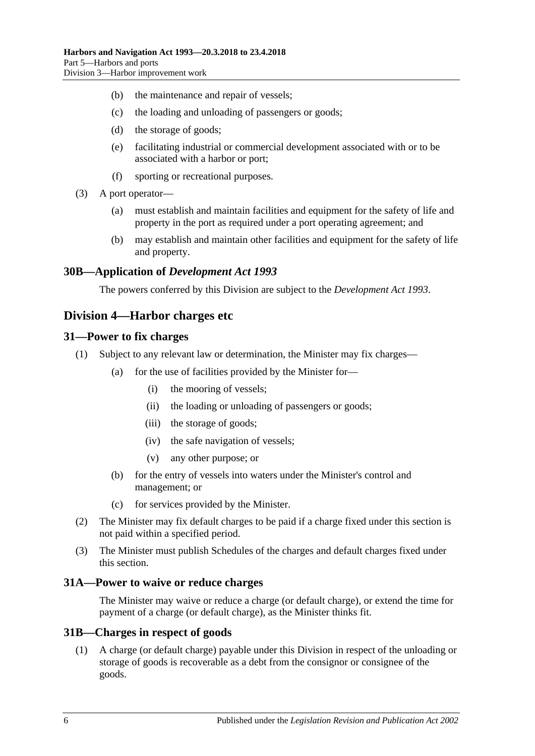(b) the maintenance and repair of vessels;

(c) the loading and unloading of passengers or goods;

(d) the storage of goods;

(e) facilitating industrial or commercial development associated with or to be associated with a harbor or port;

(f) sporting or recreational purposes.

(3) A port operator—

(a) must establish and maintain facilities and equipment for the safety of life and property in the port as required under a port operating agreement; and

(b) may establish and maintain other facilities and equipment for the safety of life and property.

### 30B—Application of *Development Act 1993*

The powers conferred by this Division are subject to the *Development Act 1993*.

## Division 4—Harbor charges etc

### 31—Power to fix charges

(1) Subject to any relevant law or determination, the Minister may fix charges—

(a) for the use of facilities provided by the Minister for—

(i) the mooring of vessels;

(ii) the loading or unloading of passengers or goods;

(iii) the storage of goods;

(iv) the safe navigation of vessels;

(v) any other purpose; or

(b) for the entry of vessels into waters under the Minister's control and management; or

(c) for services provided by the Minister.

(2) The Minister may fix default charges to be paid if a charge fixed under this section is not paid within a specified period.

(3) The Minister must publish Schedules of the charges and default charges fixed under this section.

### 31A—Power to waive or reduce charges

The Minister may waive or reduce a charge (or default charge), or extend the time for payment of a charge (or default charge), as the Minister thinks fit.

### 31B—Charges in respect of goods

(1) A charge (or default charge) payable under this Division in respect of the unloading or storage of goods is recoverable as a debt from the consignor or consignee of the goods.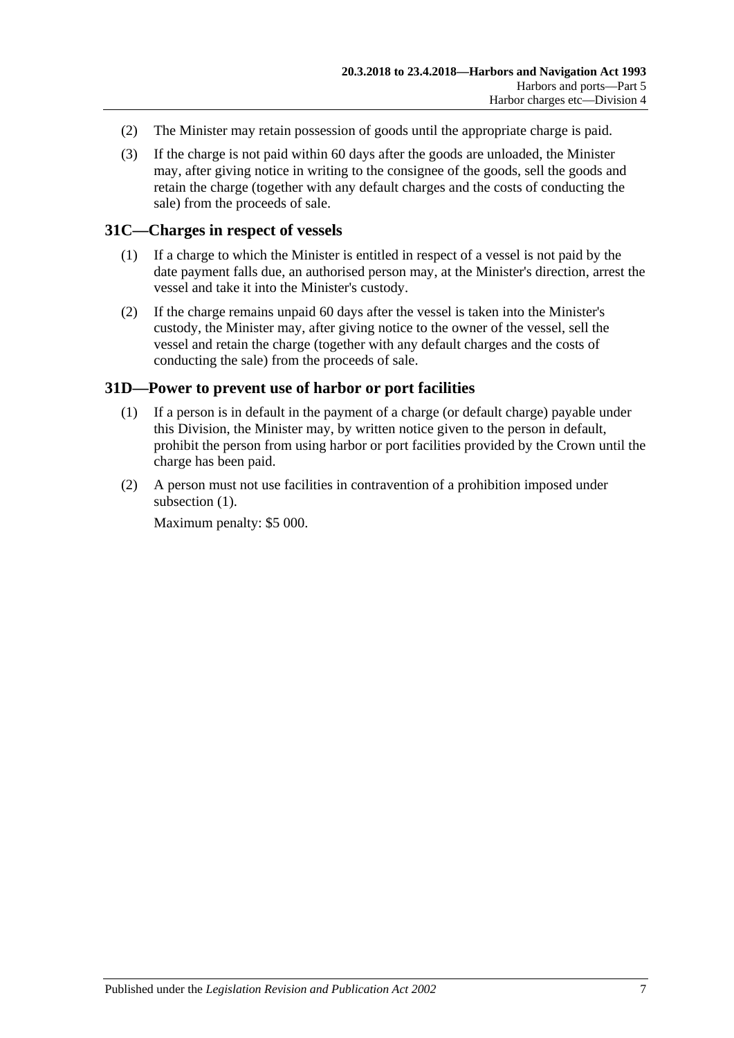(2) The Minister may retain possession of goods until the appropriate charge is paid.

(3) If the charge is not paid within 60 days after the goods are unloaded, the Minister may, after giving notice in writing to the consignee of the goods, sell the goods and retain the charge (together with any default charges and the costs of conducting the sale) from the proceeds of sale.

## 31C—Charges in respect of vessels

(1) If a charge to which the Minister is entitled in respect of a vessel is not paid by the date payment falls due, an authorised person may, at the Minister's direction, arrest the vessel and take it into the Minister's custody.

(2) If the charge remains unpaid 60 days after the vessel is taken into the Minister's custody, the Minister may, after giving notice to the owner of the vessel, sell the vessel and retain the charge (together with any default charges and the costs of conducting the sale) from the proceeds of sale.

## 31D—Power to prevent use of harbor or port facilities

(1) If a person is in default in the payment of a charge (or default charge) payable under this Division, the Minister may, by written notice given to the person in default, prohibit the person from using harbor or port facilities provided by the Crown until the charge has been paid.

(2) A person must not use facilities in contravention of a prohibition imposed under subsection (1).

Maximum penalty: $5 000.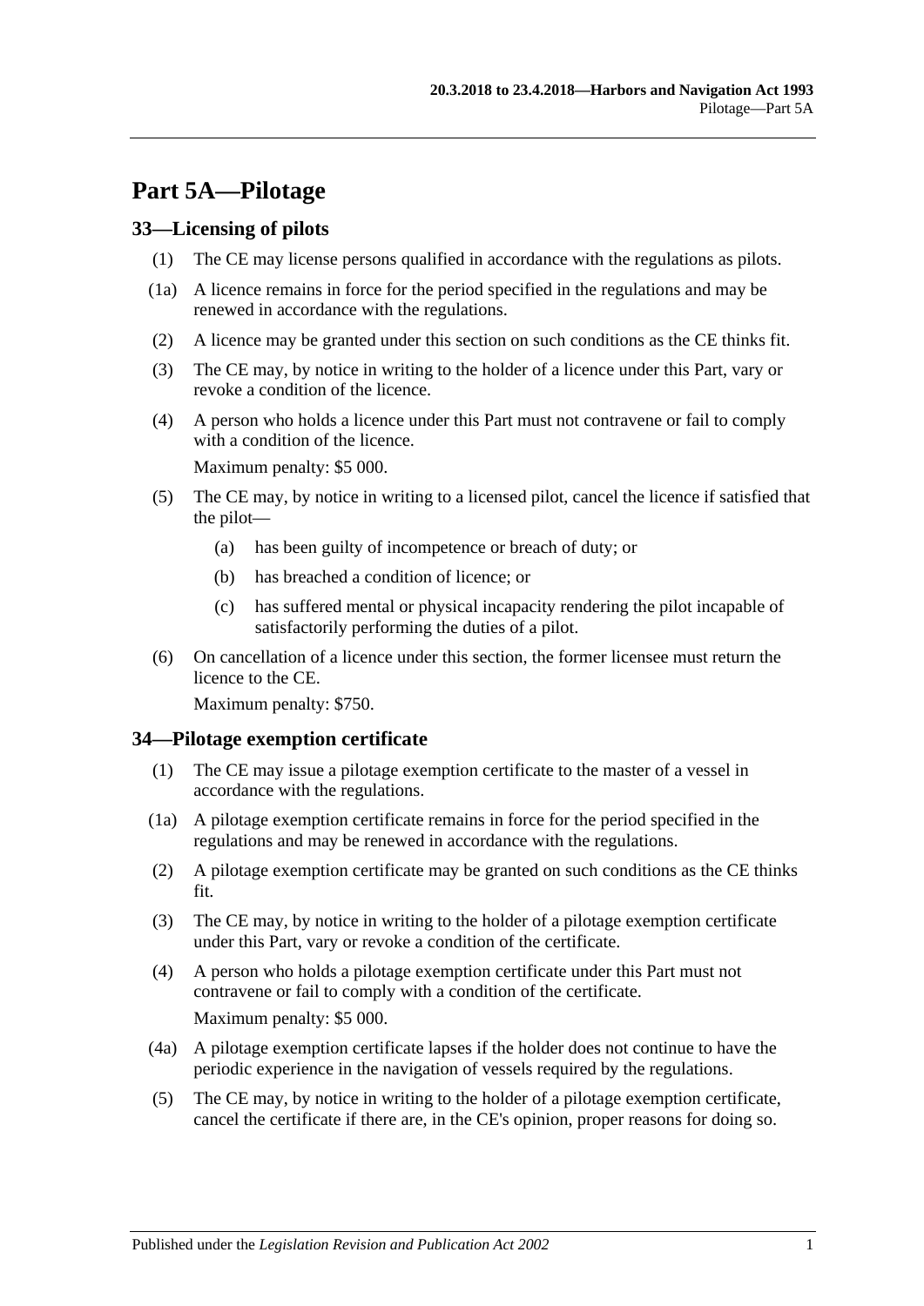# Part 5A—Pilotage

## 33—Licensing of pilots

(1) The CE may license persons qualified in accordance with the regulations as pilots.

(1a) A licence remains in force for the period specified in the regulations and may be renewed in accordance with the regulations.

(2) A licence may be granted under this section on such conditions as the CE thinks fit.

(3) The CE may, by notice in writing to the holder of a licence under this Part, vary or revoke a condition of the licence.

(4) A person who holds a licence under this Part must not contravene or fail to comply with a condition of the licence.

Maximum penalty: $5 000.

(5) The CE may, by notice in writing to a licensed pilot, cancel the licence if satisfied that the pilot—

(a) has been guilty of incompetence or breach of duty; or

(b) has breached a condition of licence; or

(c) has suffered mental or physical incapacity rendering the pilot incapable of satisfactorily performing the duties of a pilot.

(6) On cancellation of a licence under this section, the former licensee must return the licence to the CE.

Maximum penalty: $750.

## 34—Pilotage exemption certificate

(1) The CE may issue a pilotage exemption certificate to the master of a vessel in accordance with the regulations.

(1a) A pilotage exemption certificate remains in force for the period specified in the regulations and may be renewed in accordance with the regulations.

(2) A pilotage exemption certificate may be granted on such conditions as the CE thinks fit.

(3) The CE may, by notice in writing to the holder of a pilotage exemption certificate under this Part, vary or revoke a condition of the certificate.

(4) A person who holds a pilotage exemption certificate under this Part must not contravene or fail to comply with a condition of the certificate.

Maximum penalty: $5 000.

(4a) A pilotage exemption certificate lapses if the holder does not continue to have the periodic experience in the navigation of vessels required by the regulations.

(5) The CE may, by notice in writing to the holder of a pilotage exemption certificate, cancel the certificate if there are, in the CE's opinion, proper reasons for doing so.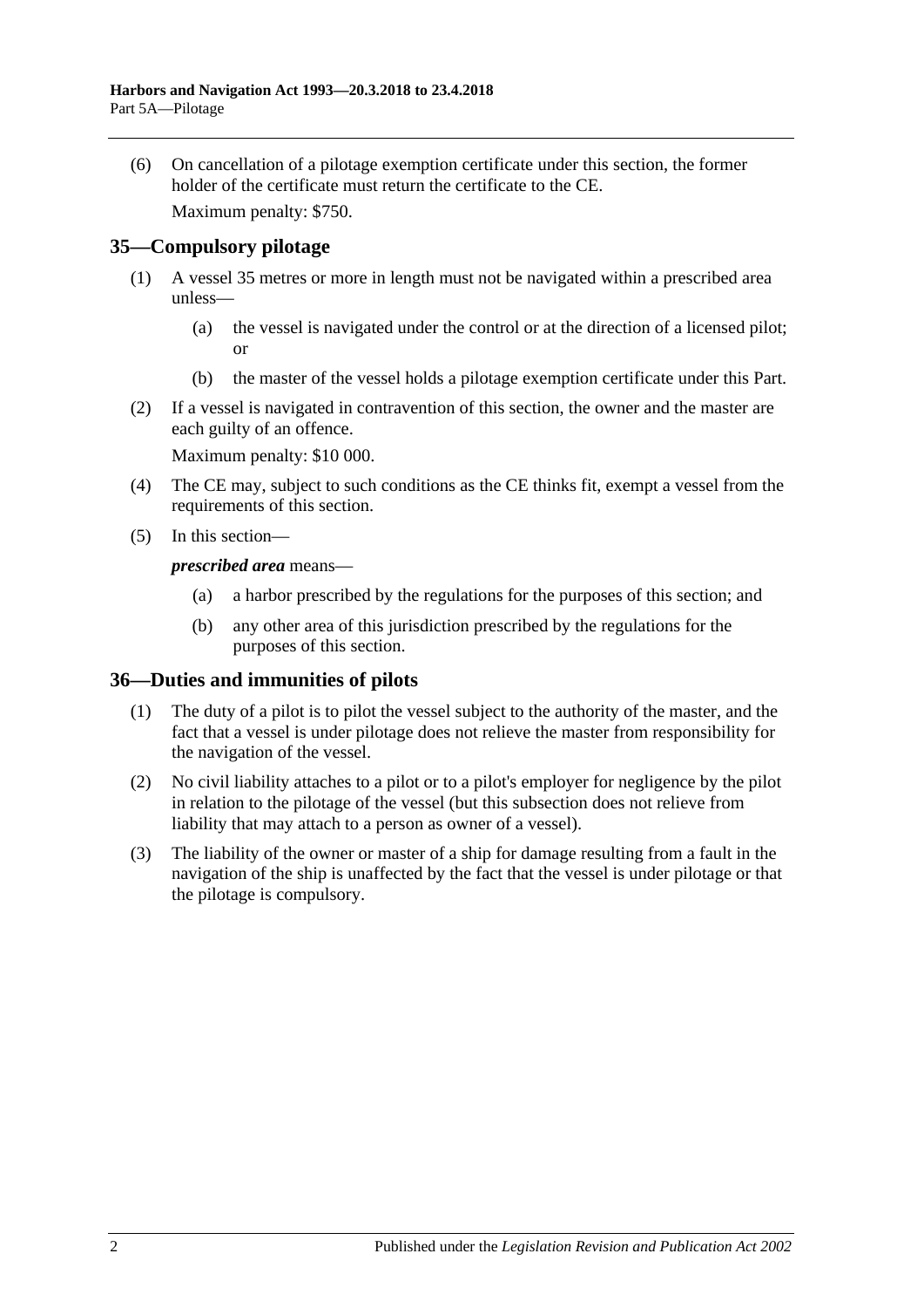(6) On cancellation of a pilotage exemption certificate under this section, the former holder of the certificate must return the certificate to the CE.

Maximum penalty: $750.

## 35—Compulsory pilotage

(1) A vessel 35 metres or more in length must not be navigated within a prescribed area unless—

(a) the vessel is navigated under the control or at the direction of a licensed pilot; or

(b) the master of the vessel holds a pilotage exemption certificate under this Part.

(2) If a vessel is navigated in contravention of this section, the owner and the master are each guilty of an offence.

Maximum penalty: $10 000.

(4) The CE may, subject to such conditions as the CE thinks fit, exempt a vessel from the requirements of this section.

(5) In this section—

***prescribed area*** means—

(a) a harbor prescribed by the regulations for the purposes of this section; and

(b) any other area of this jurisdiction prescribed by the regulations for the purposes of this section.

## 36—Duties and immunities of pilots

(1) The duty of a pilot is to pilot the vessel subject to the authority of the master, and the fact that a vessel is under pilotage does not relieve the master from responsibility for the navigation of the vessel.

(2) No civil liability attaches to a pilot or to a pilot's employer for negligence by the pilot in relation to the pilotage of the vessel (but this subsection does not relieve from liability that may attach to a person as owner of a vessel).

(3) The liability of the owner or master of a ship for damage resulting from a fault in the navigation of the ship is unaffected by the fact that the vessel is under pilotage or that the pilotage is compulsory.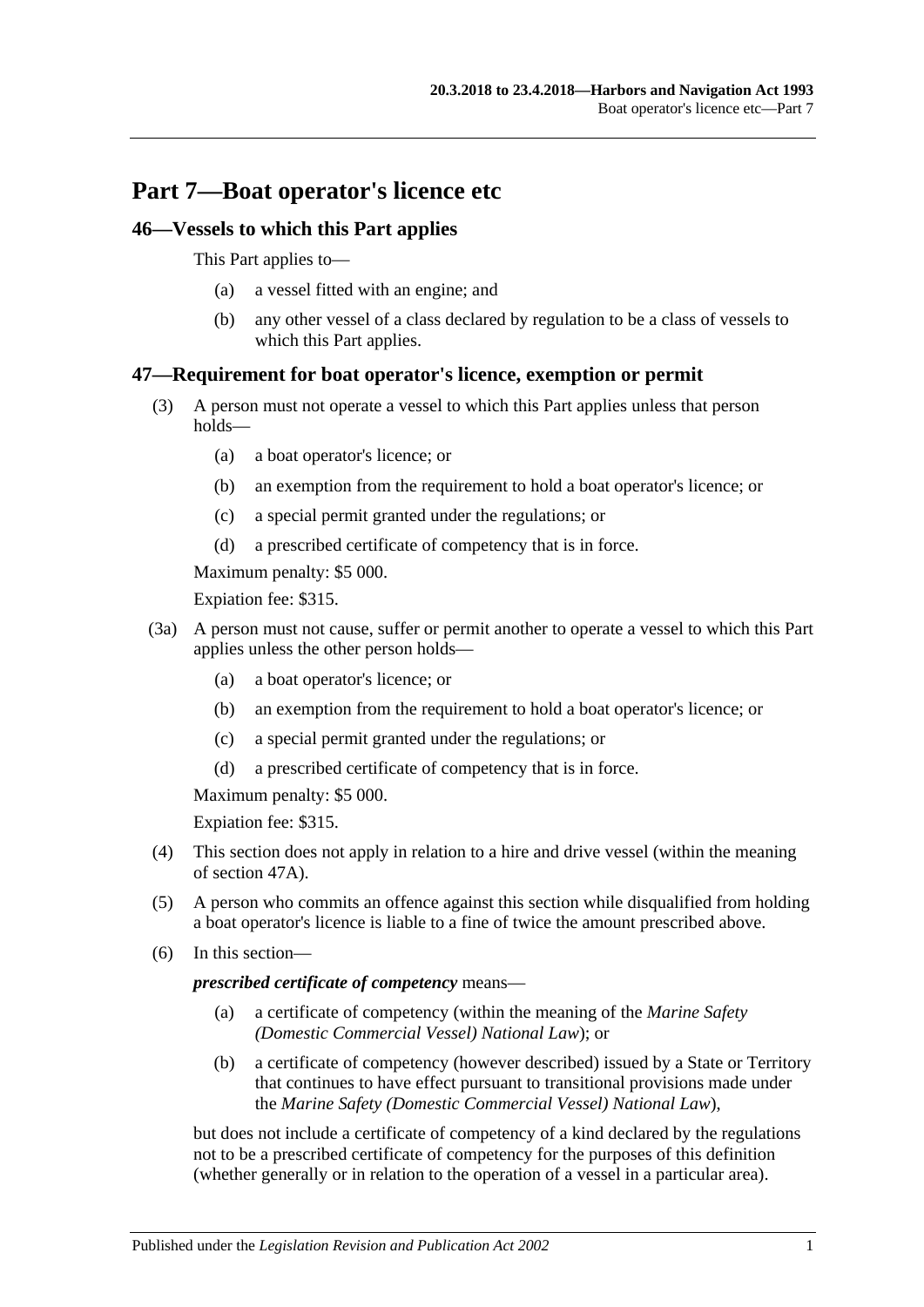# Part 7—Boat operator's licence etc

## 46—Vessels to which this Part applies

This Part applies to—

- (a) a vessel fitted with an engine; and
- (b) any other vessel of a class declared by regulation to be a class of vessels to which this Part applies.

## 47—Requirement for boat operator's licence, exemption or permit

(3) A person must not operate a vessel to which this Part applies unless that person holds—

- (a) a boat operator's licence; or
- (b) an exemption from the requirement to hold a boat operator's licence; or
- (c) a special permit granted under the regulations; or
- (d) a prescribed certificate of competency that is in force.

Maximum penalty: $5 000.

Expiation fee: $315.

(3a) A person must not cause, suffer or permit another to operate a vessel to which this Part applies unless the other person holds—

- (a) a boat operator's licence; or
- (b) an exemption from the requirement to hold a boat operator's licence; or
- (c) a special permit granted under the regulations; or
- (d) a prescribed certificate of competency that is in force.

Maximum penalty: $5 000.

Expiation fee: $315.

(4) This section does not apply in relation to a hire and drive vessel (within the meaning of section 47A).

(5) A person who commits an offence against this section while disqualified from holding a boat operator's licence is liable to a fine of twice the amount prescribed above.

(6) In this section—

***prescribed certificate of competency*** means—

- (a) a certificate of competency (within the meaning of the *Marine Safety (Domestic Commercial Vessel) National Law*); or
- (b) a certificate of competency (however described) issued by a State or Territory that continues to have effect pursuant to transitional provisions made under the *Marine Safety (Domestic Commercial Vessel) National Law*),

but does not include a certificate of competency of a kind declared by the regulations not to be a prescribed certificate of competency for the purposes of this definition (whether generally or in relation to the operation of a vessel in a particular area).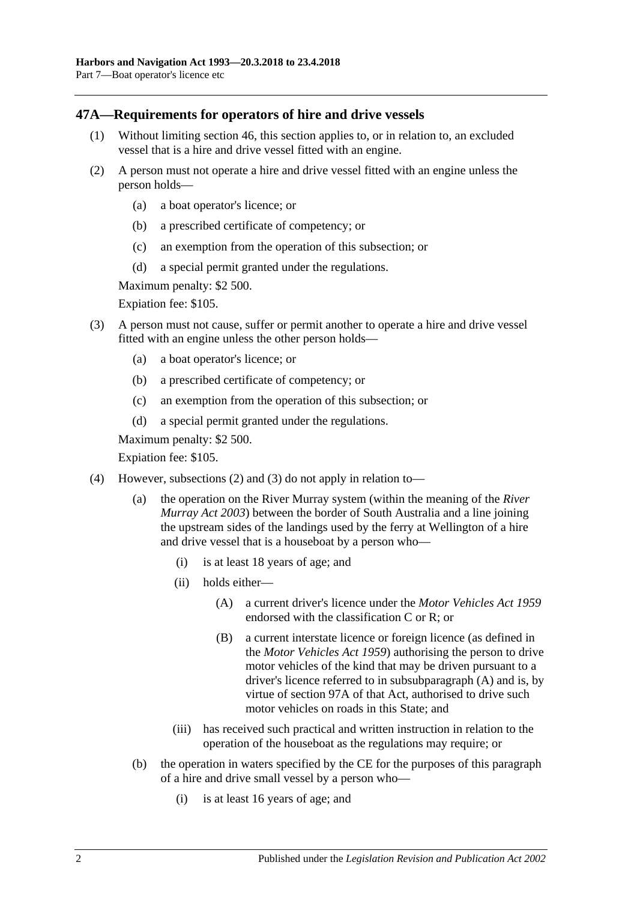## 47A—Requirements for operators of hire and drive vessels

(1) Without limiting section 46, this section applies to, or in relation to, an excluded vessel that is a hire and drive vessel fitted with an engine.

(2) A person must not operate a hire and drive vessel fitted with an engine unless the person holds—

- (a) a boat operator's licence; or
- (b) a prescribed certificate of competency; or
- (c) an exemption from the operation of this subsection; or
- (d) a special permit granted under the regulations.

Maximum penalty: $2 500.

Expiation fee: $105.

(3) A person must not cause, suffer or permit another to operate a hire and drive vessel fitted with an engine unless the other person holds—

- (a) a boat operator's licence; or
- (b) a prescribed certificate of competency; or
- (c) an exemption from the operation of this subsection; or
- (d) a special permit granted under the regulations.

Maximum penalty: $2 500.

Expiation fee: $105.

(4) However, subsections (2) and (3) do not apply in relation to—

- (a) the operation on the River Murray system (within the meaning of the *River Murray Act 2003*) between the border of South Australia and a line joining the upstream sides of the landings used by the ferry at Wellington of a hire and drive vessel that is a houseboat by a person who—
  - (i) is at least 18 years of age; and
  - (ii) holds either—
    - (A) a current driver's licence under the *Motor Vehicles Act 1959* endorsed with the classification C or R; or
    - (B) a current interstate licence or foreign licence (as defined in the *Motor Vehicles Act 1959*) authorising the person to drive motor vehicles of the kind that may be driven pursuant to a driver's licence referred to in subsubparagraph (A) and is, by virtue of section 97A of that Act, authorised to drive such motor vehicles on roads in this State; and
  - (iii) has received such practical and written instruction in relation to the operation of the houseboat as the regulations may require; or
- (b) the operation in waters specified by the CE for the purposes of this paragraph of a hire and drive small vessel by a person who—
  - (i) is at least 16 years of age; and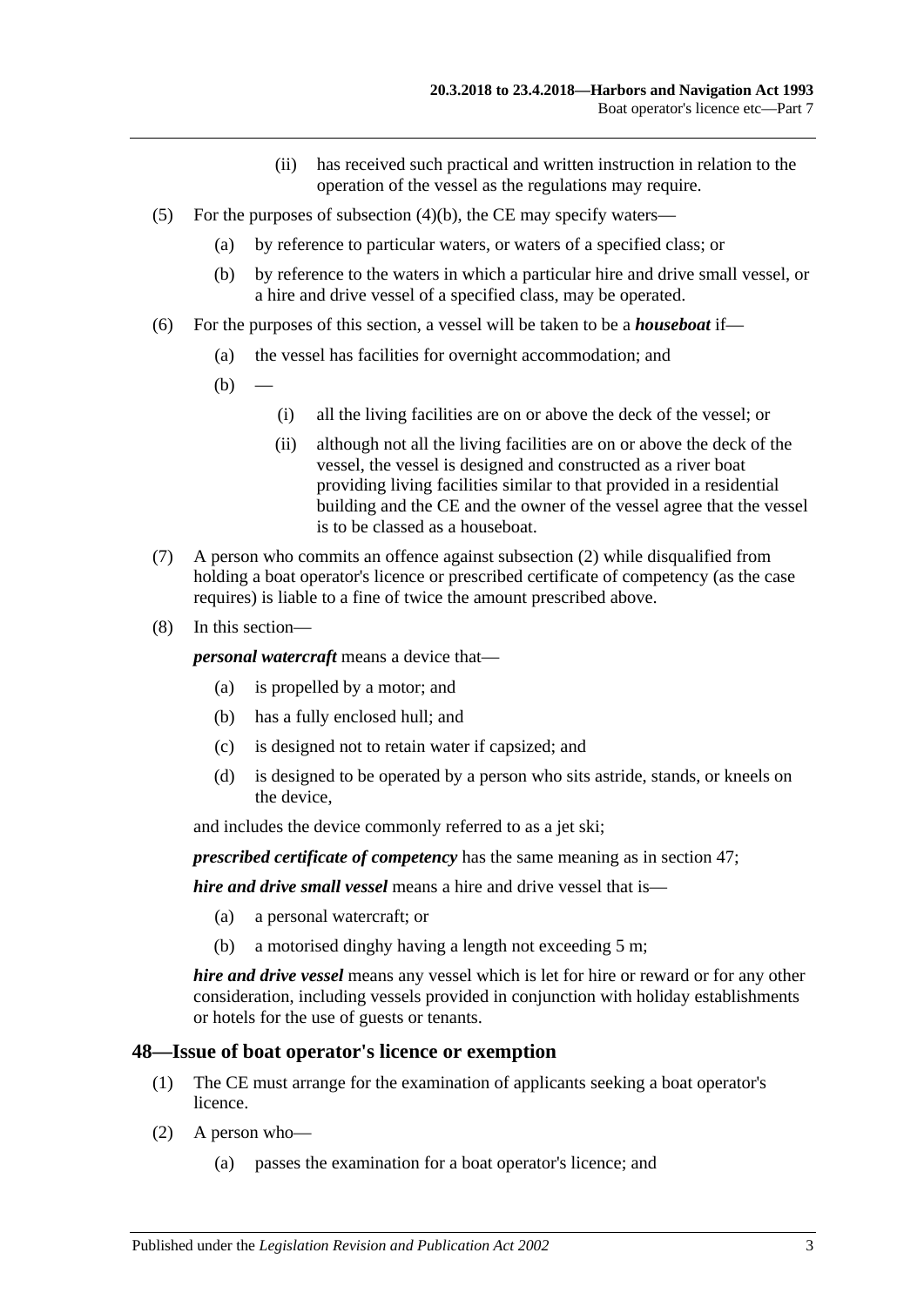(ii) has received such practical and written instruction in relation to the operation of the vessel as the regulations may require.

(5) For the purposes of subsection (4)(b), the CE may specify waters—

(a) by reference to particular waters, or waters of a specified class; or

(b) by reference to the waters in which a particular hire and drive small vessel, or a hire and drive vessel of a specified class, may be operated.

(6) For the purposes of this section, a vessel will be taken to be a ***houseboat*** if—

(a) the vessel has facilities for overnight accommodation; and

(b) —

(i) all the living facilities are on or above the deck of the vessel; or

(ii) although not all the living facilities are on or above the deck of the vessel, the vessel is designed and constructed as a river boat providing living facilities similar to that provided in a residential building and the CE and the owner of the vessel agree that the vessel is to be classed as a houseboat.

(7) A person who commits an offence against subsection (2) while disqualified from holding a boat operator's licence or prescribed certificate of competency (as the case requires) is liable to a fine of twice the amount prescribed above.

(8) In this section—

***personal watercraft*** means a device that—

(a) is propelled by a motor; and

(b) has a fully enclosed hull; and

(c) is designed not to retain water if capsized; and

(d) is designed to be operated by a person who sits astride, stands, or kneels on the device,

and includes the device commonly referred to as a jet ski;

***prescribed certificate of competency*** has the same meaning as in section 47;

***hire and drive small vessel*** means a hire and drive vessel that is—

(a) a personal watercraft; or

(b) a motorised dinghy having a length not exceeding 5 m;

***hire and drive vessel*** means any vessel which is let for hire or reward or for any other consideration, including vessels provided in conjunction with holiday establishments or hotels for the use of guests or tenants.

## 48—Issue of boat operator's licence or exemption

(1) The CE must arrange for the examination of applicants seeking a boat operator's licence.

(2) A person who—

(a) passes the examination for a boat operator's licence; and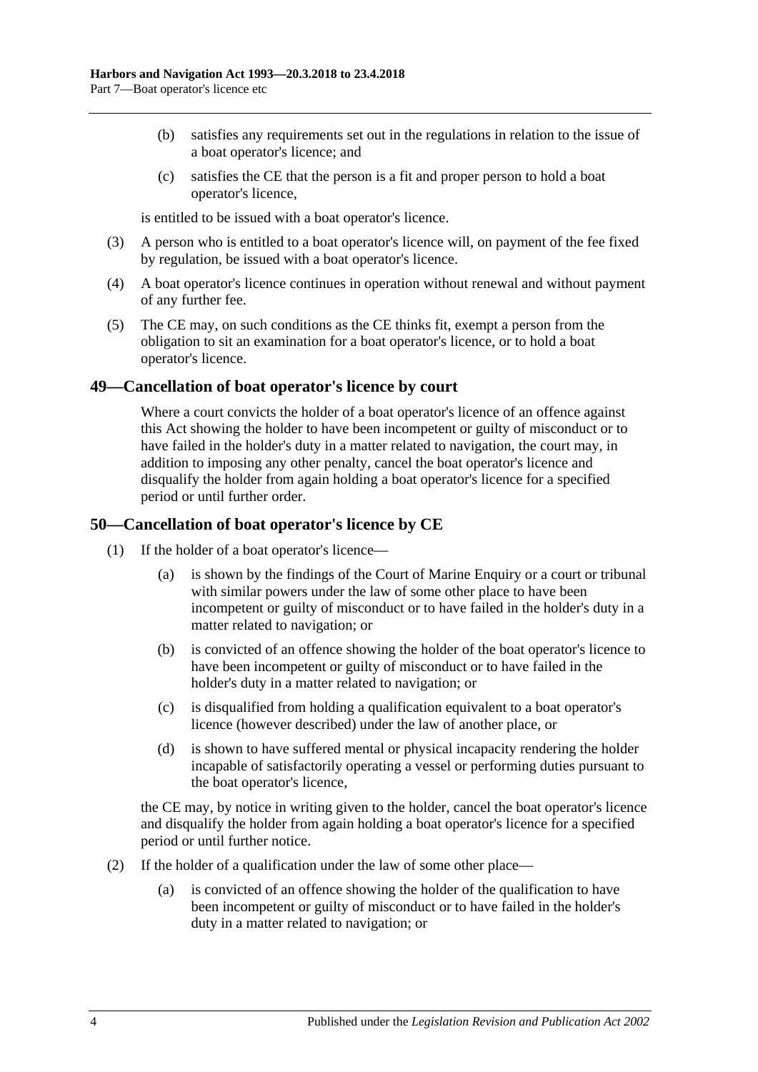(b) satisfies any requirements set out in the regulations in relation to the issue of a boat operator's licence; and

(c) satisfies the CE that the person is a fit and proper person to hold a boat operator's licence,

is entitled to be issued with a boat operator's licence.

(3) A person who is entitled to a boat operator's licence will, on payment of the fee fixed by regulation, be issued with a boat operator's licence.

(4) A boat operator's licence continues in operation without renewal and without payment of any further fee.

(5) The CE may, on such conditions as the CE thinks fit, exempt a person from the obligation to sit an examination for a boat operator's licence, or to hold a boat operator's licence.

## 49—Cancellation of boat operator's licence by court

Where a court convicts the holder of a boat operator's licence of an offence against this Act showing the holder to have been incompetent or guilty of misconduct or to have failed in the holder's duty in a matter related to navigation, the court may, in addition to imposing any other penalty, cancel the boat operator's licence and disqualify the holder from again holding a boat operator's licence for a specified period or until further order.

## 50—Cancellation of boat operator's licence by CE

(1) If the holder of a boat operator's licence—

(a) is shown by the findings of the Court of Marine Enquiry or a court or tribunal with similar powers under the law of some other place to have been incompetent or guilty of misconduct or to have failed in the holder's duty in a matter related to navigation; or

(b) is convicted of an offence showing the holder of the boat operator's licence to have been incompetent or guilty of misconduct or to have failed in the holder's duty in a matter related to navigation; or

(c) is disqualified from holding a qualification equivalent to a boat operator's licence (however described) under the law of another place, or

(d) is shown to have suffered mental or physical incapacity rendering the holder incapable of satisfactorily operating a vessel or performing duties pursuant to the boat operator's licence,

the CE may, by notice in writing given to the holder, cancel the boat operator's licence and disqualify the holder from again holding a boat operator's licence for a specified period or until further notice.

(2) If the holder of a qualification under the law of some other place—

(a) is convicted of an offence showing the holder of the qualification to have been incompetent or guilty of misconduct or to have failed in the holder's duty in a matter related to navigation; or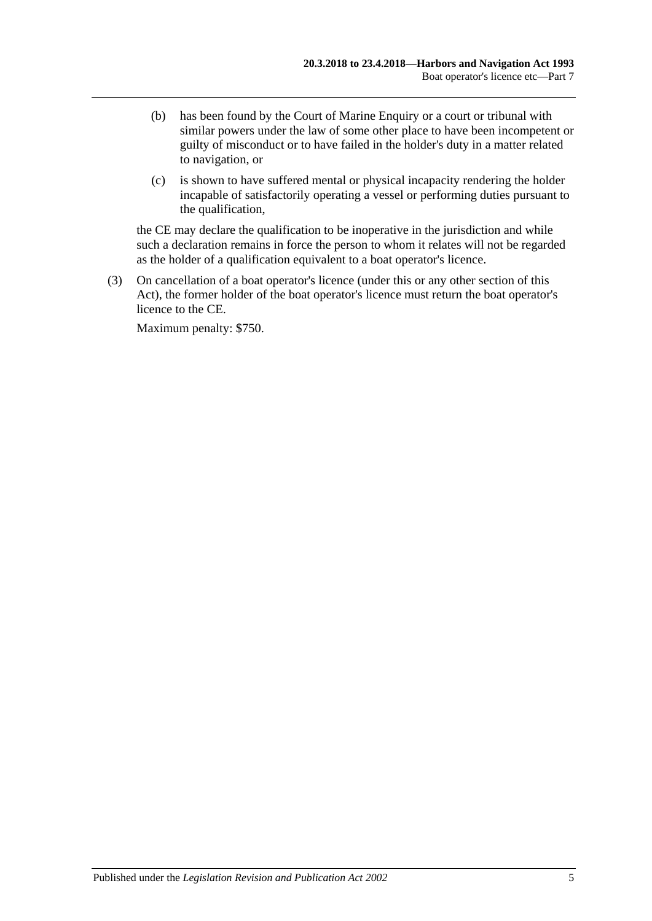(b) has been found by the Court of Marine Enquiry or a court or tribunal with similar powers under the law of some other place to have been incompetent or guilty of misconduct or to have failed in the holder's duty in a matter related to navigation, or

(c) is shown to have suffered mental or physical incapacity rendering the holder incapable of satisfactorily operating a vessel or performing duties pursuant to the qualification,

the CE may declare the qualification to be inoperative in the jurisdiction and while such a declaration remains in force the person to whom it relates will not be regarded as the holder of a qualification equivalent to a boat operator's licence.

(3) On cancellation of a boat operator's licence (under this or any other section of this Act), the former holder of the boat operator's licence must return the boat operator's licence to the CE.

Maximum penalty: $750.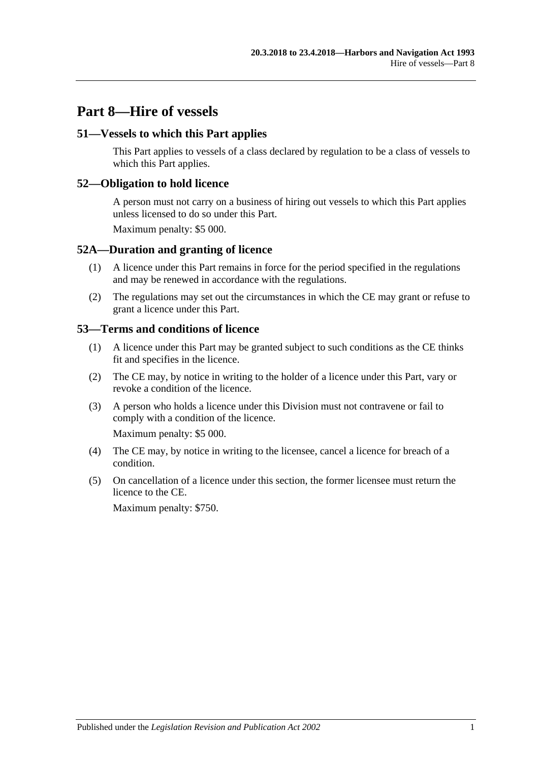# Part 8—Hire of vessels

## 51—Vessels to which this Part applies

This Part applies to vessels of a class declared by regulation to be a class of vessels to which this Part applies.

## 52—Obligation to hold licence

A person must not carry on a business of hiring out vessels to which this Part applies unless licensed to do so under this Part.

Maximum penalty: $5 000.

## 52A—Duration and granting of licence

(1) A licence under this Part remains in force for the period specified in the regulations and may be renewed in accordance with the regulations.

(2) The regulations may set out the circumstances in which the CE may grant or refuse to grant a licence under this Part.

## 53—Terms and conditions of licence

(1) A licence under this Part may be granted subject to such conditions as the CE thinks fit and specifies in the licence.

(2) The CE may, by notice in writing to the holder of a licence under this Part, vary or revoke a condition of the licence.

(3) A person who holds a licence under this Division must not contravene or fail to comply with a condition of the licence.

Maximum penalty: $5 000.

(4) The CE may, by notice in writing to the licensee, cancel a licence for breach of a condition.

(5) On cancellation of a licence under this section, the former licensee must return the licence to the CE.

Maximum penalty: $750.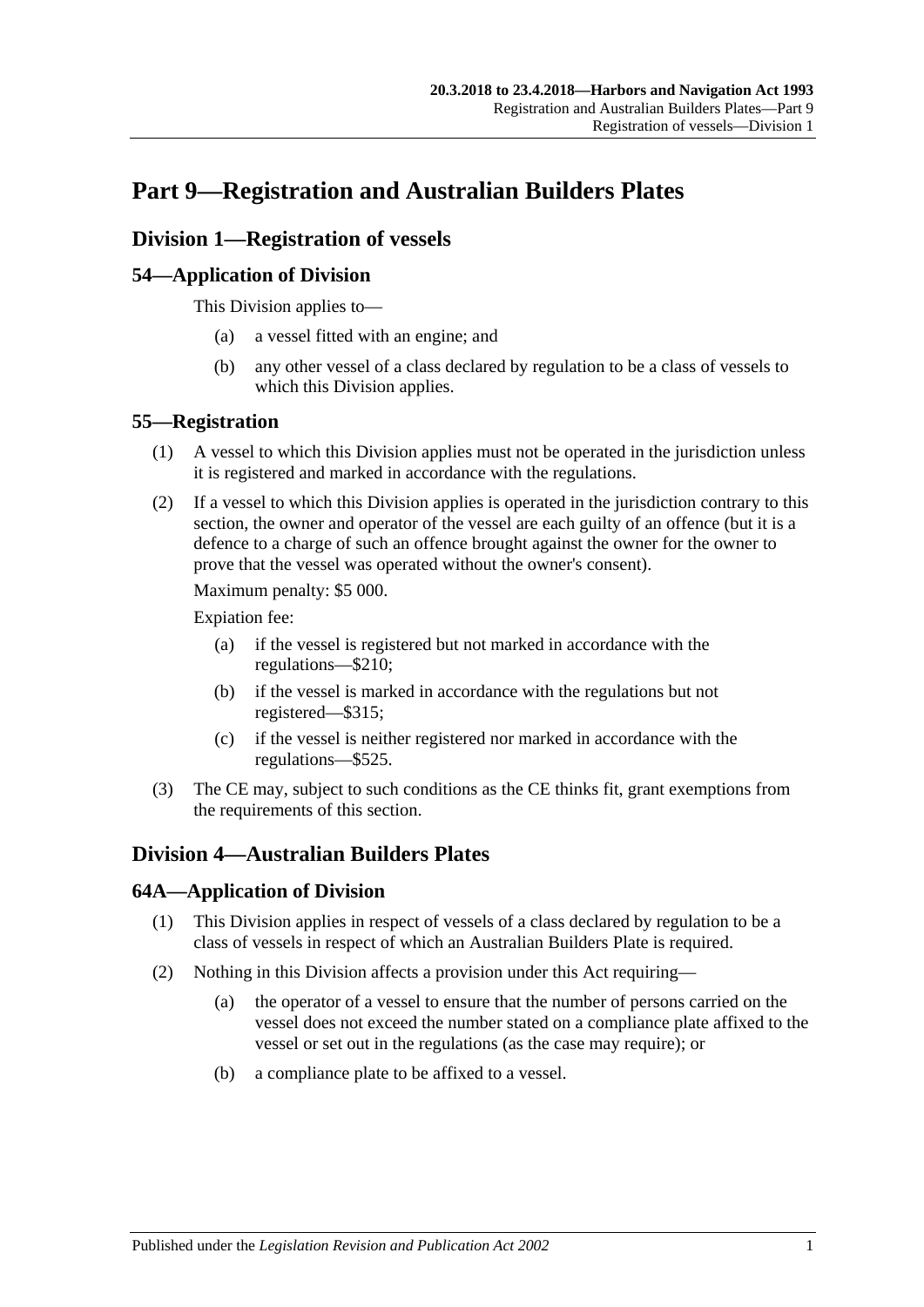# Part 9—Registration and Australian Builders Plates

## Division 1—Registration of vessels

### 54—Application of Division

This Division applies to—

(a) a vessel fitted with an engine; and

(b) any other vessel of a class declared by regulation to be a class of vessels to which this Division applies.

### 55—Registration

(1) A vessel to which this Division applies must not be operated in the jurisdiction unless it is registered and marked in accordance with the regulations.

(2) If a vessel to which this Division applies is operated in the jurisdiction contrary to this section, the owner and operator of the vessel are each guilty of an offence (but it is a defence to a charge of such an offence brought against the owner for the owner to prove that the vessel was operated without the owner's consent).

Maximum penalty: $5 000.

Expiation fee:

(a) if the vessel is registered but not marked in accordance with the regulations—$210;

(b) if the vessel is marked in accordance with the regulations but not registered—$315;

(c) if the vessel is neither registered nor marked in accordance with the regulations—$525.

(3) The CE may, subject to such conditions as the CE thinks fit, grant exemptions from the requirements of this section.

## Division 4—Australian Builders Plates

### 64A—Application of Division

(1) This Division applies in respect of vessels of a class declared by regulation to be a class of vessels in respect of which an Australian Builders Plate is required.

(2) Nothing in this Division affects a provision under this Act requiring—

(a) the operator of a vessel to ensure that the number of persons carried on the vessel does not exceed the number stated on a compliance plate affixed to the vessel or set out in the regulations (as the case may require); or

(b) a compliance plate to be affixed to a vessel.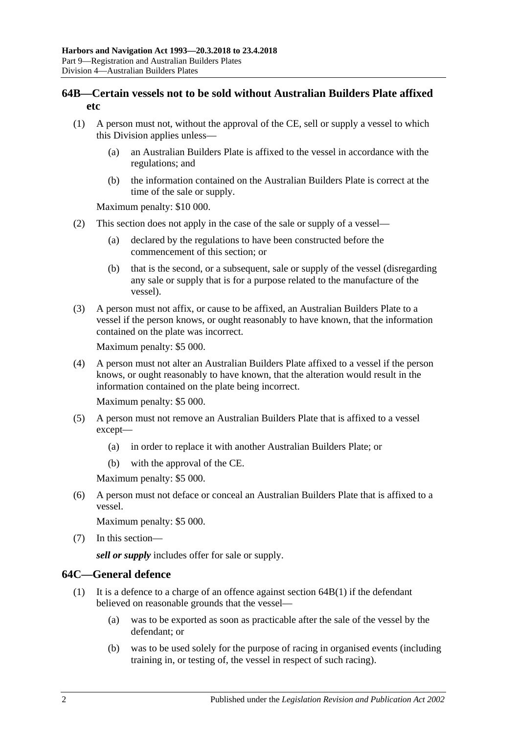## 64B—Certain vessels not to be sold without Australian Builders Plate affixed etc

(1) A person must not, without the approval of the CE, sell or supply a vessel to which this Division applies unless—

(a) an Australian Builders Plate is affixed to the vessel in accordance with the regulations; and

(b) the information contained on the Australian Builders Plate is correct at the time of the sale or supply.

Maximum penalty: $10 000.

(2) This section does not apply in the case of the sale or supply of a vessel—

(a) declared by the regulations to have been constructed before the commencement of this section; or

(b) that is the second, or a subsequent, sale or supply of the vessel (disregarding any sale or supply that is for a purpose related to the manufacture of the vessel).

(3) A person must not affix, or cause to be affixed, an Australian Builders Plate to a vessel if the person knows, or ought reasonably to have known, that the information contained on the plate was incorrect.

Maximum penalty: $5 000.

(4) A person must not alter an Australian Builders Plate affixed to a vessel if the person knows, or ought reasonably to have known, that the alteration would result in the information contained on the plate being incorrect.

Maximum penalty: $5 000.

(5) A person must not remove an Australian Builders Plate that is affixed to a vessel except—

(a) in order to replace it with another Australian Builders Plate; or

(b) with the approval of the CE.

Maximum penalty: $5 000.

(6) A person must not deface or conceal an Australian Builders Plate that is affixed to a vessel.

Maximum penalty: $5 000.

(7) In this section—

***sell or supply*** includes offer for sale or supply.

## 64C—General defence

(1) It is a defence to a charge of an offence against section 64B(1) if the defendant believed on reasonable grounds that the vessel—

(a) was to be exported as soon as practicable after the sale of the vessel by the defendant; or

(b) was to be used solely for the purpose of racing in organised events (including training in, or testing of, the vessel in respect of such racing).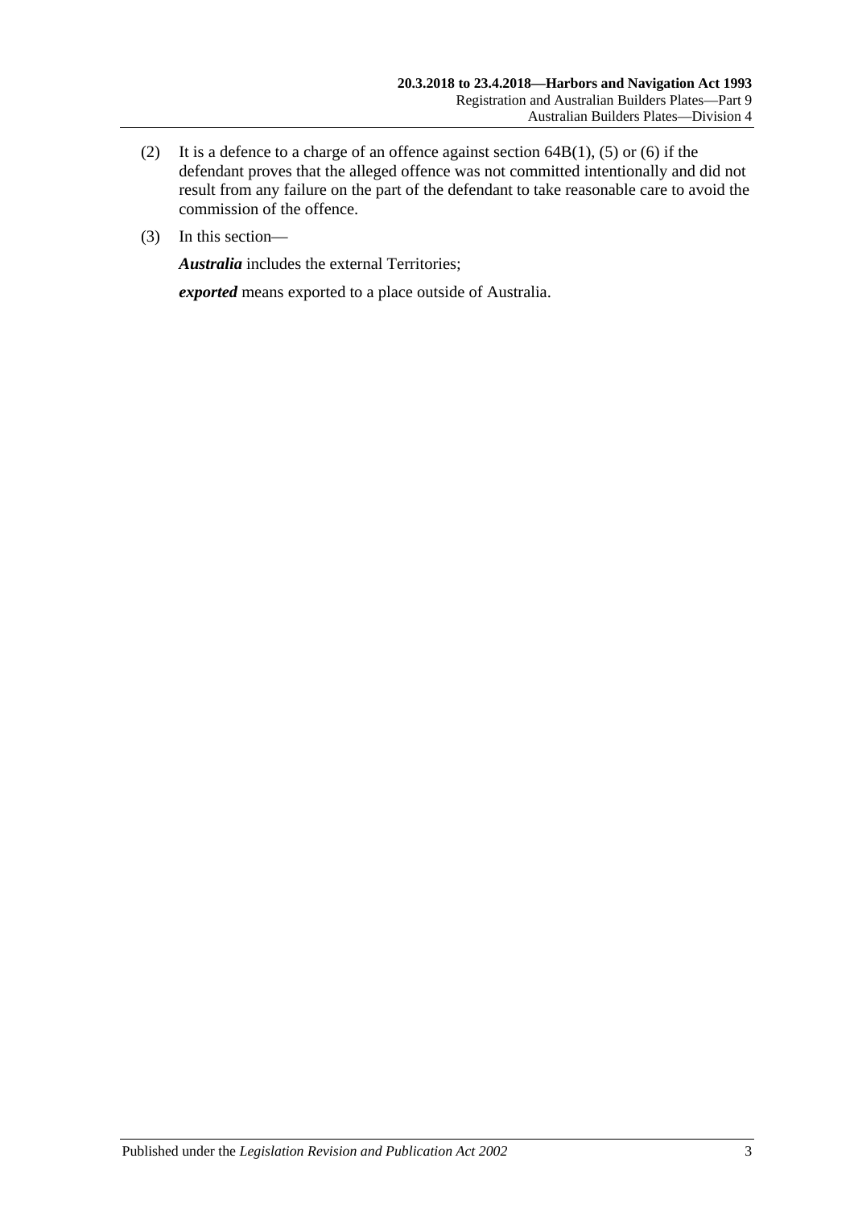(2) It is a defence to a charge of an offence against section 64B(1), (5) or (6) if the defendant proves that the alleged offence was not committed intentionally and did not result from any failure on the part of the defendant to take reasonable care to avoid the commission of the offence.

(3) In this section—

***Australia*** includes the external Territories;

***exported*** means exported to a place outside of Australia.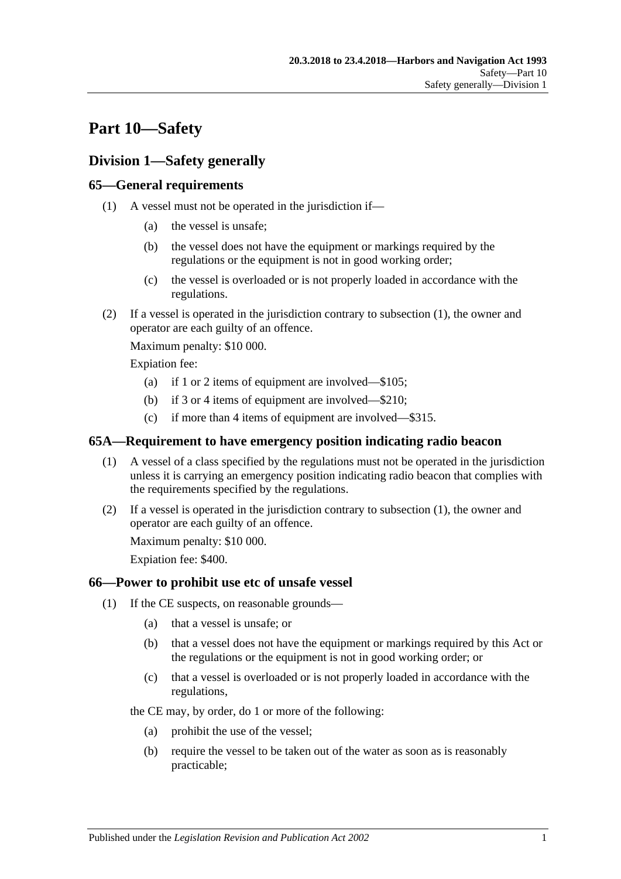# Part 10—Safety

## Division 1—Safety generally

### 65—General requirements

(1) A vessel must not be operated in the jurisdiction if—

- (a) the vessel is unsafe;
- (b) the vessel does not have the equipment or markings required by the regulations or the equipment is not in good working order;
- (c) the vessel is overloaded or is not properly loaded in accordance with the regulations.

(2) If a vessel is operated in the jurisdiction contrary to subsection (1), the owner and operator are each guilty of an offence.

Maximum penalty: $10 000.

Expiation fee:

- (a) if 1 or 2 items of equipment are involved—$105;
- (b) if 3 or 4 items of equipment are involved—$210;
- (c) if more than 4 items of equipment are involved—$315.

### 65A—Requirement to have emergency position indicating radio beacon

(1) A vessel of a class specified by the regulations must not be operated in the jurisdiction unless it is carrying an emergency position indicating radio beacon that complies with the requirements specified by the regulations.

(2) If a vessel is operated in the jurisdiction contrary to subsection (1), the owner and operator are each guilty of an offence.

Maximum penalty: $10 000.

Expiation fee: $400.

### 66—Power to prohibit use etc of unsafe vessel

(1) If the CE suspects, on reasonable grounds—

- (a) that a vessel is unsafe; or
- (b) that a vessel does not have the equipment or markings required by this Act or the regulations or the equipment is not in good working order; or
- (c) that a vessel is overloaded or is not properly loaded in accordance with the regulations,

the CE may, by order, do 1 or more of the following:

- (a) prohibit the use of the vessel;
- (b) require the vessel to be taken out of the water as soon as is reasonably practicable;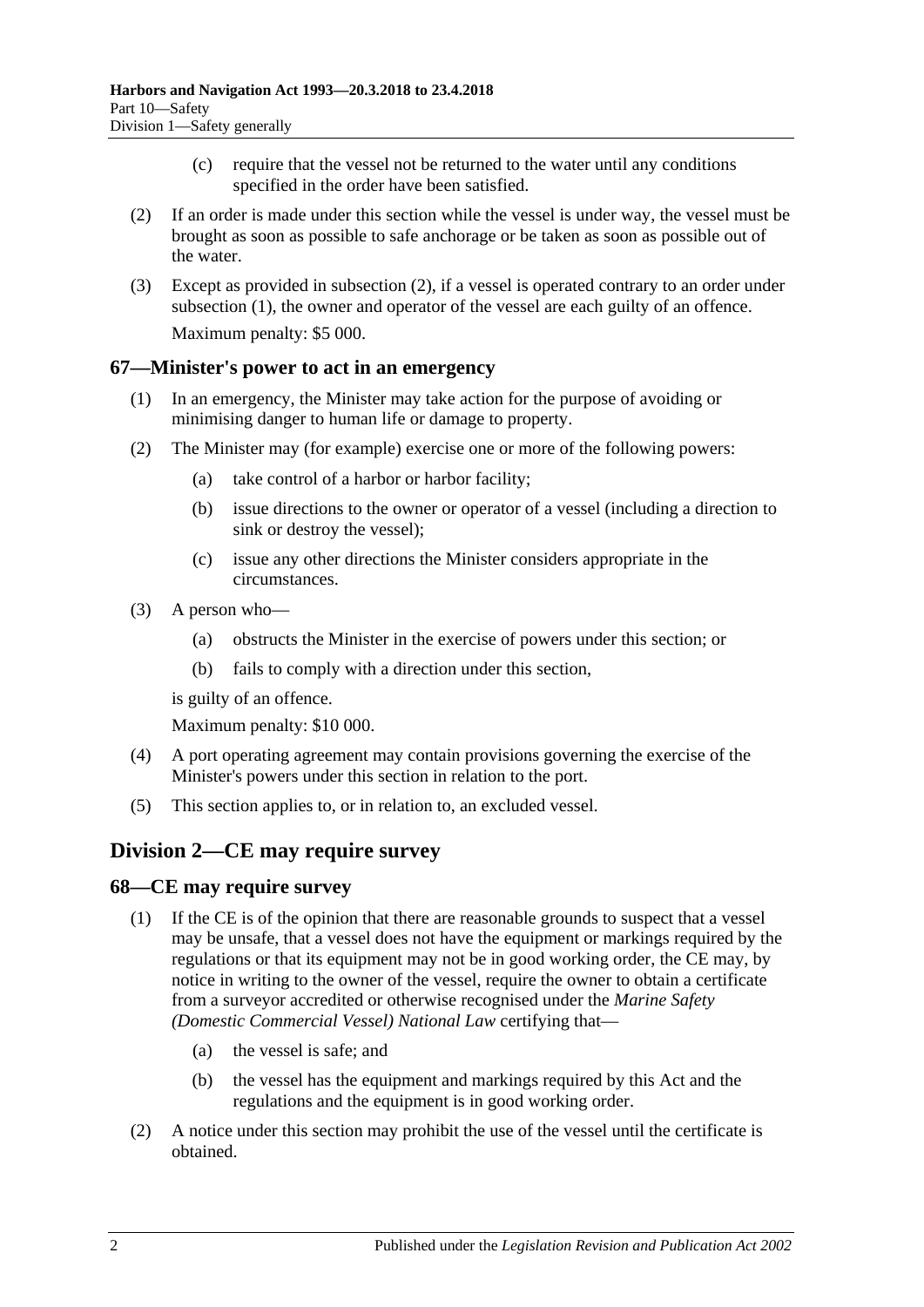(c) require that the vessel not be returned to the water until any conditions specified in the order have been satisfied.

(2) If an order is made under this section while the vessel is under way, the vessel must be brought as soon as possible to safe anchorage or be taken as soon as possible out of the water.

(3) Except as provided in subsection (2), if a vessel is operated contrary to an order under subsection (1), the owner and operator of the vessel are each guilty of an offence.

Maximum penalty: $5 000.

### 67—Minister's power to act in an emergency

(1) In an emergency, the Minister may take action for the purpose of avoiding or minimising danger to human life or damage to property.

(2) The Minister may (for example) exercise one or more of the following powers:

(a) take control of a harbor or harbor facility;

(b) issue directions to the owner or operator of a vessel (including a direction to sink or destroy the vessel);

(c) issue any other directions the Minister considers appropriate in the circumstances.

(3) A person who—

(a) obstructs the Minister in the exercise of powers under this section; or

(b) fails to comply with a direction under this section,

is guilty of an offence.

Maximum penalty: $10 000.

(4) A port operating agreement may contain provisions governing the exercise of the Minister's powers under this section in relation to the port.

(5) This section applies to, or in relation to, an excluded vessel.

## Division 2—CE may require survey

### 68—CE may require survey

(1) If the CE is of the opinion that there are reasonable grounds to suspect that a vessel may be unsafe, that a vessel does not have the equipment or markings required by the regulations or that its equipment may not be in good working order, the CE may, by notice in writing to the owner of the vessel, require the owner to obtain a certificate from a surveyor accredited or otherwise recognised under the *Marine Safety (Domestic Commercial Vessel) National Law* certifying that—

(a) the vessel is safe; and

(b) the vessel has the equipment and markings required by this Act and the regulations and the equipment is in good working order.

(2) A notice under this section may prohibit the use of the vessel until the certificate is obtained.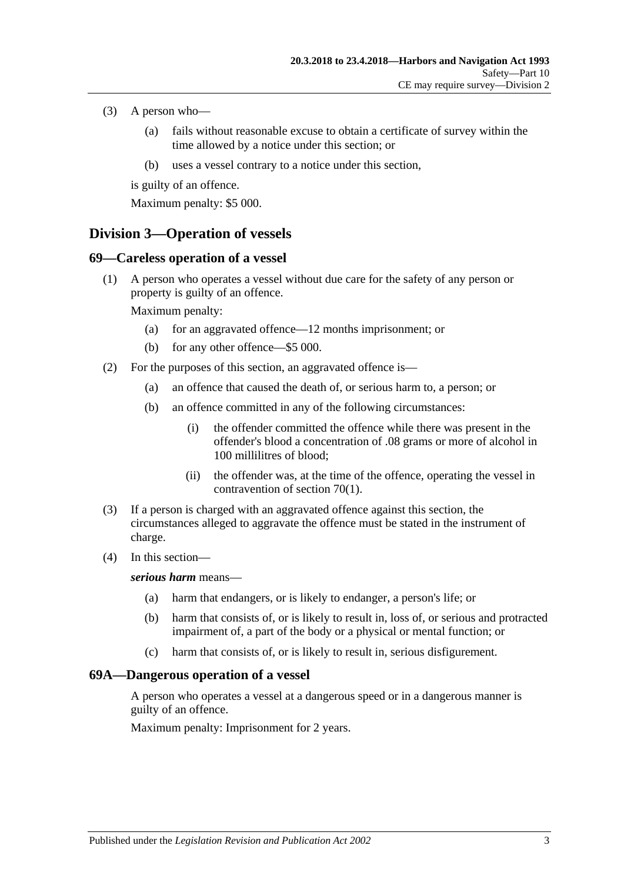(3) A person who—

  (a) fails without reasonable excuse to obtain a certificate of survey within the time allowed by a notice under this section; or

  (b) uses a vessel contrary to a notice under this section,

is guilty of an offence.

Maximum penalty: $5 000.

## Division 3—Operation of vessels

### 69—Careless operation of a vessel

(1) A person who operates a vessel without due care for the safety of any person or property is guilty of an offence.

Maximum penalty:

  (a) for an aggravated offence—12 months imprisonment; or

  (b) for any other offence—$5 000.

(2) For the purposes of this section, an aggravated offence is—

  (a) an offence that caused the death of, or serious harm to, a person; or

  (b) an offence committed in any of the following circumstances:

    (i) the offender committed the offence while there was present in the offender's blood a concentration of .08 grams or more of alcohol in 100 millilitres of blood;

    (ii) the offender was, at the time of the offence, operating the vessel in contravention of section 70(1).

(3) If a person is charged with an aggravated offence against this section, the circumstances alleged to aggravate the offence must be stated in the instrument of charge.

(4) In this section—

***serious harm*** means—

  (a) harm that endangers, or is likely to endanger, a person's life; or

  (b) harm that consists of, or is likely to result in, loss of, or serious and protracted impairment of, a part of the body or a physical or mental function; or

  (c) harm that consists of, or is likely to result in, serious disfigurement.

### 69A—Dangerous operation of a vessel

A person who operates a vessel at a dangerous speed or in a dangerous manner is guilty of an offence.

Maximum penalty: Imprisonment for 2 years.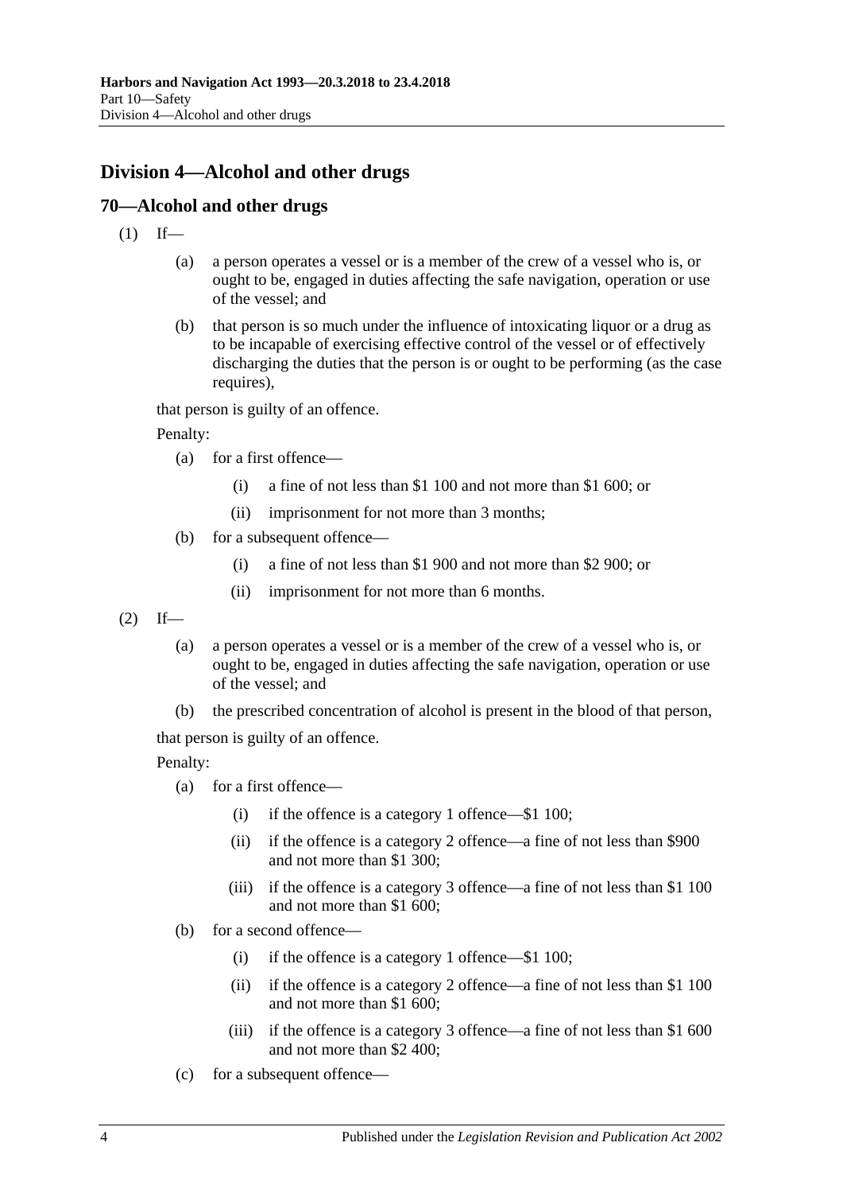## Division 4—Alcohol and other drugs

### 70—Alcohol and other drugs

(1) If—

(a) a person operates a vessel or is a member of the crew of a vessel who is, or ought to be, engaged in duties affecting the safe navigation, operation or use of the vessel; and

(b) that person is so much under the influence of intoxicating liquor or a drug as to be incapable of exercising effective control of the vessel or of effectively discharging the duties that the person is or ought to be performing (as the case requires),

that person is guilty of an offence.

Penalty:

(a) for a first offence—

(i) a fine of not less than $1 100 and not more than $1 600; or

(ii) imprisonment for not more than 3 months;

(b) for a subsequent offence—

(i) a fine of not less than $1 900 and not more than $2 900; or

(ii) imprisonment for not more than 6 months.

(2) If—

(a) a person operates a vessel or is a member of the crew of a vessel who is, or ought to be, engaged in duties affecting the safe navigation, operation or use of the vessel; and

(b) the prescribed concentration of alcohol is present in the blood of that person,

that person is guilty of an offence.

Penalty:

(a) for a first offence—

(i) if the offence is a category 1 offence—$1 100;

(ii) if the offence is a category 2 offence—a fine of not less than $900 and not more than $1 300;

(iii) if the offence is a category 3 offence—a fine of not less than $1 100 and not more than $1 600;

(b) for a second offence—

(i) if the offence is a category 1 offence—$1 100;

(ii) if the offence is a category 2 offence—a fine of not less than $1 100 and not more than $1 600;

(iii) if the offence is a category 3 offence—a fine of not less than $1 600 and not more than $2 400;

(c) for a subsequent offence—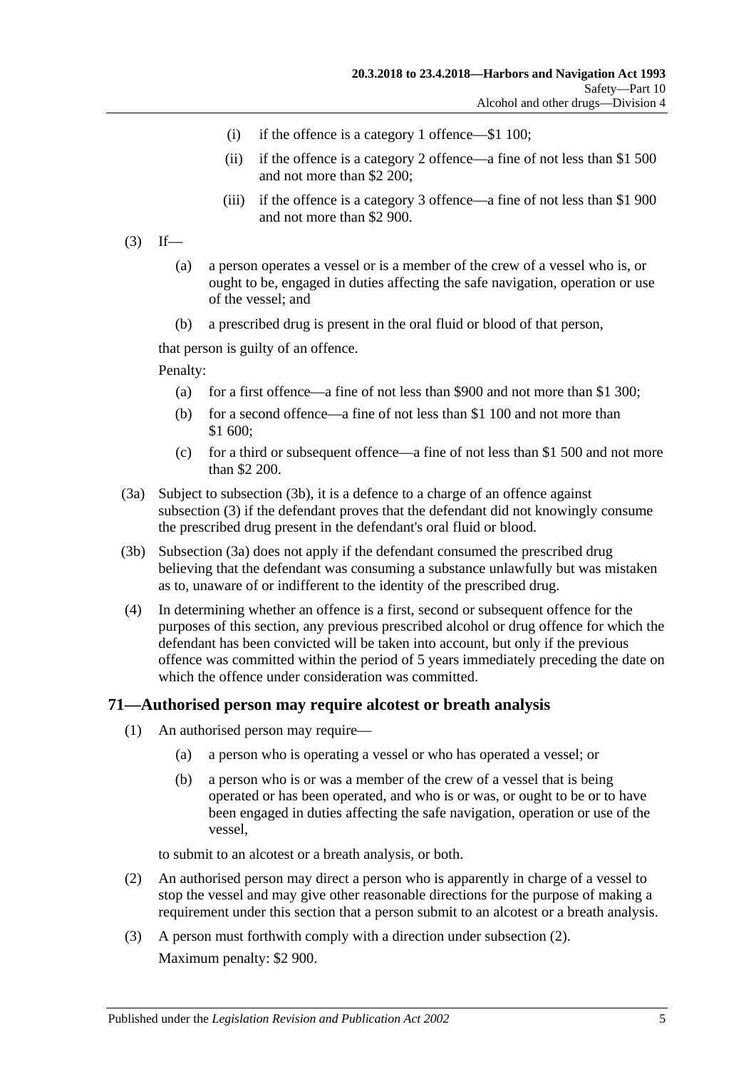(i) if the offence is a category 1 offence—$1 100;

(ii) if the offence is a category 2 offence—a fine of not less than $1 500 and not more than $2 200;

(iii) if the offence is a category 3 offence—a fine of not less than $1 900 and not more than $2 900.

(3) If—

(a) a person operates a vessel or is a member of the crew of a vessel who is, or ought to be, engaged in duties affecting the safe navigation, operation or use of the vessel; and

(b) a prescribed drug is present in the oral fluid or blood of that person,

that person is guilty of an offence.

Penalty:

(a) for a first offence—a fine of not less than $900 and not more than $1 300;

(b) for a second offence—a fine of not less than $1 100 and not more than $1 600;

(c) for a third or subsequent offence—a fine of not less than $1 500 and not more than $2 200.

(3a) Subject to subsection (3b), it is a defence to a charge of an offence against subsection (3) if the defendant proves that the defendant did not knowingly consume the prescribed drug present in the defendant's oral fluid or blood.

(3b) Subsection (3a) does not apply if the defendant consumed the prescribed drug believing that the defendant was consuming a substance unlawfully but was mistaken as to, unaware of or indifferent to the identity of the prescribed drug.

(4) In determining whether an offence is a first, second or subsequent offence for the purposes of this section, any previous prescribed alcohol or drug offence for which the defendant has been convicted will be taken into account, but only if the previous offence was committed within the period of 5 years immediately preceding the date on which the offence under consideration was committed.

## 71—Authorised person may require alcotest or breath analysis

(1) An authorised person may require—

(a) a person who is operating a vessel or who has operated a vessel; or

(b) a person who is or was a member of the crew of a vessel that is being operated or has been operated, and who is or was, or ought to be or to have been engaged in duties affecting the safe navigation, operation or use of the vessel,

to submit to an alcotest or a breath analysis, or both.

(2) An authorised person may direct a person who is apparently in charge of a vessel to stop the vessel and may give other reasonable directions for the purpose of making a requirement under this section that a person submit to an alcotest or a breath analysis.

(3) A person must forthwith comply with a direction under subsection (2).

Maximum penalty: $2 900.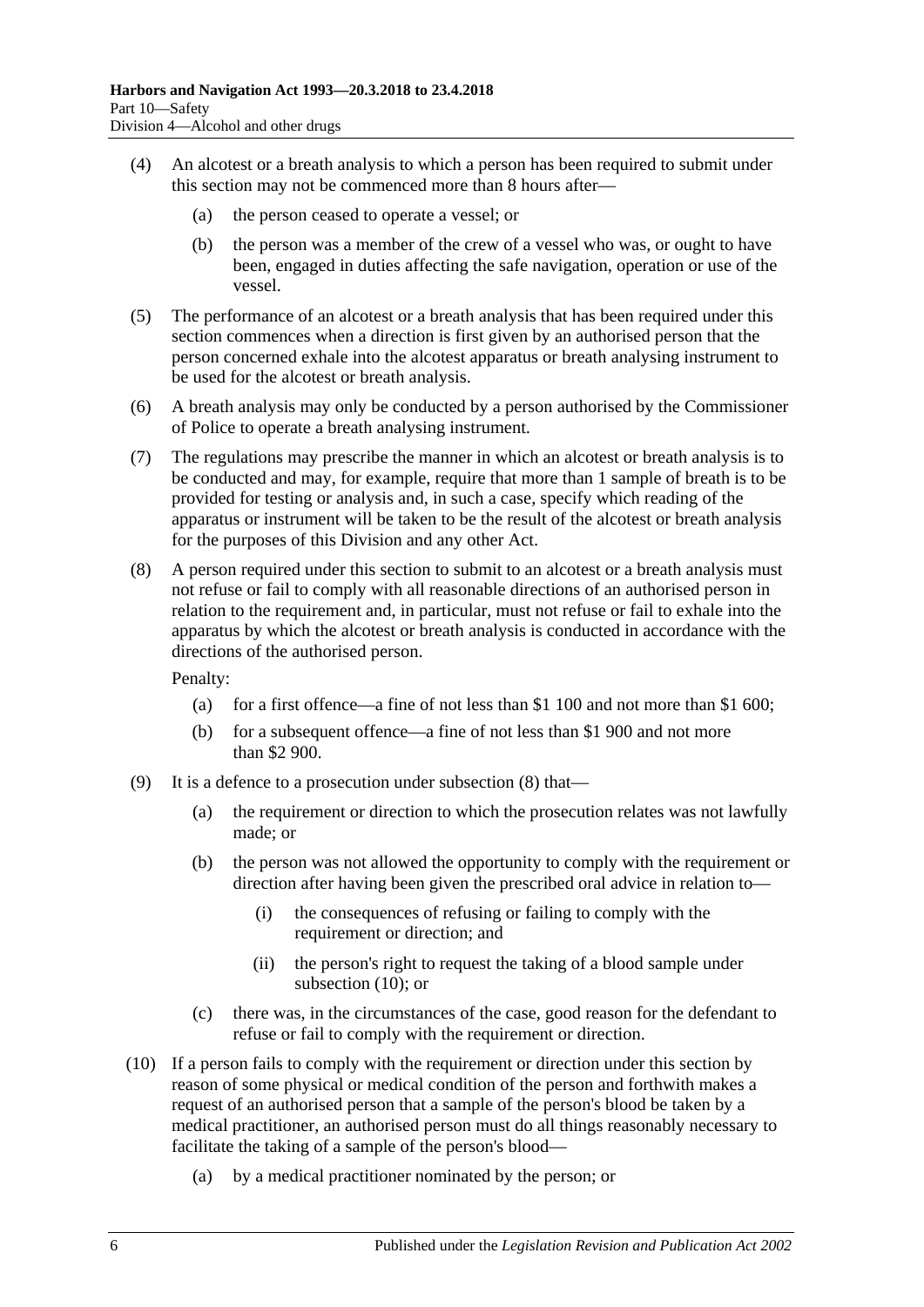(4) An alcotest or a breath analysis to which a person has been required to submit under this section may not be commenced more than 8 hours after—

 (a) the person ceased to operate a vessel; or

 (b) the person was a member of the crew of a vessel who was, or ought to have been, engaged in duties affecting the safe navigation, operation or use of the vessel.

(5) The performance of an alcotest or a breath analysis that has been required under this section commences when a direction is first given by an authorised person that the person concerned exhale into the alcotest apparatus or breath analysing instrument to be used for the alcotest or breath analysis.

(6) A breath analysis may only be conducted by a person authorised by the Commissioner of Police to operate a breath analysing instrument.

(7) The regulations may prescribe the manner in which an alcotest or breath analysis is to be conducted and may, for example, require that more than 1 sample of breath is to be provided for testing or analysis and, in such a case, specify which reading of the apparatus or instrument will be taken to be the result of the alcotest or breath analysis for the purposes of this Division and any other Act.

(8) A person required under this section to submit to an alcotest or a breath analysis must not refuse or fail to comply with all reasonable directions of an authorised person in relation to the requirement and, in particular, must not refuse or fail to exhale into the apparatus by which the alcotest or breath analysis is conducted in accordance with the directions of the authorised person.

Penalty:

 (a) for a first offence—a fine of not less than $1 100 and not more than $1 600;

 (b) for a subsequent offence—a fine of not less than $1 900 and not more than $2 900.

(9) It is a defence to a prosecution under subsection (8) that—

 (a) the requirement or direction to which the prosecution relates was not lawfully made; or

 (b) the person was not allowed the opportunity to comply with the requirement or direction after having been given the prescribed oral advice in relation to—

  (i) the consequences of refusing or failing to comply with the requirement or direction; and

  (ii) the person's right to request the taking of a blood sample under subsection (10); or

 (c) there was, in the circumstances of the case, good reason for the defendant to refuse or fail to comply with the requirement or direction.

(10) If a person fails to comply with the requirement or direction under this section by reason of some physical or medical condition of the person and forthwith makes a request of an authorised person that a sample of the person's blood be taken by a medical practitioner, an authorised person must do all things reasonably necessary to facilitate the taking of a sample of the person's blood—

 (a) by a medical practitioner nominated by the person; or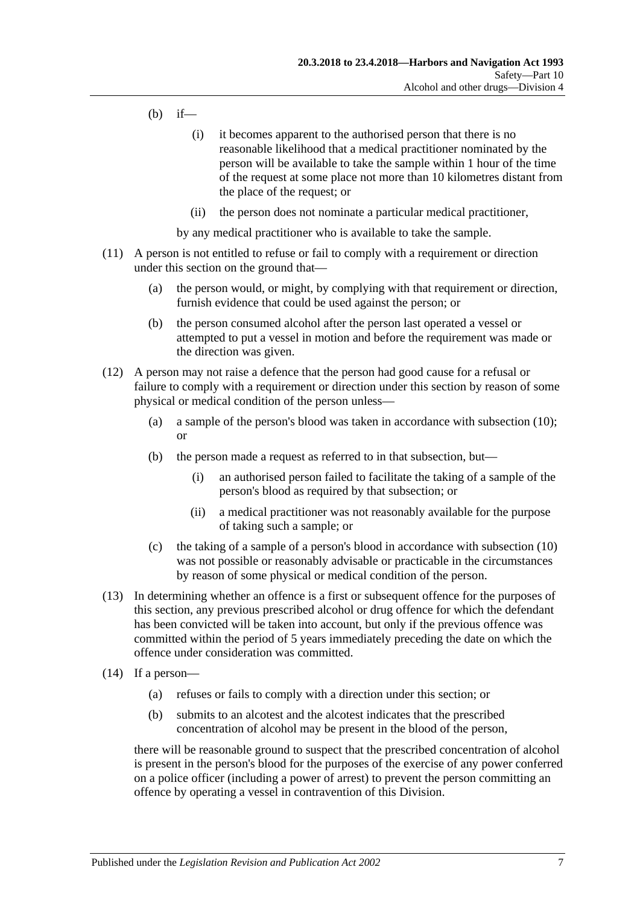(b) if—

(i) it becomes apparent to the authorised person that there is no reasonable likelihood that a medical practitioner nominated by the person will be available to take the sample within 1 hour of the time of the request at some place not more than 10 kilometres distant from the place of the request; or

(ii) the person does not nominate a particular medical practitioner,

by any medical practitioner who is available to take the sample.

(11) A person is not entitled to refuse or fail to comply with a requirement or direction under this section on the ground that—

(a) the person would, or might, by complying with that requirement or direction, furnish evidence that could be used against the person; or

(b) the person consumed alcohol after the person last operated a vessel or attempted to put a vessel in motion and before the requirement was made or the direction was given.

(12) A person may not raise a defence that the person had good cause for a refusal or failure to comply with a requirement or direction under this section by reason of some physical or medical condition of the person unless—

(a) a sample of the person's blood was taken in accordance with subsection (10); or

(b) the person made a request as referred to in that subsection, but—

(i) an authorised person failed to facilitate the taking of a sample of the person's blood as required by that subsection; or

(ii) a medical practitioner was not reasonably available for the purpose of taking such a sample; or

(c) the taking of a sample of a person's blood in accordance with subsection (10) was not possible or reasonably advisable or practicable in the circumstances by reason of some physical or medical condition of the person.

(13) In determining whether an offence is a first or subsequent offence for the purposes of this section, any previous prescribed alcohol or drug offence for which the defendant has been convicted will be taken into account, but only if the previous offence was committed within the period of 5 years immediately preceding the date on which the offence under consideration was committed.

(14) If a person—

(a) refuses or fails to comply with a direction under this section; or

(b) submits to an alcotest and the alcotest indicates that the prescribed concentration of alcohol may be present in the blood of the person,

there will be reasonable ground to suspect that the prescribed concentration of alcohol is present in the person's blood for the purposes of the exercise of any power conferred on a police officer (including a power of arrest) to prevent the person committing an offence by operating a vessel in contravention of this Division.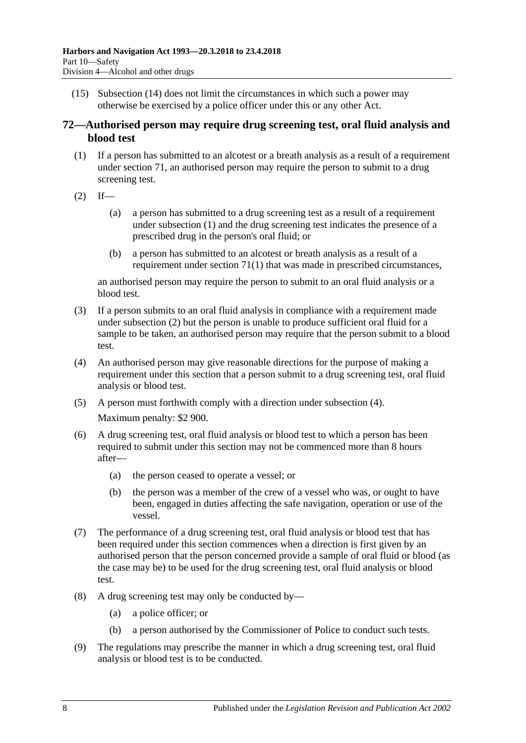(15) Subsection (14) does not limit the circumstances in which such a power may otherwise be exercised by a police officer under this or any other Act.

## 72—Authorised person may require drug screening test, oral fluid analysis and blood test

(1) If a person has submitted to an alcotest or a breath analysis as a result of a requirement under section 71, an authorised person may require the person to submit to a drug screening test.

(2) If—

(a) a person has submitted to a drug screening test as a result of a requirement under subsection (1) and the drug screening test indicates the presence of a prescribed drug in the person's oral fluid; or

(b) a person has submitted to an alcotest or breath analysis as a result of a requirement under section 71(1) that was made in prescribed circumstances,

an authorised person may require the person to submit to an oral fluid analysis or a blood test.

(3) If a person submits to an oral fluid analysis in compliance with a requirement made under subsection (2) but the person is unable to produce sufficient oral fluid for a sample to be taken, an authorised person may require that the person submit to a blood test.

(4) An authorised person may give reasonable directions for the purpose of making a requirement under this section that a person submit to a drug screening test, oral fluid analysis or blood test.

(5) A person must forthwith comply with a direction under subsection (4).

Maximum penalty: $2 900.

(6) A drug screening test, oral fluid analysis or blood test to which a person has been required to submit under this section may not be commenced more than 8 hours after—

(a) the person ceased to operate a vessel; or

(b) the person was a member of the crew of a vessel who was, or ought to have been, engaged in duties affecting the safe navigation, operation or use of the vessel.

(7) The performance of a drug screening test, oral fluid analysis or blood test that has been required under this section commences when a direction is first given by an authorised person that the person concerned provide a sample of oral fluid or blood (as the case may be) to be used for the drug screening test, oral fluid analysis or blood test.

(8) A drug screening test may only be conducted by—

(a) a police officer; or

(b) a person authorised by the Commissioner of Police to conduct such tests.

(9) The regulations may prescribe the manner in which a drug screening test, oral fluid analysis or blood test is to be conducted.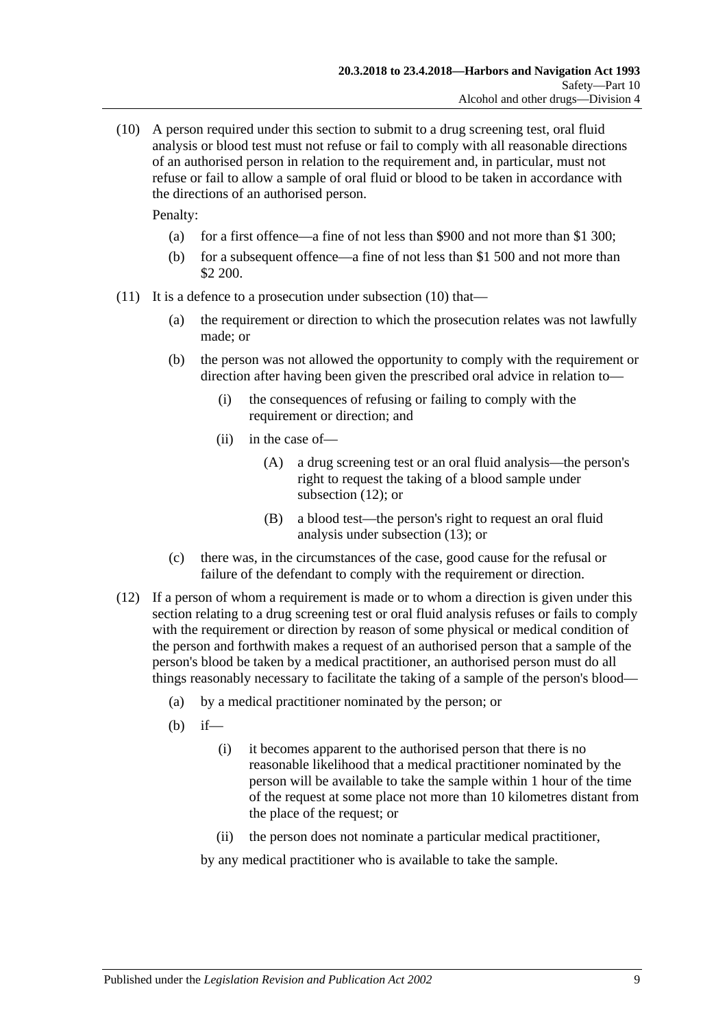(10) A person required under this section to submit to a drug screening test, oral fluid analysis or blood test must not refuse or fail to comply with all reasonable directions of an authorised person in relation to the requirement and, in particular, must not refuse or fail to allow a sample of oral fluid or blood to be taken in accordance with the directions of an authorised person.

Penalty:

- (a) for a first offence—a fine of not less than $900 and not more than $1 300;
- (b) for a subsequent offence—a fine of not less than $1 500 and not more than $2 200.

(11) It is a defence to a prosecution under subsection (10) that—

- (a) the requirement or direction to which the prosecution relates was not lawfully made; or
- (b) the person was not allowed the opportunity to comply with the requirement or direction after having been given the prescribed oral advice in relation to—
    - (i) the consequences of refusing or failing to comply with the requirement or direction; and
    - (ii) in the case of—
        - (A) a drug screening test or an oral fluid analysis—the person's right to request the taking of a blood sample under subsection (12); or
        - (B) a blood test—the person's right to request an oral fluid analysis under subsection (13); or
- (c) there was, in the circumstances of the case, good cause for the refusal or failure of the defendant to comply with the requirement or direction.

(12) If a person of whom a requirement is made or to whom a direction is given under this section relating to a drug screening test or oral fluid analysis refuses or fails to comply with the requirement or direction by reason of some physical or medical condition of the person and forthwith makes a request of an authorised person that a sample of the person's blood be taken by a medical practitioner, an authorised person must do all things reasonably necessary to facilitate the taking of a sample of the person's blood—

- (a) by a medical practitioner nominated by the person; or
- (b) if—
    - (i) it becomes apparent to the authorised person that there is no reasonable likelihood that a medical practitioner nominated by the person will be available to take the sample within 1 hour of the time of the request at some place not more than 10 kilometres distant from the place of the request; or
    - (ii) the person does not nominate a particular medical practitioner,

    by any medical practitioner who is available to take the sample.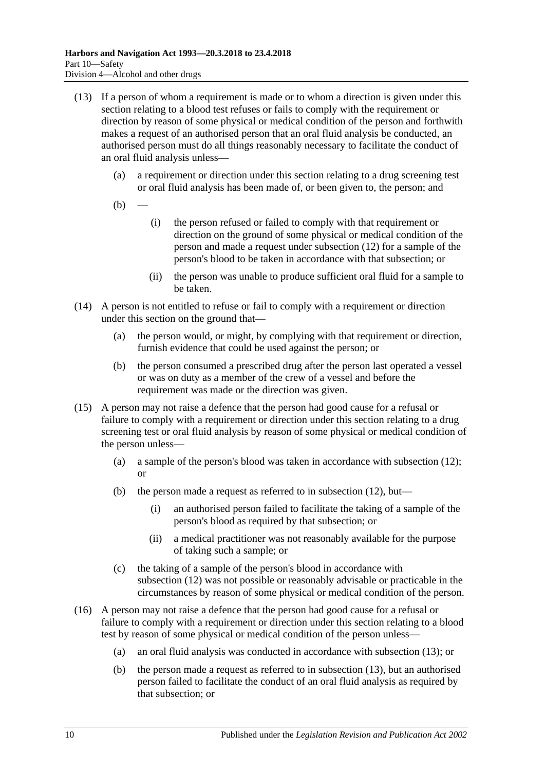(13) If a person of whom a requirement is made or to whom a direction is given under this section relating to a blood test refuses or fails to comply with the requirement or direction by reason of some physical or medical condition of the person and forthwith makes a request of an authorised person that an oral fluid analysis be conducted, an authorised person must do all things reasonably necessary to facilitate the conduct of an oral fluid analysis unless—

(a) a requirement or direction under this section relating to a drug screening test or oral fluid analysis has been made of, or been given to, the person; and

(b) —

(i) the person refused or failed to comply with that requirement or direction on the ground of some physical or medical condition of the person and made a request under subsection (12) for a sample of the person's blood to be taken in accordance with that subsection; or

(ii) the person was unable to produce sufficient oral fluid for a sample to be taken.

(14) A person is not entitled to refuse or fail to comply with a requirement or direction under this section on the ground that—

(a) the person would, or might, by complying with that requirement or direction, furnish evidence that could be used against the person; or

(b) the person consumed a prescribed drug after the person last operated a vessel or was on duty as a member of the crew of a vessel and before the requirement was made or the direction was given.

(15) A person may not raise a defence that the person had good cause for a refusal or failure to comply with a requirement or direction under this section relating to a drug screening test or oral fluid analysis by reason of some physical or medical condition of the person unless—

(a) a sample of the person's blood was taken in accordance with subsection (12); or

(b) the person made a request as referred to in subsection (12), but—

(i) an authorised person failed to facilitate the taking of a sample of the person's blood as required by that subsection; or

(ii) a medical practitioner was not reasonably available for the purpose of taking such a sample; or

(c) the taking of a sample of the person's blood in accordance with subsection (12) was not possible or reasonably advisable or practicable in the circumstances by reason of some physical or medical condition of the person.

(16) A person may not raise a defence that the person had good cause for a refusal or failure to comply with a requirement or direction under this section relating to a blood test by reason of some physical or medical condition of the person unless—

(a) an oral fluid analysis was conducted in accordance with subsection (13); or

(b) the person made a request as referred to in subsection (13), but an authorised person failed to facilitate the conduct of an oral fluid analysis as required by that subsection; or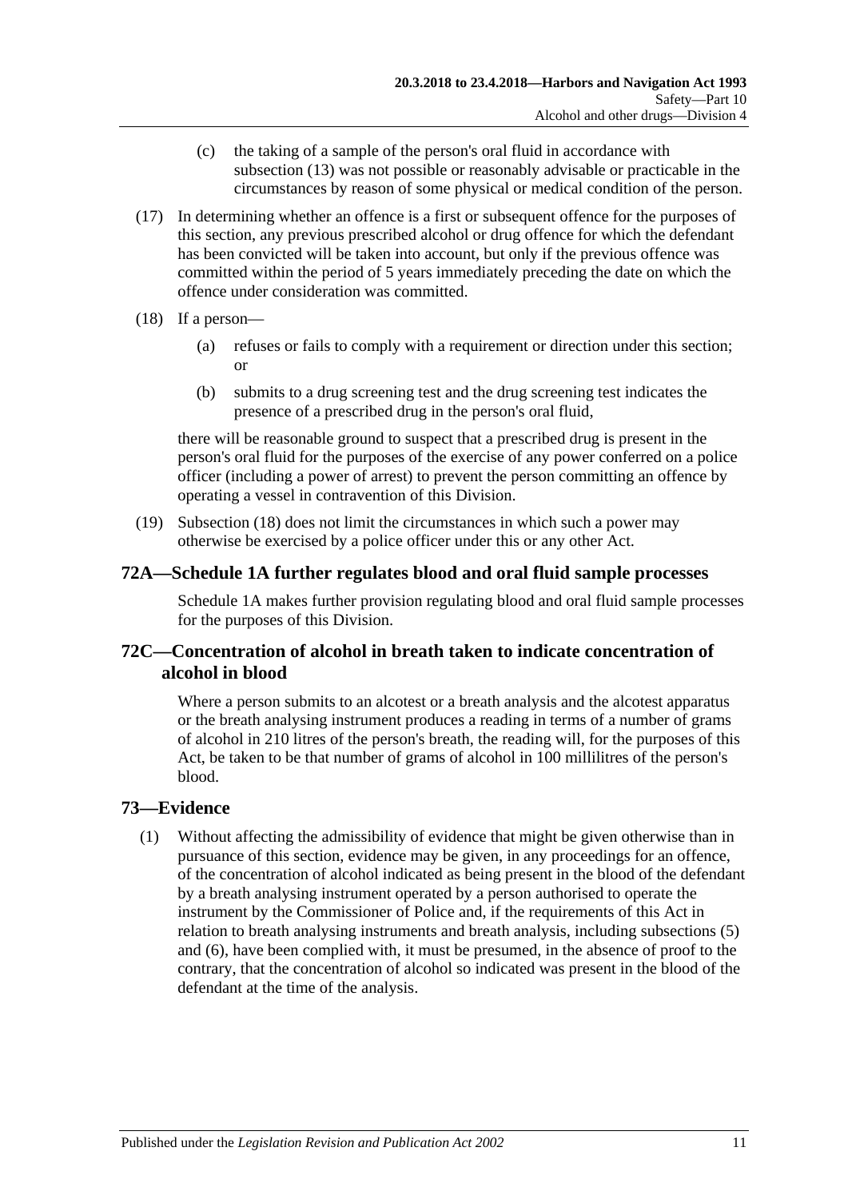(c) the taking of a sample of the person's oral fluid in accordance with subsection (13) was not possible or reasonably advisable or practicable in the circumstances by reason of some physical or medical condition of the person.

(17) In determining whether an offence is a first or subsequent offence for the purposes of this section, any previous prescribed alcohol or drug offence for which the defendant has been convicted will be taken into account, but only if the previous offence was committed within the period of 5 years immediately preceding the date on which the offence under consideration was committed.

(18) If a person—

(a) refuses or fails to comply with a requirement or direction under this section; or

(b) submits to a drug screening test and the drug screening test indicates the presence of a prescribed drug in the person's oral fluid,

there will be reasonable ground to suspect that a prescribed drug is present in the person's oral fluid for the purposes of the exercise of any power conferred on a police officer (including a power of arrest) to prevent the person committing an offence by operating a vessel in contravention of this Division.

(19) Subsection (18) does not limit the circumstances in which such a power may otherwise be exercised by a police officer under this or any other Act.

## 72A—Schedule 1A further regulates blood and oral fluid sample processes

Schedule 1A makes further provision regulating blood and oral fluid sample processes for the purposes of this Division.

## 72C—Concentration of alcohol in breath taken to indicate concentration of alcohol in blood

Where a person submits to an alcotest or a breath analysis and the alcotest apparatus or the breath analysing instrument produces a reading in terms of a number of grams of alcohol in 210 litres of the person's breath, the reading will, for the purposes of this Act, be taken to be that number of grams of alcohol in 100 millilitres of the person's blood.

## 73—Evidence

(1) Without affecting the admissibility of evidence that might be given otherwise than in pursuance of this section, evidence may be given, in any proceedings for an offence, of the concentration of alcohol indicated as being present in the blood of the defendant by a breath analysing instrument operated by a person authorised to operate the instrument by the Commissioner of Police and, if the requirements of this Act in relation to breath analysing instruments and breath analysis, including subsections (5) and (6), have been complied with, it must be presumed, in the absence of proof to the contrary, that the concentration of alcohol so indicated was present in the blood of the defendant at the time of the analysis.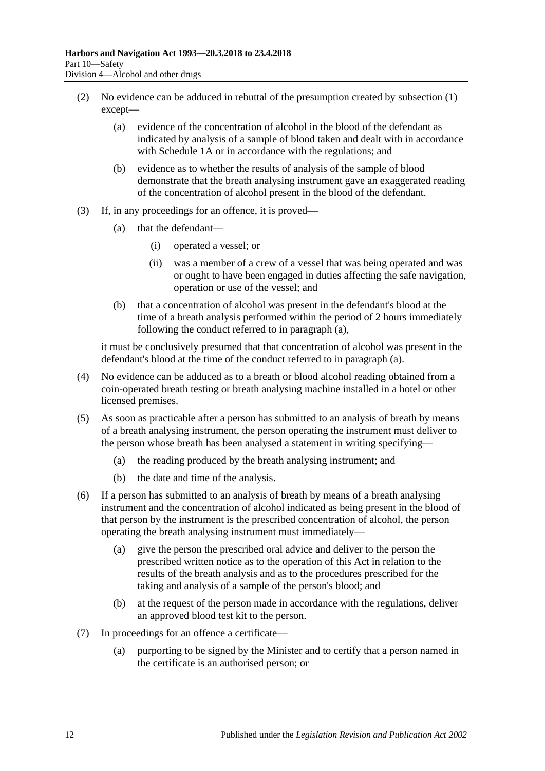(2) No evidence can be adduced in rebuttal of the presumption created by subsection (1) except—

(a) evidence of the concentration of alcohol in the blood of the defendant as indicated by analysis of a sample of blood taken and dealt with in accordance with Schedule 1A or in accordance with the regulations; and

(b) evidence as to whether the results of analysis of the sample of blood demonstrate that the breath analysing instrument gave an exaggerated reading of the concentration of alcohol present in the blood of the defendant.

(3) If, in any proceedings for an offence, it is proved—

(a) that the defendant—

(i) operated a vessel; or

(ii) was a member of a crew of a vessel that was being operated and was or ought to have been engaged in duties affecting the safe navigation, operation or use of the vessel; and

(b) that a concentration of alcohol was present in the defendant's blood at the time of a breath analysis performed within the period of 2 hours immediately following the conduct referred to in paragraph (a),

it must be conclusively presumed that that concentration of alcohol was present in the defendant's blood at the time of the conduct referred to in paragraph (a).

(4) No evidence can be adduced as to a breath or blood alcohol reading obtained from a coin-operated breath testing or breath analysing machine installed in a hotel or other licensed premises.

(5) As soon as practicable after a person has submitted to an analysis of breath by means of a breath analysing instrument, the person operating the instrument must deliver to the person whose breath has been analysed a statement in writing specifying—

(a) the reading produced by the breath analysing instrument; and

(b) the date and time of the analysis.

(6) If a person has submitted to an analysis of breath by means of a breath analysing instrument and the concentration of alcohol indicated as being present in the blood of that person by the instrument is the prescribed concentration of alcohol, the person operating the breath analysing instrument must immediately—

(a) give the person the prescribed oral advice and deliver to the person the prescribed written notice as to the operation of this Act in relation to the results of the breath analysis and as to the procedures prescribed for the taking and analysis of a sample of the person's blood; and

(b) at the request of the person made in accordance with the regulations, deliver an approved blood test kit to the person.

(7) In proceedings for an offence a certificate—

(a) purporting to be signed by the Minister and to certify that a person named in the certificate is an authorised person; or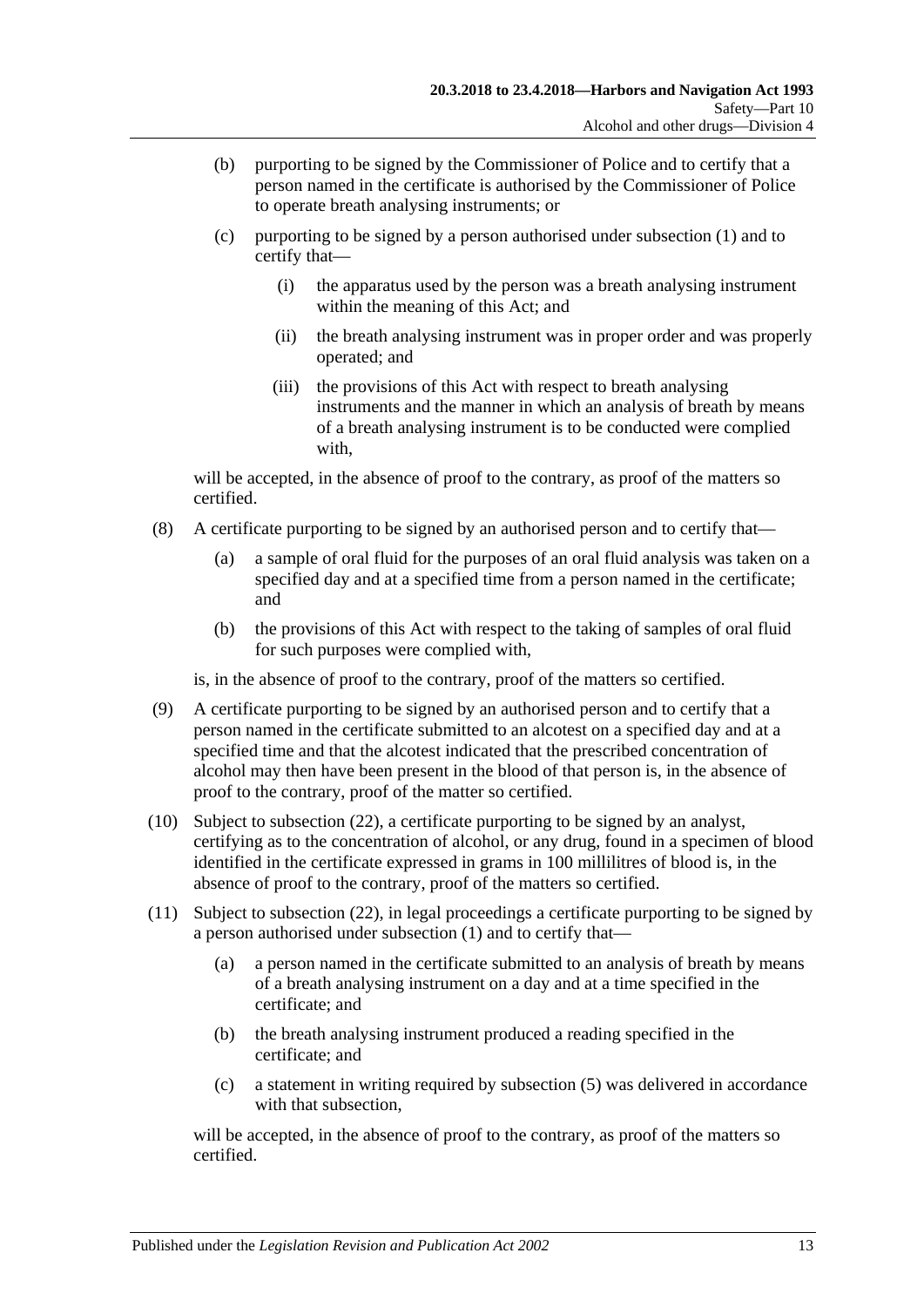(b) purporting to be signed by the Commissioner of Police and to certify that a person named in the certificate is authorised by the Commissioner of Police to operate breath analysing instruments; or

(c) purporting to be signed by a person authorised under subsection (1) and to certify that—

(i) the apparatus used by the person was a breath analysing instrument within the meaning of this Act; and

(ii) the breath analysing instrument was in proper order and was properly operated; and

(iii) the provisions of this Act with respect to breath analysing instruments and the manner in which an analysis of breath by means of a breath analysing instrument is to be conducted were complied with,

will be accepted, in the absence of proof to the contrary, as proof of the matters so certified.

(8) A certificate purporting to be signed by an authorised person and to certify that—

(a) a sample of oral fluid for the purposes of an oral fluid analysis was taken on a specified day and at a specified time from a person named in the certificate; and

(b) the provisions of this Act with respect to the taking of samples of oral fluid for such purposes were complied with,

is, in the absence of proof to the contrary, proof of the matters so certified.

(9) A certificate purporting to be signed by an authorised person and to certify that a person named in the certificate submitted to an alcotest on a specified day and at a specified time and that the alcotest indicated that the prescribed concentration of alcohol may then have been present in the blood of that person is, in the absence of proof to the contrary, proof of the matter so certified.

(10) Subject to subsection (22), a certificate purporting to be signed by an analyst, certifying as to the concentration of alcohol, or any drug, found in a specimen of blood identified in the certificate expressed in grams in 100 millilitres of blood is, in the absence of proof to the contrary, proof of the matters so certified.

(11) Subject to subsection (22), in legal proceedings a certificate purporting to be signed by a person authorised under subsection (1) and to certify that—

(a) a person named in the certificate submitted to an analysis of breath by means of a breath analysing instrument on a day and at a time specified in the certificate; and

(b) the breath analysing instrument produced a reading specified in the certificate; and

(c) a statement in writing required by subsection (5) was delivered in accordance with that subsection,

will be accepted, in the absence of proof to the contrary, as proof of the matters so certified.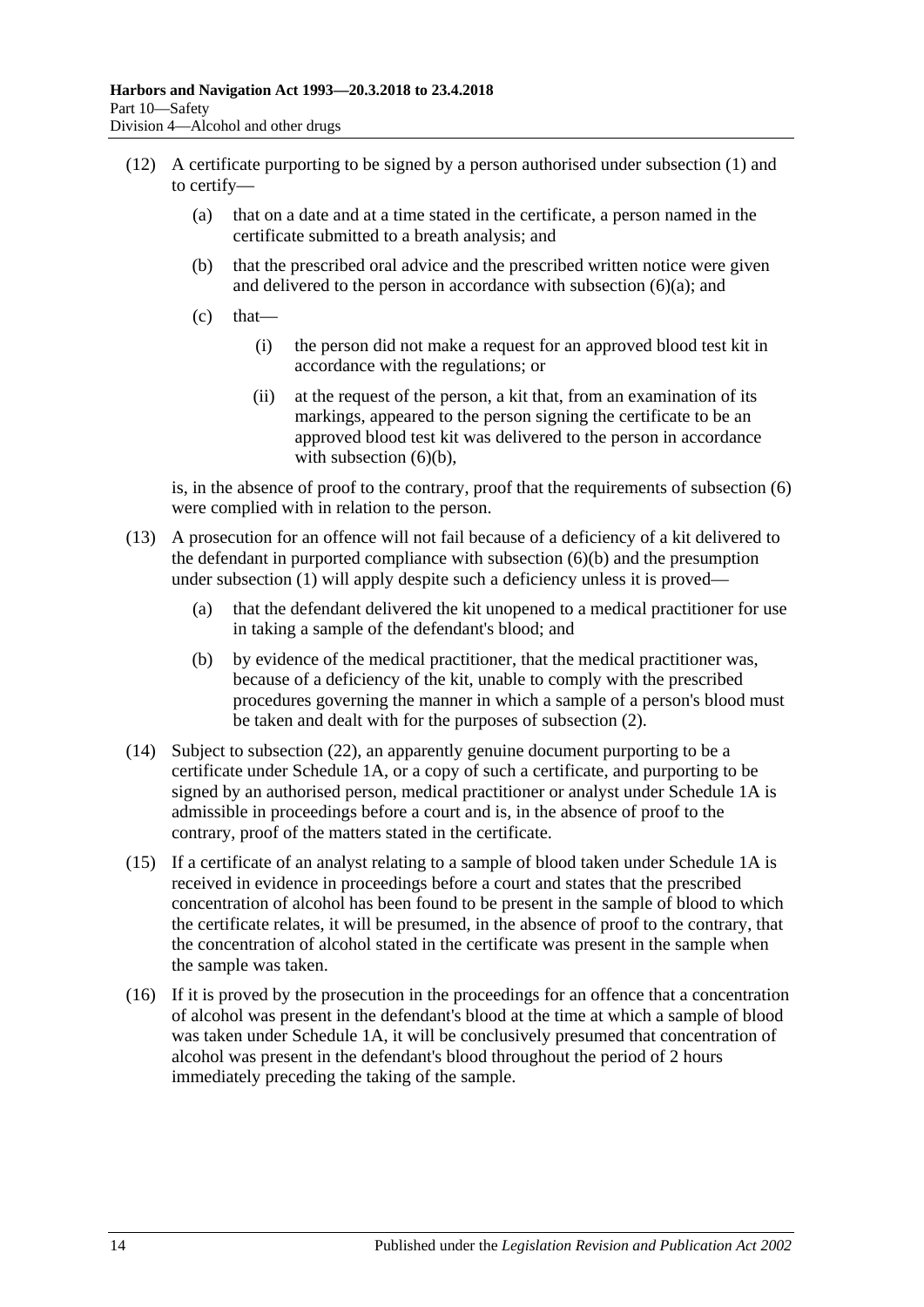(12) A certificate purporting to be signed by a person authorised under subsection (1) and to certify—

(a) that on a date and at a time stated in the certificate, a person named in the certificate submitted to a breath analysis; and

(b) that the prescribed oral advice and the prescribed written notice were given and delivered to the person in accordance with subsection (6)(a); and

(c) that—

(i) the person did not make a request for an approved blood test kit in accordance with the regulations; or

(ii) at the request of the person, a kit that, from an examination of its markings, appeared to the person signing the certificate to be an approved blood test kit was delivered to the person in accordance with subsection (6)(b),

is, in the absence of proof to the contrary, proof that the requirements of subsection (6) were complied with in relation to the person.

(13) A prosecution for an offence will not fail because of a deficiency of a kit delivered to the defendant in purported compliance with subsection (6)(b) and the presumption under subsection (1) will apply despite such a deficiency unless it is proved—

(a) that the defendant delivered the kit unopened to a medical practitioner for use in taking a sample of the defendant's blood; and

(b) by evidence of the medical practitioner, that the medical practitioner was, because of a deficiency of the kit, unable to comply with the prescribed procedures governing the manner in which a sample of a person's blood must be taken and dealt with for the purposes of subsection (2).

(14) Subject to subsection (22), an apparently genuine document purporting to be a certificate under Schedule 1A, or a copy of such a certificate, and purporting to be signed by an authorised person, medical practitioner or analyst under Schedule 1A is admissible in proceedings before a court and is, in the absence of proof to the contrary, proof of the matters stated in the certificate.

(15) If a certificate of an analyst relating to a sample of blood taken under Schedule 1A is received in evidence in proceedings before a court and states that the prescribed concentration of alcohol has been found to be present in the sample of blood to which the certificate relates, it will be presumed, in the absence of proof to the contrary, that the concentration of alcohol stated in the certificate was present in the sample when the sample was taken.

(16) If it is proved by the prosecution in the proceedings for an offence that a concentration of alcohol was present in the defendant's blood at the time at which a sample of blood was taken under Schedule 1A, it will be conclusively presumed that concentration of alcohol was present in the defendant's blood throughout the period of 2 hours immediately preceding the taking of the sample.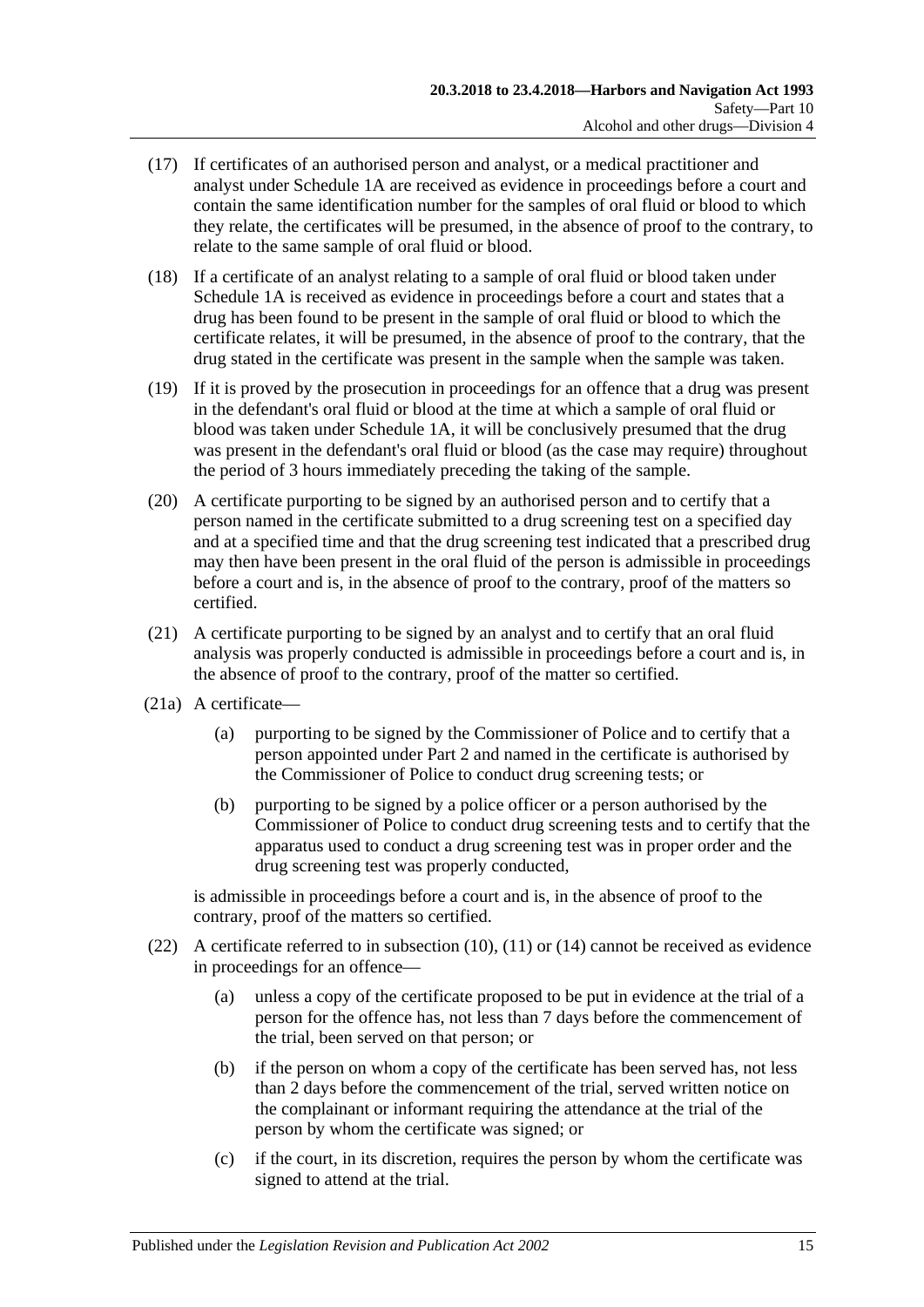(17) If certificates of an authorised person and analyst, or a medical practitioner and analyst under Schedule 1A are received as evidence in proceedings before a court and contain the same identification number for the samples of oral fluid or blood to which they relate, the certificates will be presumed, in the absence of proof to the contrary, to relate to the same sample of oral fluid or blood.

(18) If a certificate of an analyst relating to a sample of oral fluid or blood taken under Schedule 1A is received as evidence in proceedings before a court and states that a drug has been found to be present in the sample of oral fluid or blood to which the certificate relates, it will be presumed, in the absence of proof to the contrary, that the drug stated in the certificate was present in the sample when the sample was taken.

(19) If it is proved by the prosecution in proceedings for an offence that a drug was present in the defendant's oral fluid or blood at the time at which a sample of oral fluid or blood was taken under Schedule 1A, it will be conclusively presumed that the drug was present in the defendant's oral fluid or blood (as the case may require) throughout the period of 3 hours immediately preceding the taking of the sample.

(20) A certificate purporting to be signed by an authorised person and to certify that a person named in the certificate submitted to a drug screening test on a specified day and at a specified time and that the drug screening test indicated that a prescribed drug may then have been present in the oral fluid of the person is admissible in proceedings before a court and is, in the absence of proof to the contrary, proof of the matters so certified.

(21) A certificate purporting to be signed by an analyst and to certify that an oral fluid analysis was properly conducted is admissible in proceedings before a court and is, in the absence of proof to the contrary, proof of the matter so certified.

(21a) A certificate—

- (a) purporting to be signed by the Commissioner of Police and to certify that a person appointed under Part 2 and named in the certificate is authorised by the Commissioner of Police to conduct drug screening tests; or
- (b) purporting to be signed by a police officer or a person authorised by the Commissioner of Police to conduct drug screening tests and to certify that the apparatus used to conduct a drug screening test was in proper order and the drug screening test was properly conducted,

is admissible in proceedings before a court and is, in the absence of proof to the contrary, proof of the matters so certified.

(22) A certificate referred to in subsection (10), (11) or (14) cannot be received as evidence in proceedings for an offence—

- (a) unless a copy of the certificate proposed to be put in evidence at the trial of a person for the offence has, not less than 7 days before the commencement of the trial, been served on that person; or
- (b) if the person on whom a copy of the certificate has been served has, not less than 2 days before the commencement of the trial, served written notice on the complainant or informant requiring the attendance at the trial of the person by whom the certificate was signed; or
- (c) if the court, in its discretion, requires the person by whom the certificate was signed to attend at the trial.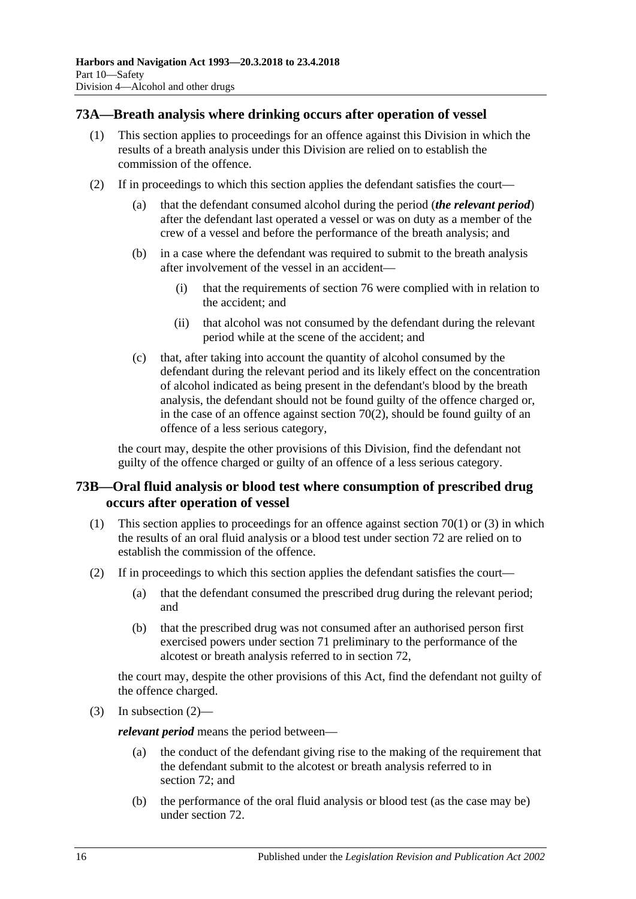## 73A—Breath analysis where drinking occurs after operation of vessel

(1) This section applies to proceedings for an offence against this Division in which the results of a breath analysis under this Division are relied on to establish the commission of the offence.

(2) If in proceedings to which this section applies the defendant satisfies the court—

(a) that the defendant consumed alcohol during the period (***the relevant period***) after the defendant last operated a vessel or was on duty as a member of the crew of a vessel and before the performance of the breath analysis; and

(b) in a case where the defendant was required to submit to the breath analysis after involvement of the vessel in an accident—

(i) that the requirements of section 76 were complied with in relation to the accident; and

(ii) that alcohol was not consumed by the defendant during the relevant period while at the scene of the accident; and

(c) that, after taking into account the quantity of alcohol consumed by the defendant during the relevant period and its likely effect on the concentration of alcohol indicated as being present in the defendant's blood by the breath analysis, the defendant should not be found guilty of the offence charged or, in the case of an offence against section 70(2), should be found guilty of an offence of a less serious category,

the court may, despite the other provisions of this Division, find the defendant not guilty of the offence charged or guilty of an offence of a less serious category.

## 73B—Oral fluid analysis or blood test where consumption of prescribed drug occurs after operation of vessel

(1) This section applies to proceedings for an offence against section 70(1) or (3) in which the results of an oral fluid analysis or a blood test under section 72 are relied on to establish the commission of the offence.

(2) If in proceedings to which this section applies the defendant satisfies the court—

(a) that the defendant consumed the prescribed drug during the relevant period; and

(b) that the prescribed drug was not consumed after an authorised person first exercised powers under section 71 preliminary to the performance of the alcotest or breath analysis referred to in section 72,

the court may, despite the other provisions of this Act, find the defendant not guilty of the offence charged.

(3) In subsection (2)—

***relevant period*** means the period between—

(a) the conduct of the defendant giving rise to the making of the requirement that the defendant submit to the alcotest or breath analysis referred to in section 72; and

(b) the performance of the oral fluid analysis or blood test (as the case may be) under section 72.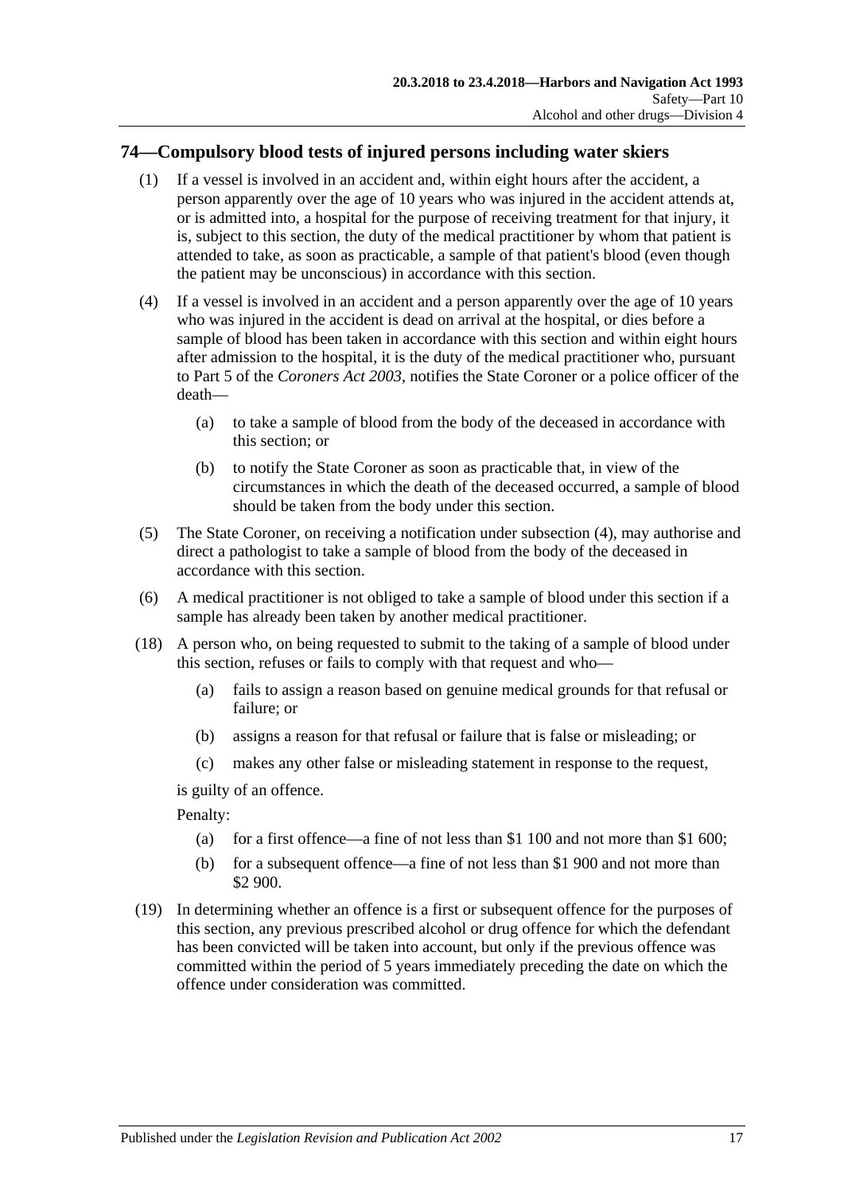## 74—Compulsory blood tests of injured persons including water skiers

(1) If a vessel is involved in an accident and, within eight hours after the accident, a person apparently over the age of 10 years who was injured in the accident attends at, or is admitted into, a hospital for the purpose of receiving treatment for that injury, it is, subject to this section, the duty of the medical practitioner by whom that patient is attended to take, as soon as practicable, a sample of that patient's blood (even though the patient may be unconscious) in accordance with this section.

(4) If a vessel is involved in an accident and a person apparently over the age of 10 years who was injured in the accident is dead on arrival at the hospital, or dies before a sample of blood has been taken in accordance with this section and within eight hours after admission to the hospital, it is the duty of the medical practitioner who, pursuant to Part 5 of the *Coroners Act 2003*, notifies the State Coroner or a police officer of the death—

- (a) to take a sample of blood from the body of the deceased in accordance with this section; or
- (b) to notify the State Coroner as soon as practicable that, in view of the circumstances in which the death of the deceased occurred, a sample of blood should be taken from the body under this section.

(5) The State Coroner, on receiving a notification under subsection (4), may authorise and direct a pathologist to take a sample of blood from the body of the deceased in accordance with this section.

(6) A medical practitioner is not obliged to take a sample of blood under this section if a sample has already been taken by another medical practitioner.

(18) A person who, on being requested to submit to the taking of a sample of blood under this section, refuses or fails to comply with that request and who—

- (a) fails to assign a reason based on genuine medical grounds for that refusal or failure; or
- (b) assigns a reason for that refusal or failure that is false or misleading; or
- (c) makes any other false or misleading statement in response to the request,

is guilty of an offence.

Penalty:

- (a) for a first offence—a fine of not less than $1 100 and not more than $1 600;
- (b) for a subsequent offence—a fine of not less than $1 900 and not more than $2 900.

(19) In determining whether an offence is a first or subsequent offence for the purposes of this section, any previous prescribed alcohol or drug offence for which the defendant has been convicted will be taken into account, but only if the previous offence was committed within the period of 5 years immediately preceding the date on which the offence under consideration was committed.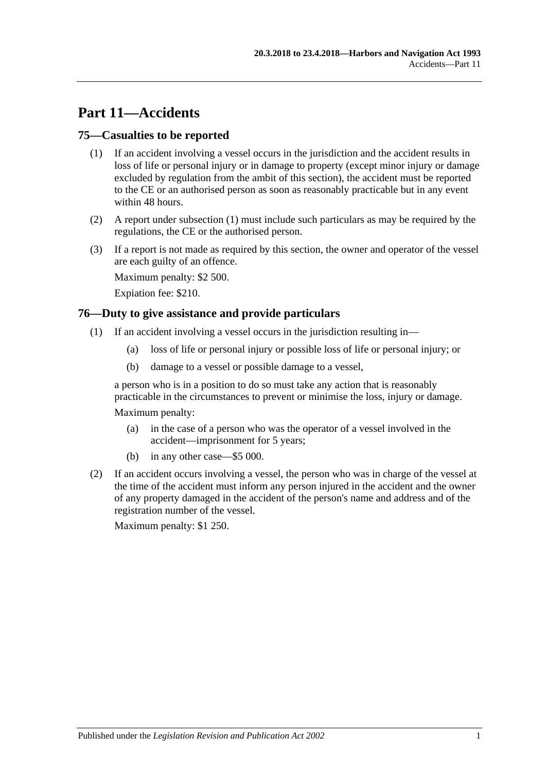# Part 11—Accidents

## 75—Casualties to be reported

(1) If an accident involving a vessel occurs in the jurisdiction and the accident results in loss of life or personal injury or in damage to property (except minor injury or damage excluded by regulation from the ambit of this section), the accident must be reported to the CE or an authorised person as soon as reasonably practicable but in any event within 48 hours.

(2) A report under subsection (1) must include such particulars as may be required by the regulations, the CE or the authorised person.

(3) If a report is not made as required by this section, the owner and operator of the vessel are each guilty of an offence.

Maximum penalty: $2 500.

Expiation fee: $210.

## 76—Duty to give assistance and provide particulars

(1) If an accident involving a vessel occurs in the jurisdiction resulting in—

(a) loss of life or personal injury or possible loss of life or personal injury; or

(b) damage to a vessel or possible damage to a vessel,

a person who is in a position to do so must take any action that is reasonably practicable in the circumstances to prevent or minimise the loss, injury or damage.

Maximum penalty:

(a) in the case of a person who was the operator of a vessel involved in the accident—imprisonment for 5 years;

(b) in any other case—$5 000.

(2) If an accident occurs involving a vessel, the person who was in charge of the vessel at the time of the accident must inform any person injured in the accident and the owner of any property damaged in the accident of the person's name and address and of the registration number of the vessel.

Maximum penalty: $1 250.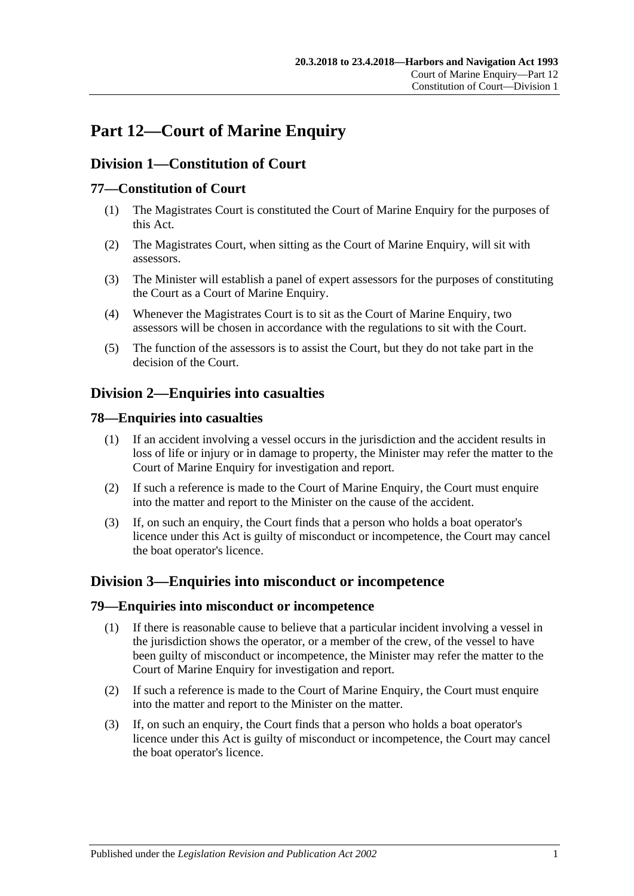# Part 12—Court of Marine Enquiry

## Division 1—Constitution of Court

### 77—Constitution of Court

(1) The Magistrates Court is constituted the Court of Marine Enquiry for the purposes of this Act.

(2) The Magistrates Court, when sitting as the Court of Marine Enquiry, will sit with assessors.

(3) The Minister will establish a panel of expert assessors for the purposes of constituting the Court as a Court of Marine Enquiry.

(4) Whenever the Magistrates Court is to sit as the Court of Marine Enquiry, two assessors will be chosen in accordance with the regulations to sit with the Court.

(5) The function of the assessors is to assist the Court, but they do not take part in the decision of the Court.

## Division 2—Enquiries into casualties

### 78—Enquiries into casualties

(1) If an accident involving a vessel occurs in the jurisdiction and the accident results in loss of life or injury or in damage to property, the Minister may refer the matter to the Court of Marine Enquiry for investigation and report.

(2) If such a reference is made to the Court of Marine Enquiry, the Court must enquire into the matter and report to the Minister on the cause of the accident.

(3) If, on such an enquiry, the Court finds that a person who holds a boat operator's licence under this Act is guilty of misconduct or incompetence, the Court may cancel the boat operator's licence.

## Division 3—Enquiries into misconduct or incompetence

### 79—Enquiries into misconduct or incompetence

(1) If there is reasonable cause to believe that a particular incident involving a vessel in the jurisdiction shows the operator, or a member of the crew, of the vessel to have been guilty of misconduct or incompetence, the Minister may refer the matter to the Court of Marine Enquiry for investigation and report.

(2) If such a reference is made to the Court of Marine Enquiry, the Court must enquire into the matter and report to the Minister on the matter.

(3) If, on such an enquiry, the Court finds that a person who holds a boat operator's licence under this Act is guilty of misconduct or incompetence, the Court may cancel the boat operator's licence.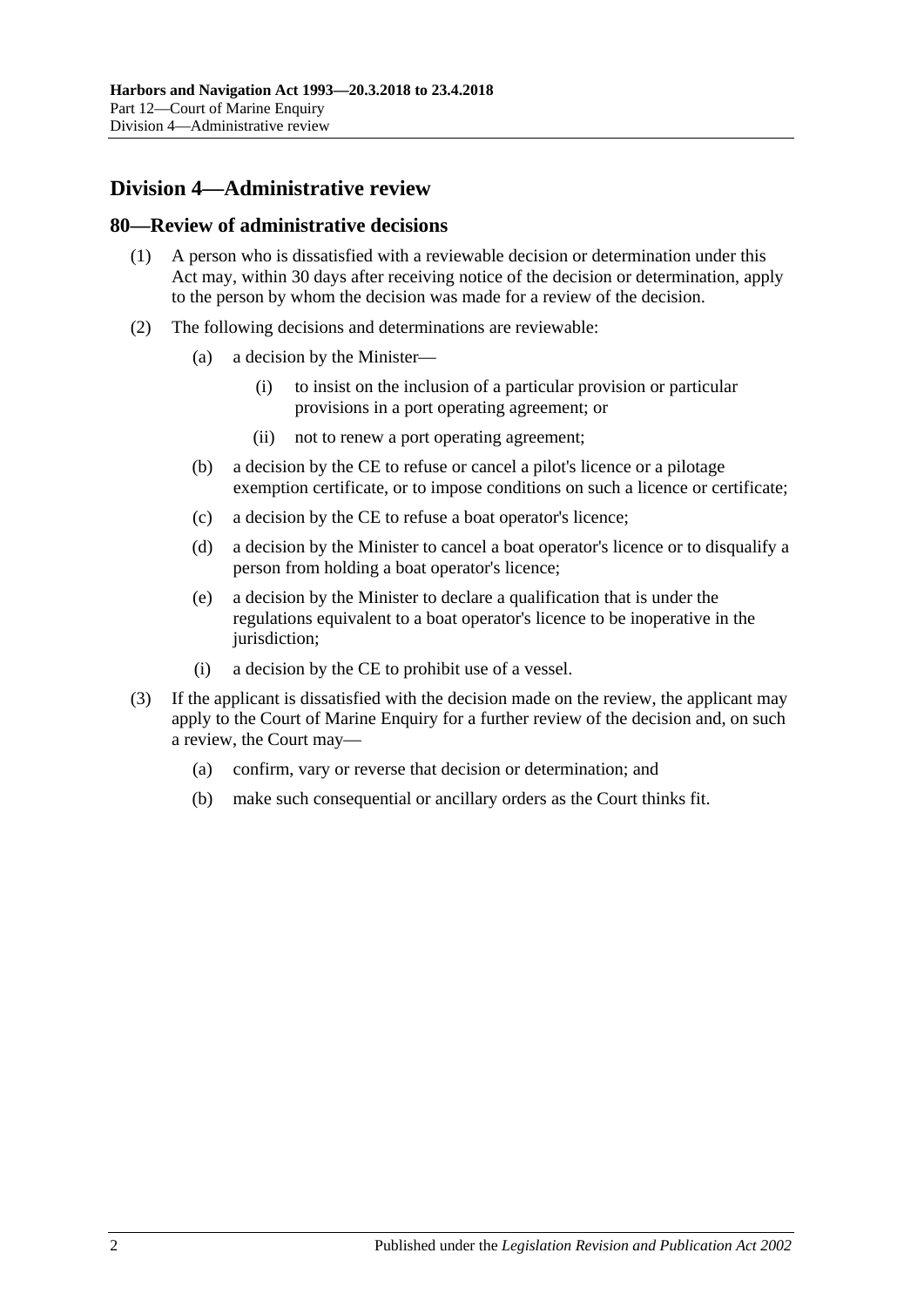## Division 4—Administrative review

### 80—Review of administrative decisions

(1) A person who is dissatisfied with a reviewable decision or determination under this Act may, within 30 days after receiving notice of the decision or determination, apply to the person by whom the decision was made for a review of the decision.

(2) The following decisions and determinations are reviewable:

- (a) a decision by the Minister—
  - (i) to insist on the inclusion of a particular provision or particular provisions in a port operating agreement; or
  - (ii) not to renew a port operating agreement;
- (b) a decision by the CE to refuse or cancel a pilot's licence or a pilotage exemption certificate, or to impose conditions on such a licence or certificate;
- (c) a decision by the CE to refuse a boat operator's licence;
- (d) a decision by the Minister to cancel a boat operator's licence or to disqualify a person from holding a boat operator's licence;
- (e) a decision by the Minister to declare a qualification that is under the regulations equivalent to a boat operator's licence to be inoperative in the jurisdiction;
- (i) a decision by the CE to prohibit use of a vessel.

(3) If the applicant is dissatisfied with the decision made on the review, the applicant may apply to the Court of Marine Enquiry for a further review of the decision and, on such a review, the Court may—

- (a) confirm, vary or reverse that decision or determination; and
- (b) make such consequential or ancillary orders as the Court thinks fit.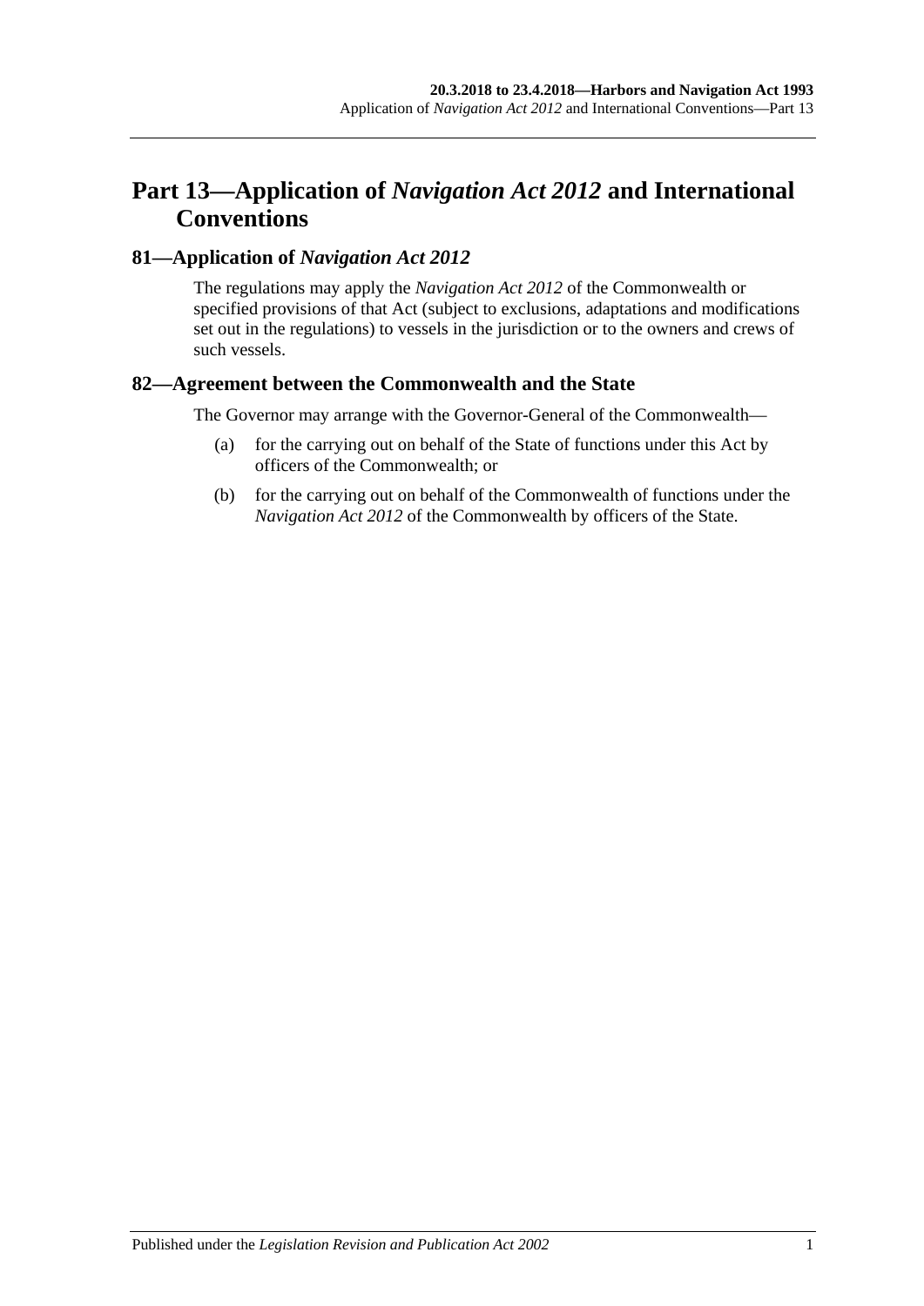# Part 13—Application of *Navigation Act 2012* and International Conventions

## 81—Application of *Navigation Act 2012*

The regulations may apply the *Navigation Act 2012* of the Commonwealth or specified provisions of that Act (subject to exclusions, adaptations and modifications set out in the regulations) to vessels in the jurisdiction or to the owners and crews of such vessels.

## 82—Agreement between the Commonwealth and the State

The Governor may arrange with the Governor-General of the Commonwealth—

(a) for the carrying out on behalf of the State of functions under this Act by officers of the Commonwealth; or

(b) for the carrying out on behalf of the Commonwealth of functions under the *Navigation Act 2012* of the Commonwealth by officers of the State.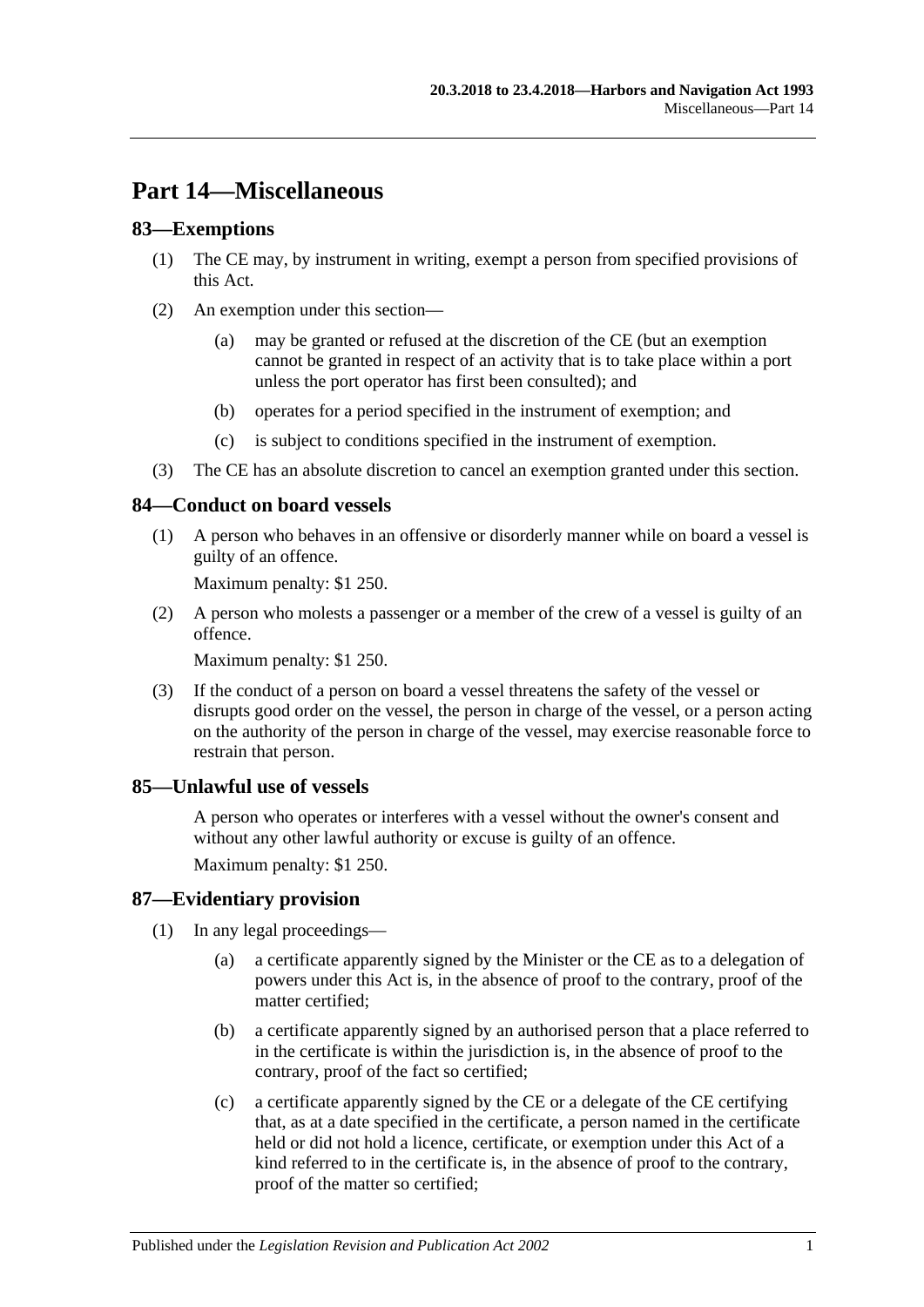# Part 14—Miscellaneous

## 83—Exemptions

(1) The CE may, by instrument in writing, exempt a person from specified provisions of this Act.

(2) An exemption under this section—

(a) may be granted or refused at the discretion of the CE (but an exemption cannot be granted in respect of an activity that is to take place within a port unless the port operator has first been consulted); and

(b) operates for a period specified in the instrument of exemption; and

(c) is subject to conditions specified in the instrument of exemption.

(3) The CE has an absolute discretion to cancel an exemption granted under this section.

## 84—Conduct on board vessels

(1) A person who behaves in an offensive or disorderly manner while on board a vessel is guilty of an offence.

Maximum penalty: $1 250.

(2) A person who molests a passenger or a member of the crew of a vessel is guilty of an offence.

Maximum penalty: $1 250.

(3) If the conduct of a person on board a vessel threatens the safety of the vessel or disrupts good order on the vessel, the person in charge of the vessel, or a person acting on the authority of the person in charge of the vessel, may exercise reasonable force to restrain that person.

## 85—Unlawful use of vessels

A person who operates or interferes with a vessel without the owner's consent and without any other lawful authority or excuse is guilty of an offence.

Maximum penalty: $1 250.

## 87—Evidentiary provision

(1) In any legal proceedings—

(a) a certificate apparently signed by the Minister or the CE as to a delegation of powers under this Act is, in the absence of proof to the contrary, proof of the matter certified;

(b) a certificate apparently signed by an authorised person that a place referred to in the certificate is within the jurisdiction is, in the absence of proof to the contrary, proof of the fact so certified;

(c) a certificate apparently signed by the CE or a delegate of the CE certifying that, as at a date specified in the certificate, a person named in the certificate held or did not hold a licence, certificate, or exemption under this Act of a kind referred to in the certificate is, in the absence of proof to the contrary, proof of the matter so certified;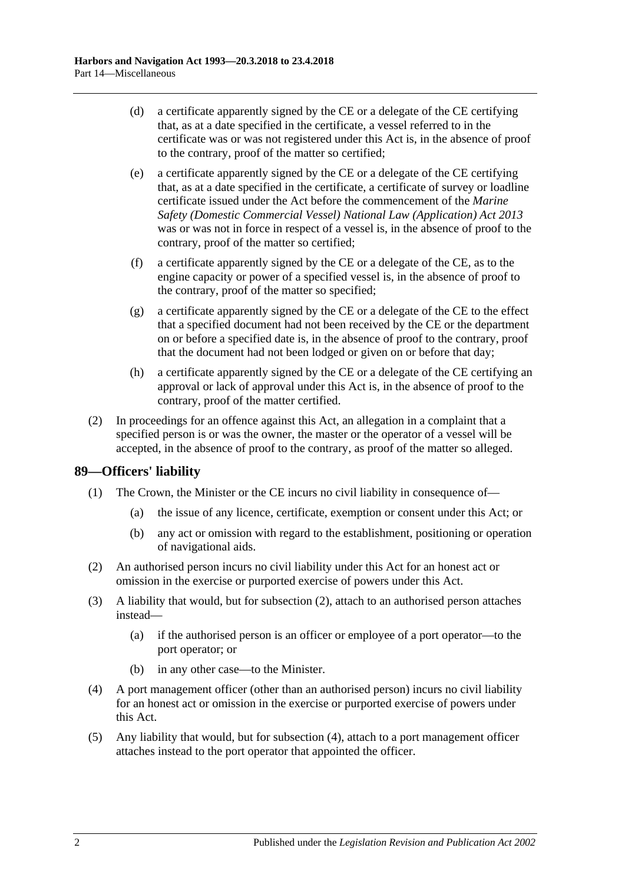(d) a certificate apparently signed by the CE or a delegate of the CE certifying that, as at a date specified in the certificate, a vessel referred to in the certificate was or was not registered under this Act is, in the absence of proof to the contrary, proof of the matter so certified;

(e) a certificate apparently signed by the CE or a delegate of the CE certifying that, as at a date specified in the certificate, a certificate of survey or loadline certificate issued under the Act before the commencement of the *Marine Safety (Domestic Commercial Vessel) National Law (Application) Act 2013* was or was not in force in respect of a vessel is, in the absence of proof to the contrary, proof of the matter so certified;

(f) a certificate apparently signed by the CE or a delegate of the CE, as to the engine capacity or power of a specified vessel is, in the absence of proof to the contrary, proof of the matter so specified;

(g) a certificate apparently signed by the CE or a delegate of the CE to the effect that a specified document had not been received by the CE or the department on or before a specified date is, in the absence of proof to the contrary, proof that the document had not been lodged or given on or before that day;

(h) a certificate apparently signed by the CE or a delegate of the CE certifying an approval or lack of approval under this Act is, in the absence of proof to the contrary, proof of the matter certified.

(2) In proceedings for an offence against this Act, an allegation in a complaint that a specified person is or was the owner, the master or the operator of a vessel will be accepted, in the absence of proof to the contrary, as proof of the matter so alleged.

## 89—Officers' liability

(1) The Crown, the Minister or the CE incurs no civil liability in consequence of—

(a) the issue of any licence, certificate, exemption or consent under this Act; or

(b) any act or omission with regard to the establishment, positioning or operation of navigational aids.

(2) An authorised person incurs no civil liability under this Act for an honest act or omission in the exercise or purported exercise of powers under this Act.

(3) A liability that would, but for subsection (2), attach to an authorised person attaches instead—

(a) if the authorised person is an officer or employee of a port operator—to the port operator; or

(b) in any other case—to the Minister.

(4) A port management officer (other than an authorised person) incurs no civil liability for an honest act or omission in the exercise or purported exercise of powers under this Act.

(5) Any liability that would, but for subsection (4), attach to a port management officer attaches instead to the port operator that appointed the officer.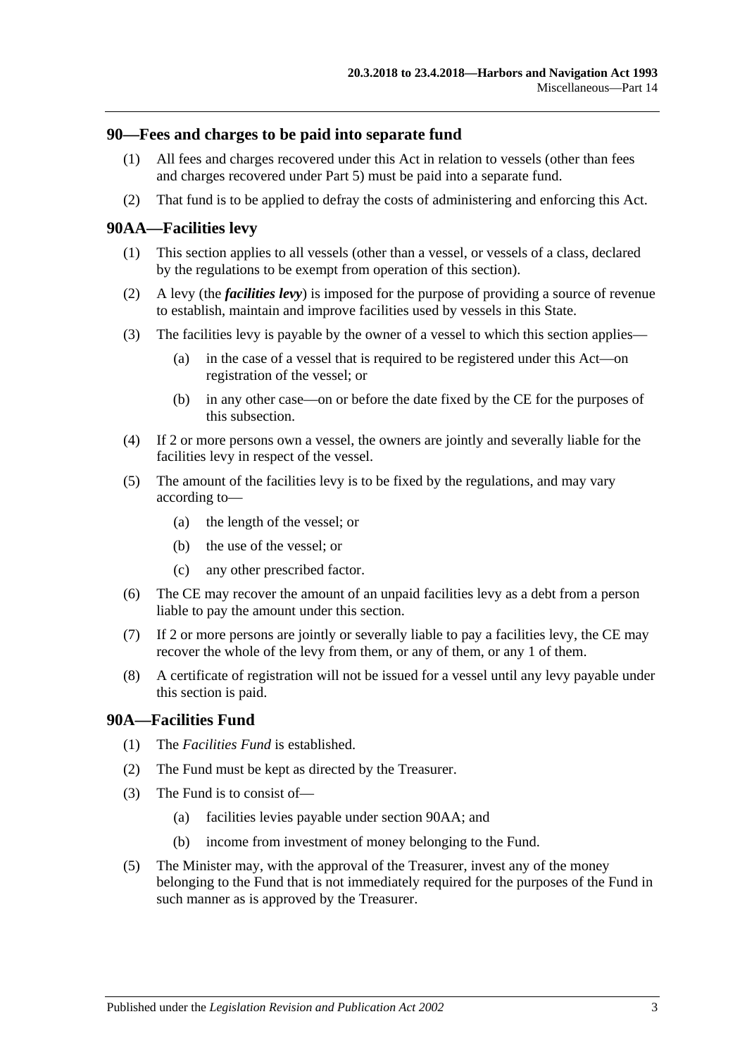## 90—Fees and charges to be paid into separate fund

(1) All fees and charges recovered under this Act in relation to vessels (other than fees and charges recovered under Part 5) must be paid into a separate fund.

(2) That fund is to be applied to defray the costs of administering and enforcing this Act.

## 90AA—Facilities levy

(1) This section applies to all vessels (other than a vessel, or vessels of a class, declared by the regulations to be exempt from operation of this section).

(2) A levy (the ***facilities levy***) is imposed for the purpose of providing a source of revenue to establish, maintain and improve facilities used by vessels in this State.

(3) The facilities levy is payable by the owner of a vessel to which this section applies—

- (a) in the case of a vessel that is required to be registered under this Act—on registration of the vessel; or
- (b) in any other case—on or before the date fixed by the CE for the purposes of this subsection.

(4) If 2 or more persons own a vessel, the owners are jointly and severally liable for the facilities levy in respect of the vessel.

(5) The amount of the facilities levy is to be fixed by the regulations, and may vary according to—

- (a) the length of the vessel; or
- (b) the use of the vessel; or
- (c) any other prescribed factor.

(6) The CE may recover the amount of an unpaid facilities levy as a debt from a person liable to pay the amount under this section.

(7) If 2 or more persons are jointly or severally liable to pay a facilities levy, the CE may recover the whole of the levy from them, or any of them, or any 1 of them.

(8) A certificate of registration will not be issued for a vessel until any levy payable under this section is paid.

## 90A—Facilities Fund

(1) The *Facilities Fund* is established.

(2) The Fund must be kept as directed by the Treasurer.

(3) The Fund is to consist of—

- (a) facilities levies payable under section 90AA; and
- (b) income from investment of money belonging to the Fund.

(5) The Minister may, with the approval of the Treasurer, invest any of the money belonging to the Fund that is not immediately required for the purposes of the Fund in such manner as is approved by the Treasurer.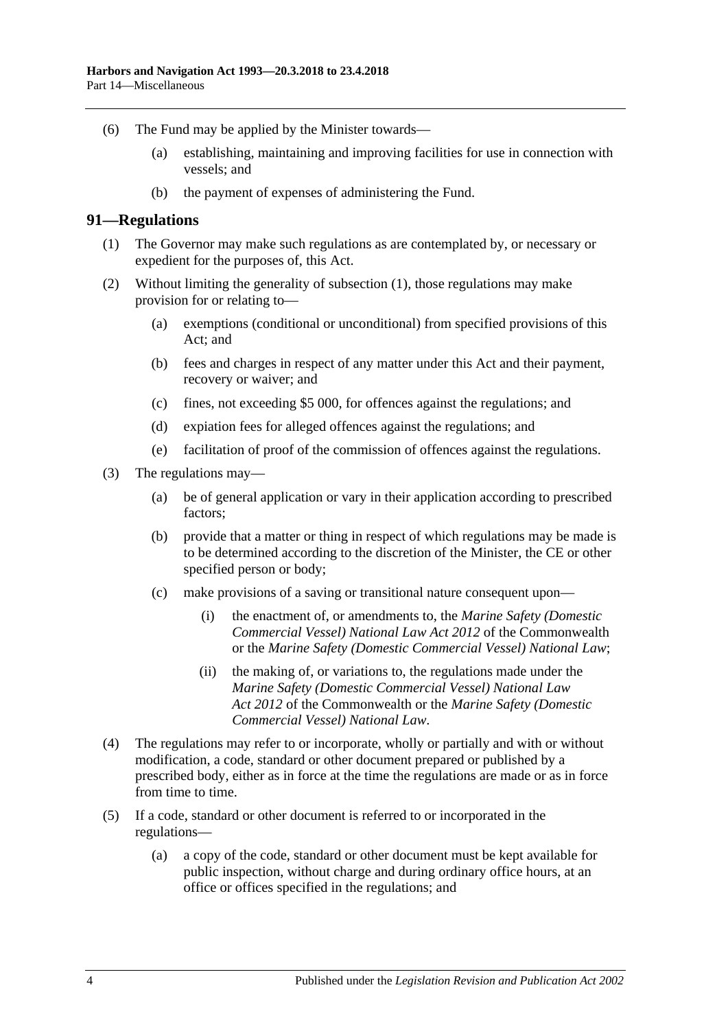(6) The Fund may be applied by the Minister towards—

(a) establishing, maintaining and improving facilities for use in connection with vessels; and

(b) the payment of expenses of administering the Fund.

## 91—Regulations

(1) The Governor may make such regulations as are contemplated by, or necessary or expedient for the purposes of, this Act.

(2) Without limiting the generality of subsection (1), those regulations may make provision for or relating to—

(a) exemptions (conditional or unconditional) from specified provisions of this Act; and

(b) fees and charges in respect of any matter under this Act and their payment, recovery or waiver; and

(c) fines, not exceeding $5 000, for offences against the regulations; and

(d) expiation fees for alleged offences against the regulations; and

(e) facilitation of proof of the commission of offences against the regulations.

(3) The regulations may—

(a) be of general application or vary in their application according to prescribed factors;

(b) provide that a matter or thing in respect of which regulations may be made is to be determined according to the discretion of the Minister, the CE or other specified person or body;

(c) make provisions of a saving or transitional nature consequent upon—

(i) the enactment of, or amendments to, the *Marine Safety (Domestic Commercial Vessel) National Law Act 2012* of the Commonwealth or the *Marine Safety (Domestic Commercial Vessel) National Law*;

(ii) the making of, or variations to, the regulations made under the *Marine Safety (Domestic Commercial Vessel) National Law Act 2012* of the Commonwealth or the *Marine Safety (Domestic Commercial Vessel) National Law*.

(4) The regulations may refer to or incorporate, wholly or partially and with or without modification, a code, standard or other document prepared or published by a prescribed body, either as in force at the time the regulations are made or as in force from time to time.

(5) If a code, standard or other document is referred to or incorporated in the regulations—

(a) a copy of the code, standard or other document must be kept available for public inspection, without charge and during ordinary office hours, at an office or offices specified in the regulations; and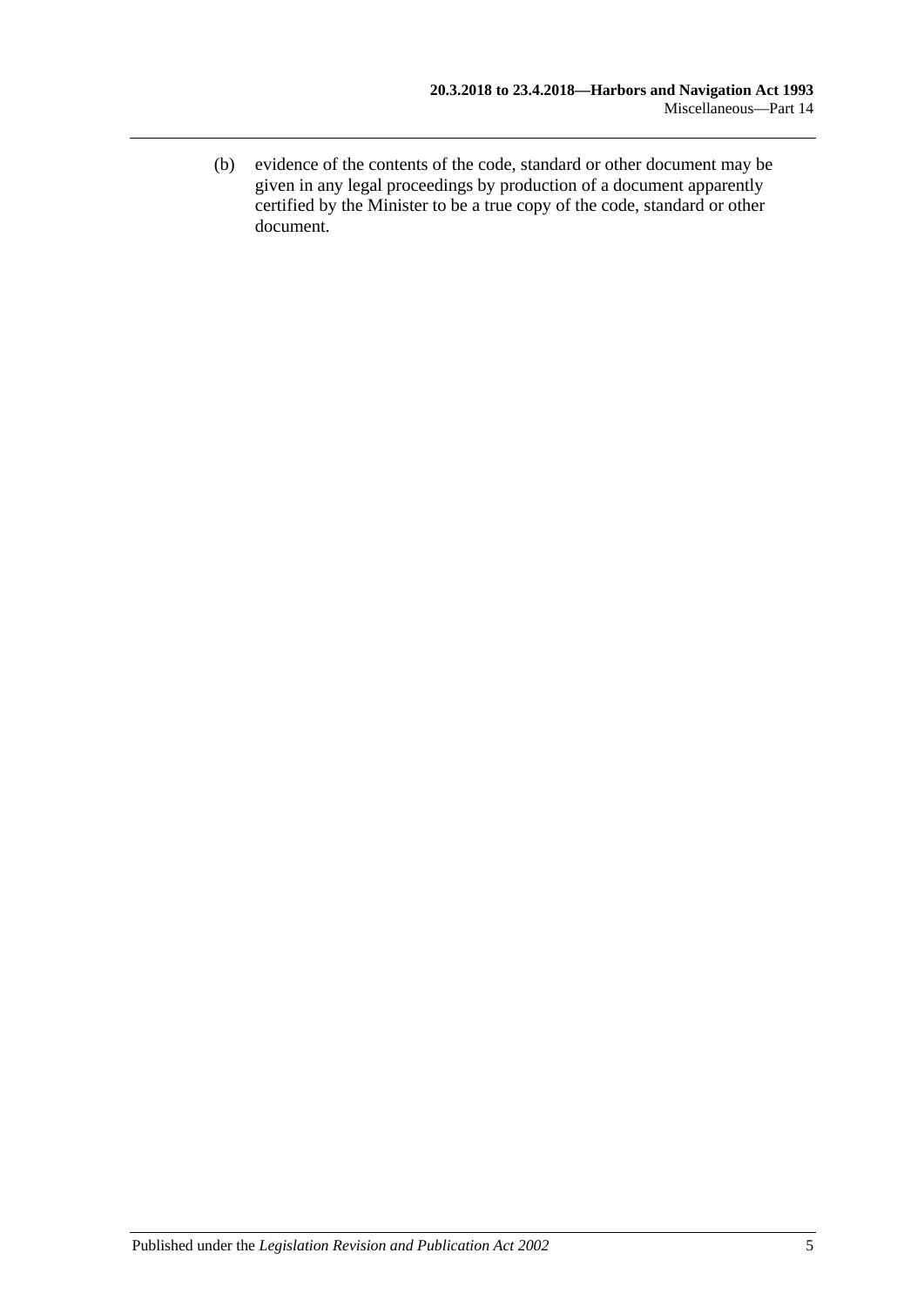(b) evidence of the contents of the code, standard or other document may be given in any legal proceedings by production of a document apparently certified by the Minister to be a true copy of the code, standard or other document.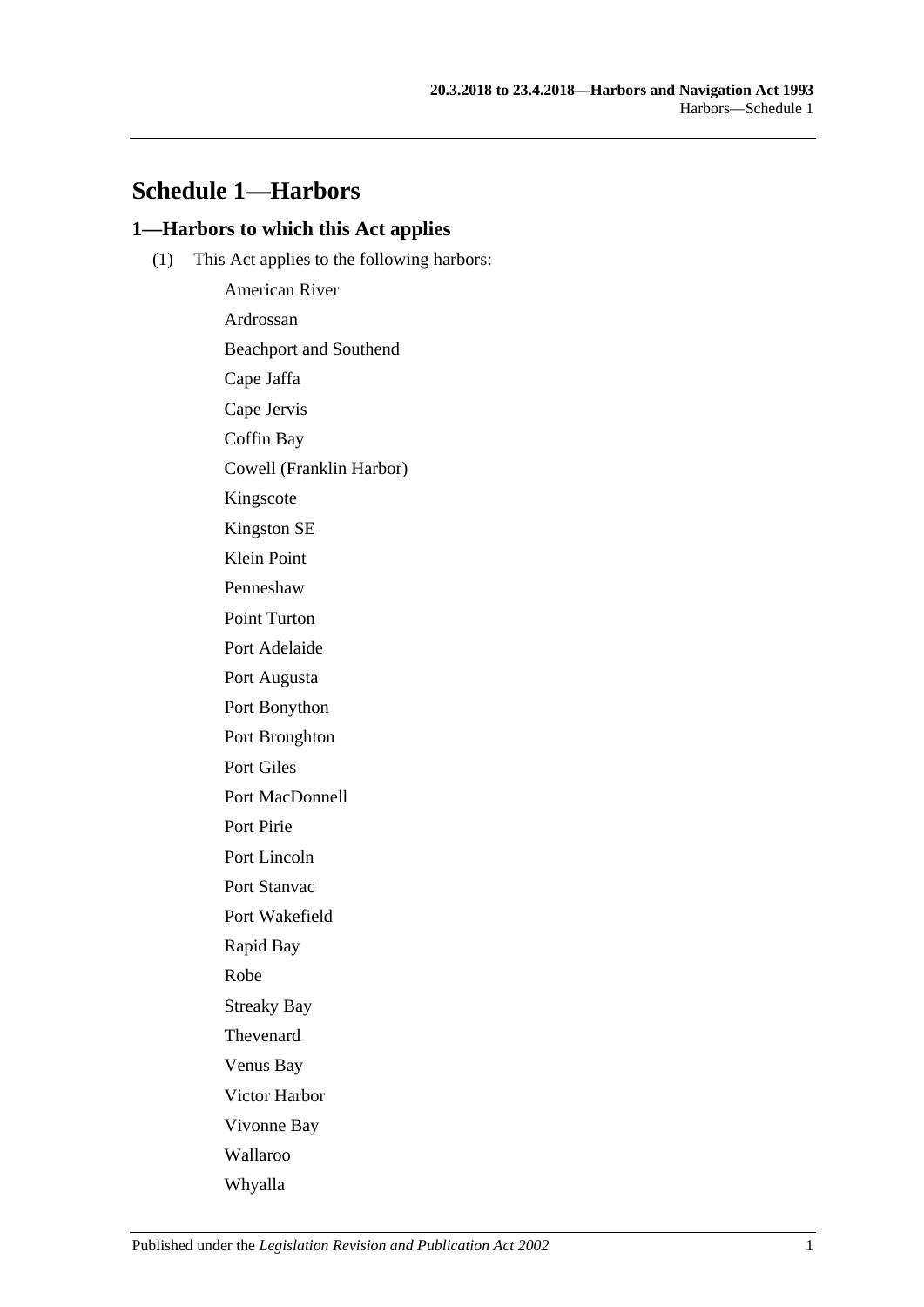# Schedule 1—Harbors

## 1—Harbors to which this Act applies

(1) This Act applies to the following harbors:

American River

Ardrossan

Beachport and Southend

Cape Jaffa

Cape Jervis

Coffin Bay

Cowell (Franklin Harbor)

Kingscote

Kingston SE

Klein Point

Penneshaw

Point Turton

Port Adelaide

Port Augusta

Port Bonython

Port Broughton

Port Giles

Port MacDonnell

Port Pirie

Port Lincoln

Port Stanvac

Port Wakefield

Rapid Bay

Robe

Streaky Bay

Thevenard

Venus Bay

Victor Harbor

Vivonne Bay

Wallaroo

Whyalla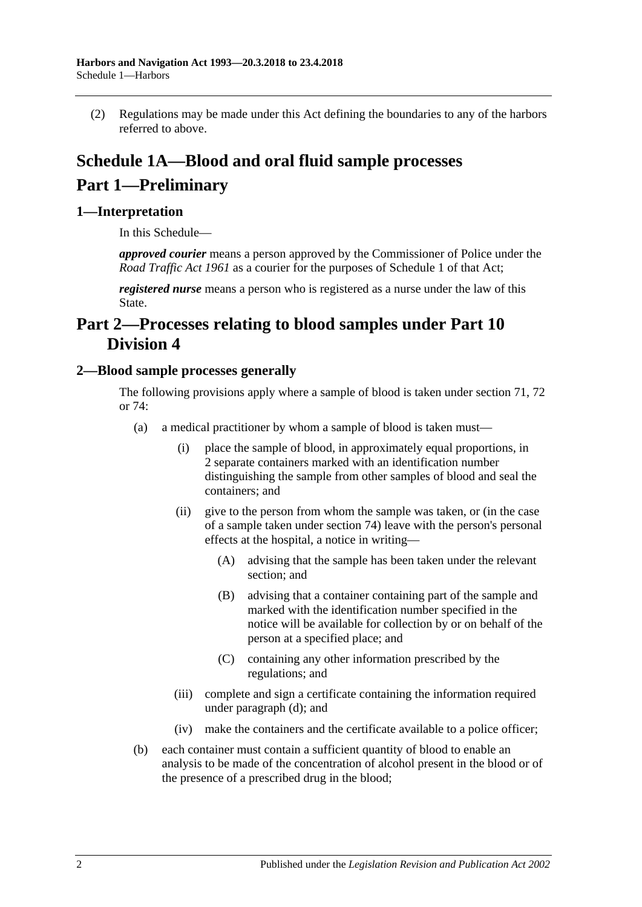(2) Regulations may be made under this Act defining the boundaries to any of the harbors referred to above.

# Schedule 1A—Blood and oral fluid sample processes

# Part 1—Preliminary

## 1—Interpretation

In this Schedule—

***approved courier*** means a person approved by the Commissioner of Police under the *Road Traffic Act 1961* as a courier for the purposes of Schedule 1 of that Act;

***registered nurse*** means a person who is registered as a nurse under the law of this State.

# Part 2—Processes relating to blood samples under Part 10 Division 4

## 2—Blood sample processes generally

The following provisions apply where a sample of blood is taken under section 71, 72 or 74:

- (a) a medical practitioner by whom a sample of blood is taken must—
  - (i) place the sample of blood, in approximately equal proportions, in 2 separate containers marked with an identification number distinguishing the sample from other samples of blood and seal the containers; and
  - (ii) give to the person from whom the sample was taken, or (in the case of a sample taken under section 74) leave with the person's personal effects at the hospital, a notice in writing—
    - (A) advising that the sample has been taken under the relevant section; and
    - (B) advising that a container containing part of the sample and marked with the identification number specified in the notice will be available for collection by or on behalf of the person at a specified place; and
    - (C) containing any other information prescribed by the regulations; and
  - (iii) complete and sign a certificate containing the information required under paragraph (d); and
  - (iv) make the containers and the certificate available to a police officer;
- (b) each container must contain a sufficient quantity of blood to enable an analysis to be made of the concentration of alcohol present in the blood or of the presence of a prescribed drug in the blood;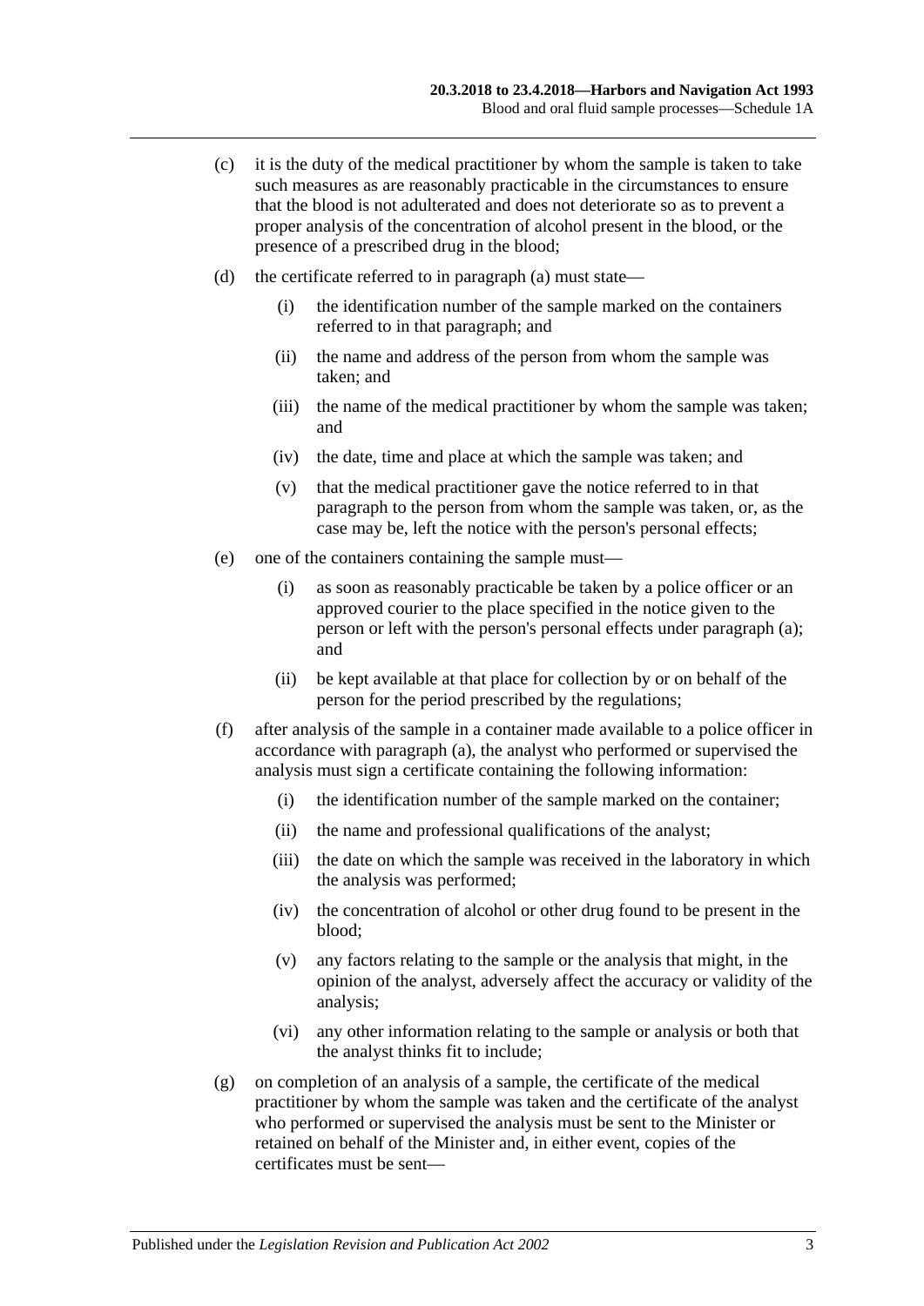(c) it is the duty of the medical practitioner by whom the sample is taken to take such measures as are reasonably practicable in the circumstances to ensure that the blood is not adulterated and does not deteriorate so as to prevent a proper analysis of the concentration of alcohol present in the blood, or the presence of a prescribed drug in the blood;

(d) the certificate referred to in paragraph (a) must state—

   (i) the identification number of the sample marked on the containers referred to in that paragraph; and

   (ii) the name and address of the person from whom the sample was taken; and

   (iii) the name of the medical practitioner by whom the sample was taken; and

   (iv) the date, time and place at which the sample was taken; and

   (v) that the medical practitioner gave the notice referred to in that paragraph to the person from whom the sample was taken, or, as the case may be, left the notice with the person's personal effects;

(e) one of the containers containing the sample must—

   (i) as soon as reasonably practicable be taken by a police officer or an approved courier to the place specified in the notice given to the person or left with the person's personal effects under paragraph (a); and

   (ii) be kept available at that place for collection by or on behalf of the person for the period prescribed by the regulations;

(f) after analysis of the sample in a container made available to a police officer in accordance with paragraph (a), the analyst who performed or supervised the analysis must sign a certificate containing the following information:

   (i) the identification number of the sample marked on the container;

   (ii) the name and professional qualifications of the analyst;

   (iii) the date on which the sample was received in the laboratory in which the analysis was performed;

   (iv) the concentration of alcohol or other drug found to be present in the blood;

   (v) any factors relating to the sample or the analysis that might, in the opinion of the analyst, adversely affect the accuracy or validity of the analysis;

   (vi) any other information relating to the sample or analysis or both that the analyst thinks fit to include;

(g) on completion of an analysis of a sample, the certificate of the medical practitioner by whom the sample was taken and the certificate of the analyst who performed or supervised the analysis must be sent to the Minister or retained on behalf of the Minister and, in either event, copies of the certificates must be sent—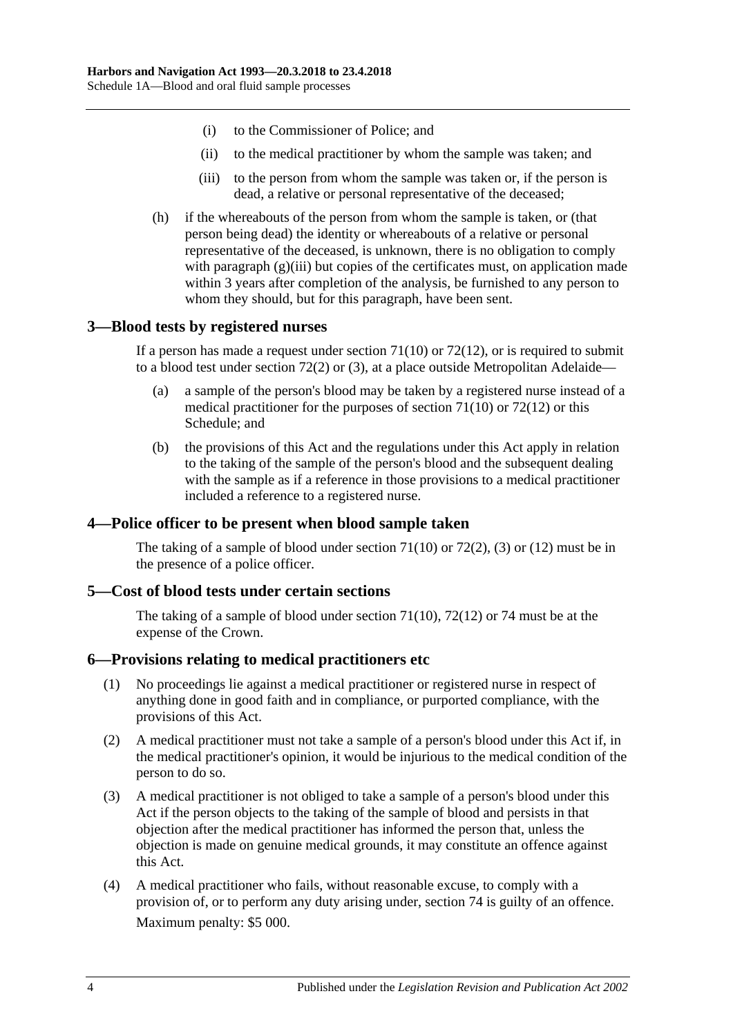- (i) to the Commissioner of Police; and
- (ii) to the medical practitioner by whom the sample was taken; and
- (iii) to the person from whom the sample was taken or, if the person is dead, a relative or personal representative of the deceased;

(h) if the whereabouts of the person from whom the sample is taken, or (that person being dead) the identity or whereabouts of a relative or personal representative of the deceased, is unknown, there is no obligation to comply with paragraph (g)(iii) but copies of the certificates must, on application made within 3 years after completion of the analysis, be furnished to any person to whom they should, but for this paragraph, have been sent.

## 3—Blood tests by registered nurses

If a person has made a request under section 71(10) or 72(12), or is required to submit to a blood test under section 72(2) or (3), at a place outside Metropolitan Adelaide—

(a) a sample of the person's blood may be taken by a registered nurse instead of a medical practitioner for the purposes of section 71(10) or 72(12) or this Schedule; and

(b) the provisions of this Act and the regulations under this Act apply in relation to the taking of the sample of the person's blood and the subsequent dealing with the sample as if a reference in those provisions to a medical practitioner included a reference to a registered nurse.

## 4—Police officer to be present when blood sample taken

The taking of a sample of blood under section 71(10) or 72(2), (3) or (12) must be in the presence of a police officer.

## 5—Cost of blood tests under certain sections

The taking of a sample of blood under section 71(10), 72(12) or 74 must be at the expense of the Crown.

## 6—Provisions relating to medical practitioners etc

(1) No proceedings lie against a medical practitioner or registered nurse in respect of anything done in good faith and in compliance, or purported compliance, with the provisions of this Act.

(2) A medical practitioner must not take a sample of a person's blood under this Act if, in the medical practitioner's opinion, it would be injurious to the medical condition of the person to do so.

(3) A medical practitioner is not obliged to take a sample of a person's blood under this Act if the person objects to the taking of the sample of blood and persists in that objection after the medical practitioner has informed the person that, unless the objection is made on genuine medical grounds, it may constitute an offence against this Act.

(4) A medical practitioner who fails, without reasonable excuse, to comply with a provision of, or to perform any duty arising under, section 74 is guilty of an offence.

Maximum penalty: $5 000.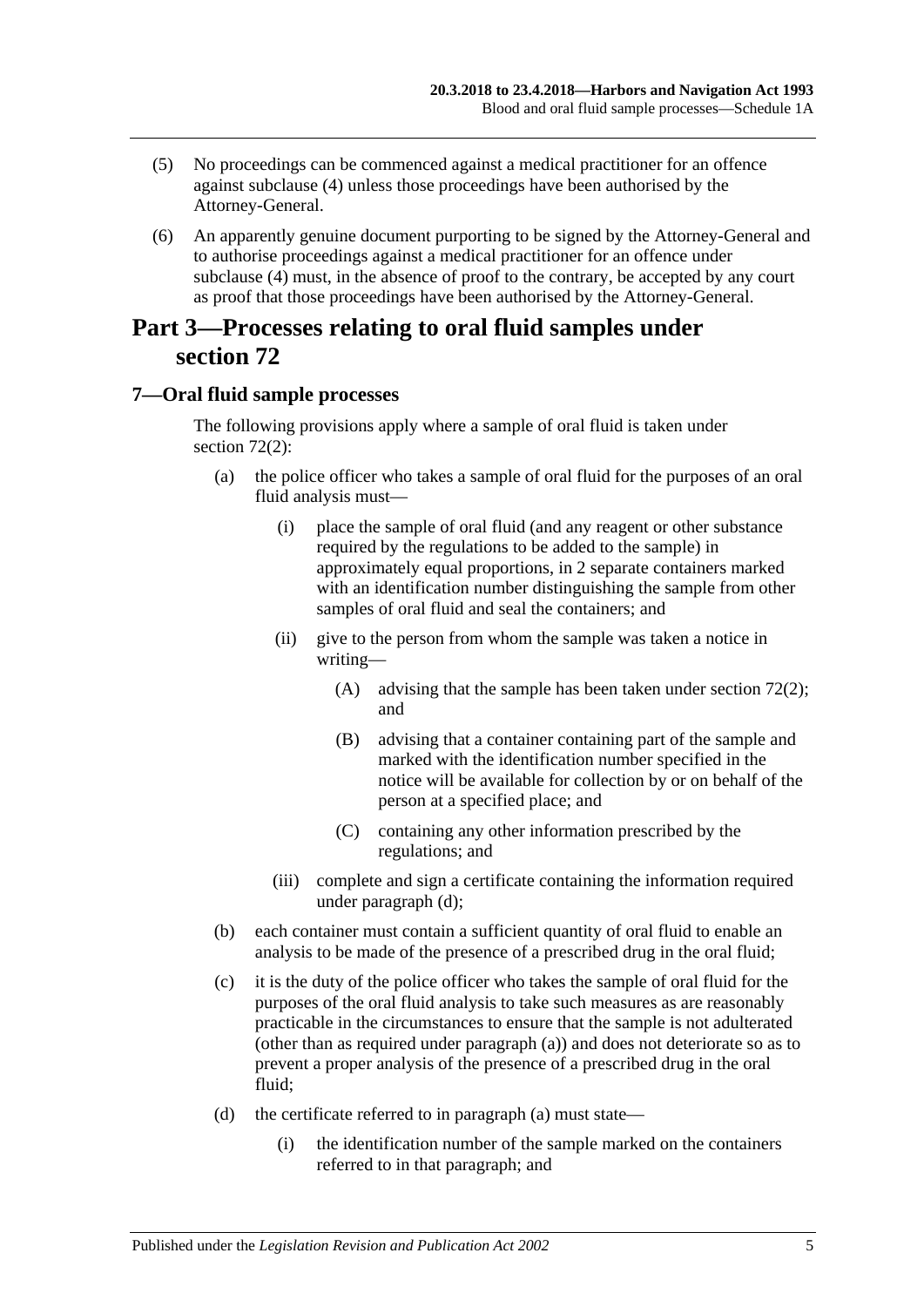(5) No proceedings can be commenced against a medical practitioner for an offence against subclause (4) unless those proceedings have been authorised by the Attorney-General.

(6) An apparently genuine document purporting to be signed by the Attorney-General and to authorise proceedings against a medical practitioner for an offence under subclause (4) must, in the absence of proof to the contrary, be accepted by any court as proof that those proceedings have been authorised by the Attorney-General.

# Part 3—Processes relating to oral fluid samples under section 72

## 7—Oral fluid sample processes

The following provisions apply where a sample of oral fluid is taken under section 72(2):

(a) the police officer who takes a sample of oral fluid for the purposes of an oral fluid analysis must—

(i) place the sample of oral fluid (and any reagent or other substance required by the regulations to be added to the sample) in approximately equal proportions, in 2 separate containers marked with an identification number distinguishing the sample from other samples of oral fluid and seal the containers; and

(ii) give to the person from whom the sample was taken a notice in writing—

(A) advising that the sample has been taken under section 72(2); and

(B) advising that a container containing part of the sample and marked with the identification number specified in the notice will be available for collection by or on behalf of the person at a specified place; and

(C) containing any other information prescribed by the regulations; and

(iii) complete and sign a certificate containing the information required under paragraph (d);

(b) each container must contain a sufficient quantity of oral fluid to enable an analysis to be made of the presence of a prescribed drug in the oral fluid;

(c) it is the duty of the police officer who takes the sample of oral fluid for the purposes of the oral fluid analysis to take such measures as are reasonably practicable in the circumstances to ensure that the sample is not adulterated (other than as required under paragraph (a)) and does not deteriorate so as to prevent a proper analysis of the presence of a prescribed drug in the oral fluid;

(d) the certificate referred to in paragraph (a) must state—

(i) the identification number of the sample marked on the containers referred to in that paragraph; and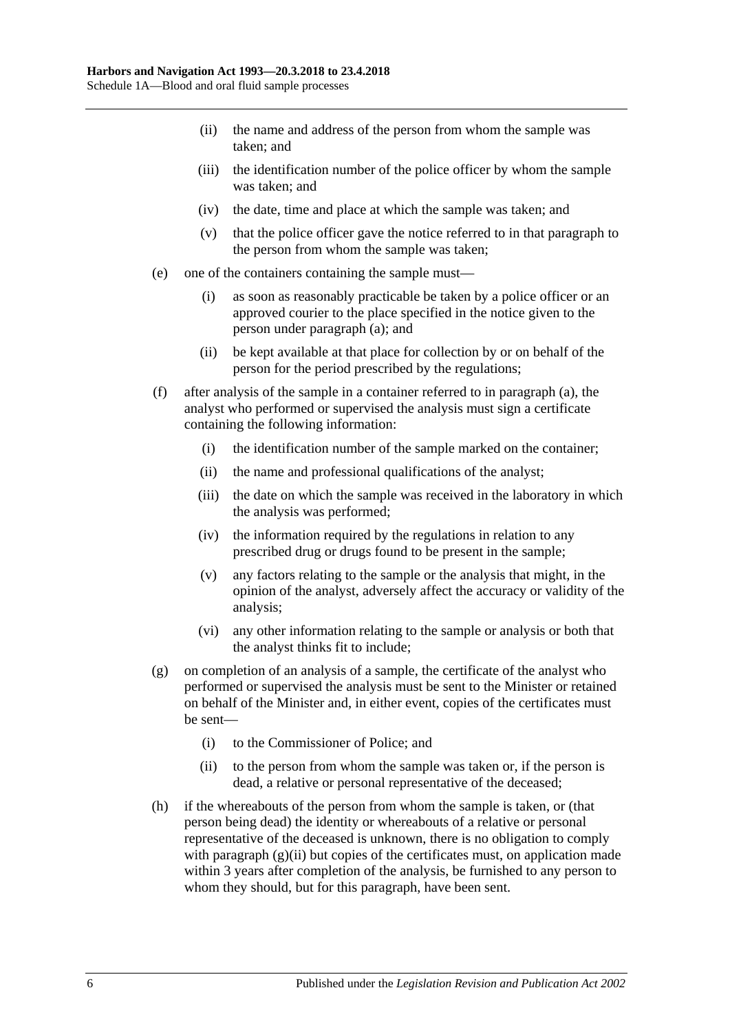(ii) the name and address of the person from whom the sample was taken; and

(iii) the identification number of the police officer by whom the sample was taken; and

(iv) the date, time and place at which the sample was taken; and

(v) that the police officer gave the notice referred to in that paragraph to the person from whom the sample was taken;

(e) one of the containers containing the sample must—

(i) as soon as reasonably practicable be taken by a police officer or an approved courier to the place specified in the notice given to the person under paragraph (a); and

(ii) be kept available at that place for collection by or on behalf of the person for the period prescribed by the regulations;

(f) after analysis of the sample in a container referred to in paragraph (a), the analyst who performed or supervised the analysis must sign a certificate containing the following information:

(i) the identification number of the sample marked on the container;

(ii) the name and professional qualifications of the analyst;

(iii) the date on which the sample was received in the laboratory in which the analysis was performed;

(iv) the information required by the regulations in relation to any prescribed drug or drugs found to be present in the sample;

(v) any factors relating to the sample or the analysis that might, in the opinion of the analyst, adversely affect the accuracy or validity of the analysis;

(vi) any other information relating to the sample or analysis or both that the analyst thinks fit to include;

(g) on completion of an analysis of a sample, the certificate of the analyst who performed or supervised the analysis must be sent to the Minister or retained on behalf of the Minister and, in either event, copies of the certificates must be sent—

(i) to the Commissioner of Police; and

(ii) to the person from whom the sample was taken or, if the person is dead, a relative or personal representative of the deceased;

(h) if the whereabouts of the person from whom the sample is taken, or (that person being dead) the identity or whereabouts of a relative or personal representative of the deceased is unknown, there is no obligation to comply with paragraph (g)(ii) but copies of the certificates must, on application made within 3 years after completion of the analysis, be furnished to any person to whom they should, but for this paragraph, have been sent.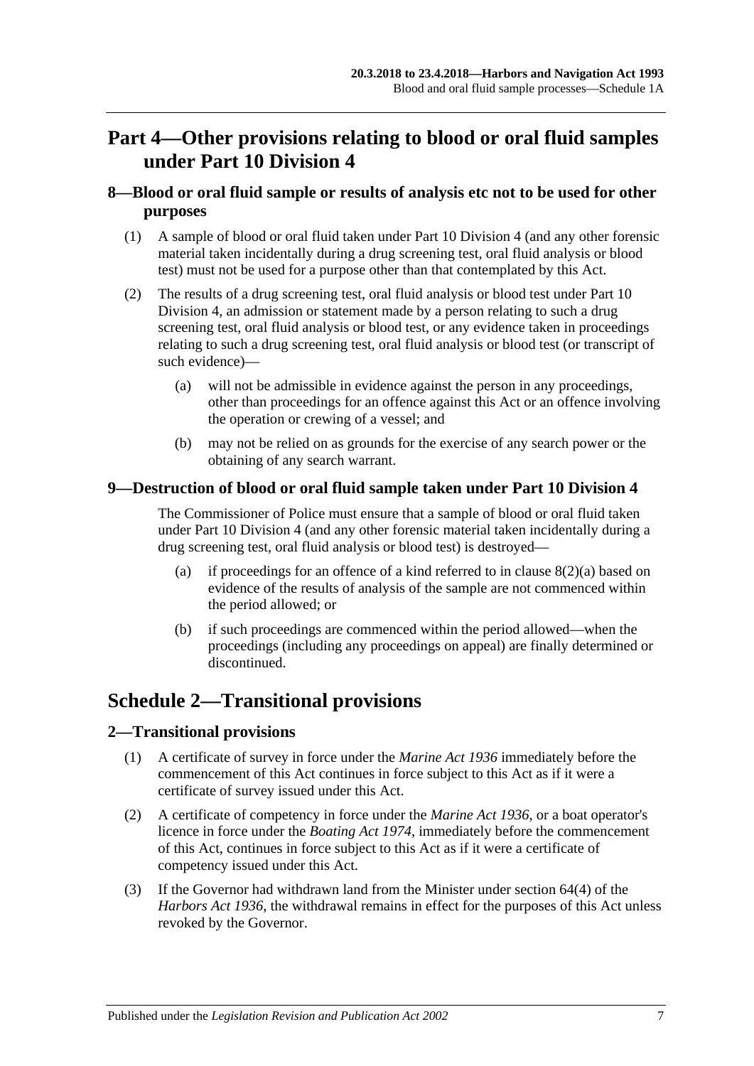## Part 4—Other provisions relating to blood or oral fluid samples under Part 10 Division 4

### 8—Blood or oral fluid sample or results of analysis etc not to be used for other purposes

(1) A sample of blood or oral fluid taken under Part 10 Division 4 (and any other forensic material taken incidentally during a drug screening test, oral fluid analysis or blood test) must not be used for a purpose other than that contemplated by this Act.

(2) The results of a drug screening test, oral fluid analysis or blood test under Part 10 Division 4, an admission or statement made by a person relating to such a drug screening test, oral fluid analysis or blood test, or any evidence taken in proceedings relating to such a drug screening test, oral fluid analysis or blood test (or transcript of such evidence)—

(a) will not be admissible in evidence against the person in any proceedings, other than proceedings for an offence against this Act or an offence involving the operation or crewing of a vessel; and

(b) may not be relied on as grounds for the exercise of any search power or the obtaining of any search warrant.

### 9—Destruction of blood or oral fluid sample taken under Part 10 Division 4

The Commissioner of Police must ensure that a sample of blood or oral fluid taken under Part 10 Division 4 (and any other forensic material taken incidentally during a drug screening test, oral fluid analysis or blood test) is destroyed—

(a) if proceedings for an offence of a kind referred to in clause 8(2)(a) based on evidence of the results of analysis of the sample are not commenced within the period allowed; or

(b) if such proceedings are commenced within the period allowed—when the proceedings (including any proceedings on appeal) are finally determined or discontinued.

## Schedule 2—Transitional provisions

### 2—Transitional provisions

(1) A certificate of survey in force under the *Marine Act 1936* immediately before the commencement of this Act continues in force subject to this Act as if it were a certificate of survey issued under this Act.

(2) A certificate of competency in force under the *Marine Act 1936*, or a boat operator's licence in force under the *Boating Act 1974*, immediately before the commencement of this Act, continues in force subject to this Act as if it were a certificate of competency issued under this Act.

(3) If the Governor had withdrawn land from the Minister under section 64(4) of the *Harbors Act 1936*, the withdrawal remains in effect for the purposes of this Act unless revoked by the Governor.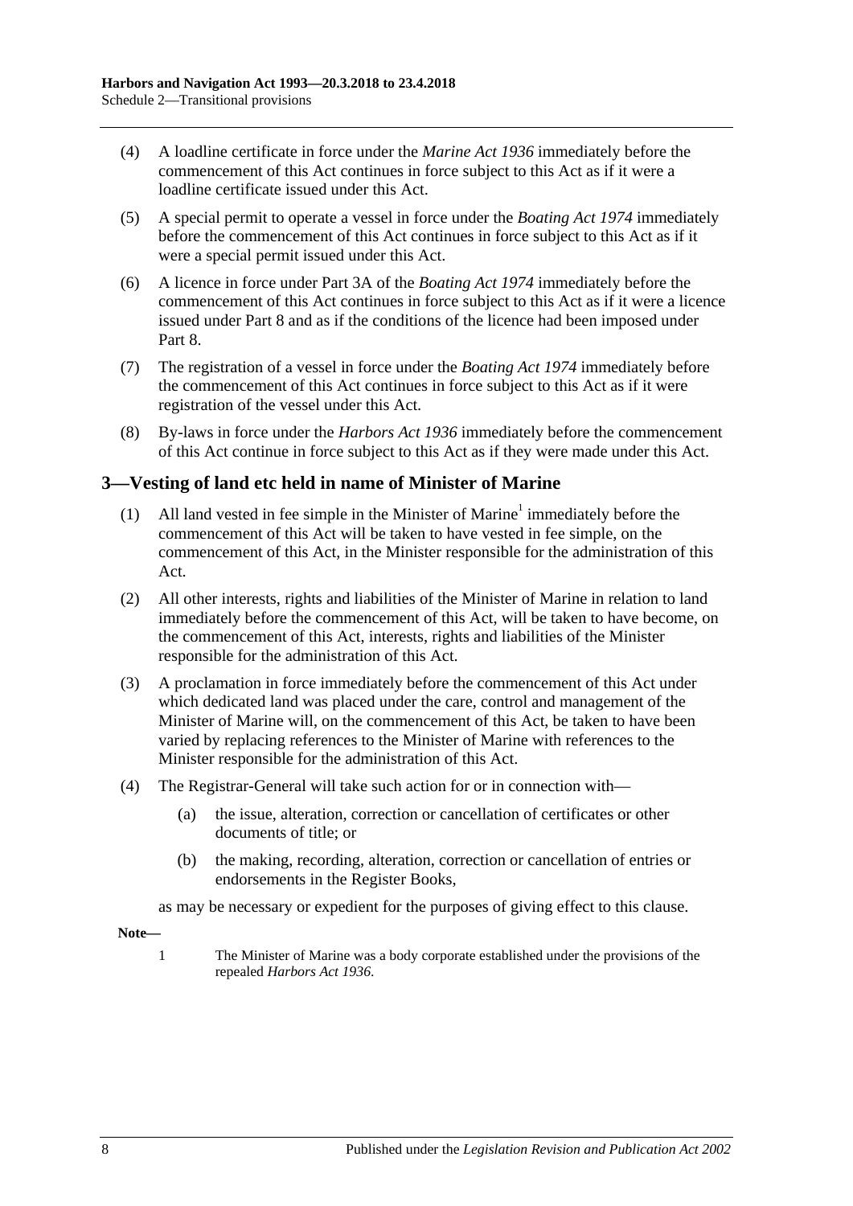(4) A loadline certificate in force under the *Marine Act 1936* immediately before the commencement of this Act continues in force subject to this Act as if it were a loadline certificate issued under this Act.

(5) A special permit to operate a vessel in force under the *Boating Act 1974* immediately before the commencement of this Act continues in force subject to this Act as if it were a special permit issued under this Act.

(6) A licence in force under Part 3A of the *Boating Act 1974* immediately before the commencement of this Act continues in force subject to this Act as if it were a licence issued under Part 8 and as if the conditions of the licence had been imposed under Part 8.

(7) The registration of a vessel in force under the *Boating Act 1974* immediately before the commencement of this Act continues in force subject to this Act as if it were registration of the vessel under this Act.

(8) By-laws in force under the *Harbors Act 1936* immediately before the commencement of this Act continue in force subject to this Act as if they were made under this Act.

## 3—Vesting of land etc held in name of Minister of Marine

(1) All land vested in fee simple in the Minister of Marine[1] immediately before the commencement of this Act will be taken to have vested in fee simple, on the commencement of this Act, in the Minister responsible for the administration of this Act.

(2) All other interests, rights and liabilities of the Minister of Marine in relation to land immediately before the commencement of this Act, will be taken to have become, on the commencement of this Act, interests, rights and liabilities of the Minister responsible for the administration of this Act.

(3) A proclamation in force immediately before the commencement of this Act under which dedicated land was placed under the care, control and management of the Minister of Marine will, on the commencement of this Act, be taken to have been varied by replacing references to the Minister of Marine with references to the Minister responsible for the administration of this Act.

(4) The Registrar-General will take such action for or in connection with—

(a) the issue, alteration, correction or cancellation of certificates or other documents of title; or

(b) the making, recording, alteration, correction or cancellation of entries or endorsements in the Register Books,

as may be necessary or expedient for the purposes of giving effect to this clause.

**Note—**

1 The Minister of Marine was a body corporate established under the provisions of the repealed *Harbors Act 1936*.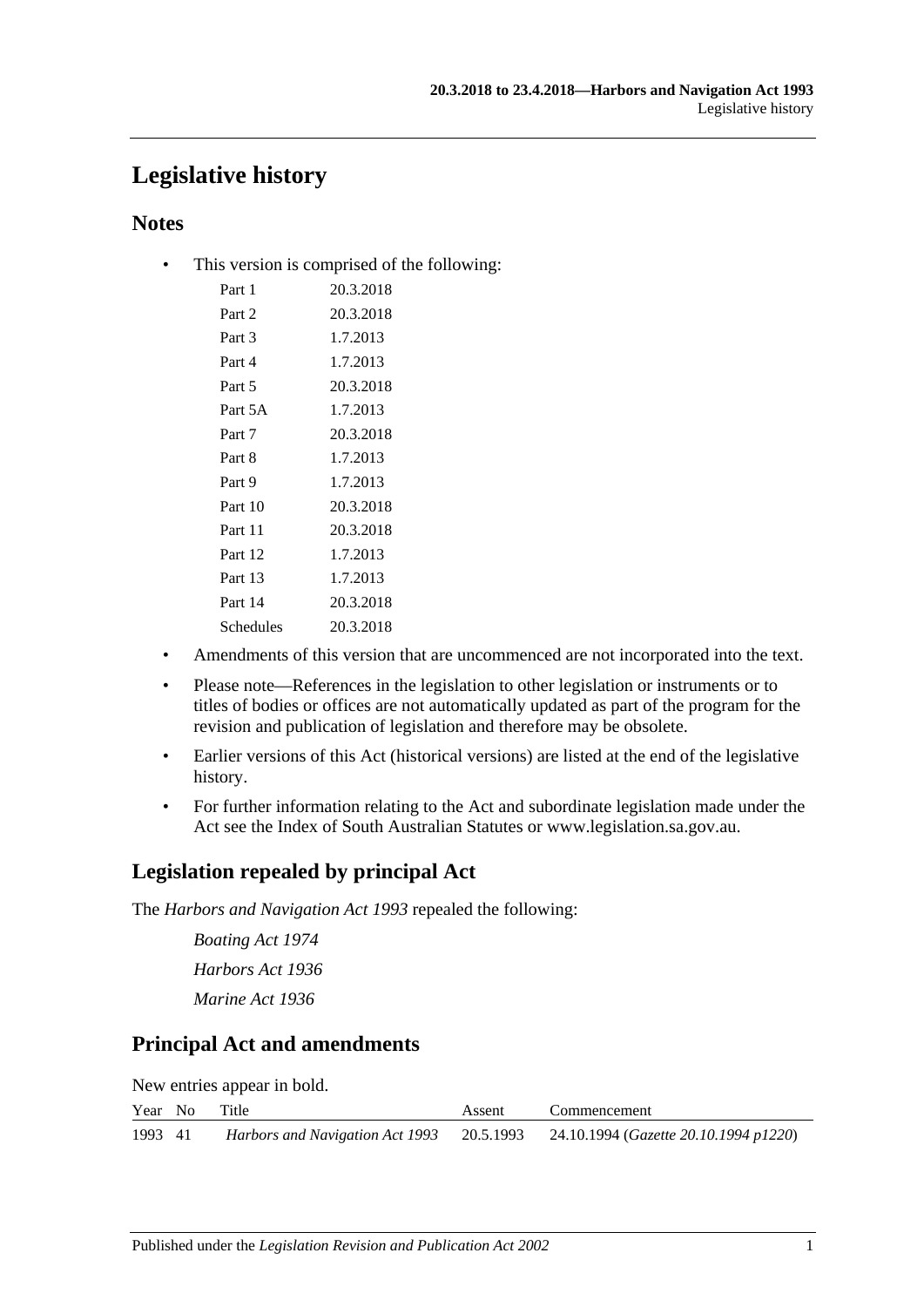# Legislative history

## Notes

- This version is comprised of the following:

| | |
|---|---|
| Part 1 | 20.3.2018 |
| Part 2 | 20.3.2018 |
| Part 3 | 1.7.2013 |
| Part 4 | 1.7.2013 |
| Part 5 | 20.3.2018 |
| Part 5A | 1.7.2013 |
| Part 7 | 20.3.2018 |
| Part 8 | 1.7.2013 |
| Part 9 | 1.7.2013 |
| Part 10 | 20.3.2018 |
| Part 11 | 20.3.2018 |
| Part 12 | 1.7.2013 |
| Part 13 | 1.7.2013 |
| Part 14 | 20.3.2018 |
| Schedules | 20.3.2018 |

- Amendments of this version that are uncommenced are not incorporated into the text.
- Please note—References in the legislation to other legislation or instruments or to titles of bodies or offices are not automatically updated as part of the program for the revision and publication of legislation and therefore may be obsolete.
- Earlier versions of this Act (historical versions) are listed at the end of the legislative history.
- For further information relating to the Act and subordinate legislation made under the Act see the Index of South Australian Statutes or www.legislation.sa.gov.au.

## Legislation repealed by principal Act

The *Harbors and Navigation Act 1993* repealed the following:

*Boating Act 1974*

*Harbors Act 1936*

*Marine Act 1936*

## Principal Act and amendments

New entries appear in bold.

| Year | No | Title | Assent | Commencement |
|---|---|---|---|---|
| 1993 | 41 | *Harbors and Navigation Act 1993* | 20.5.1993 | 24.10.1994 (*Gazette 20.10.1994 p1220*) |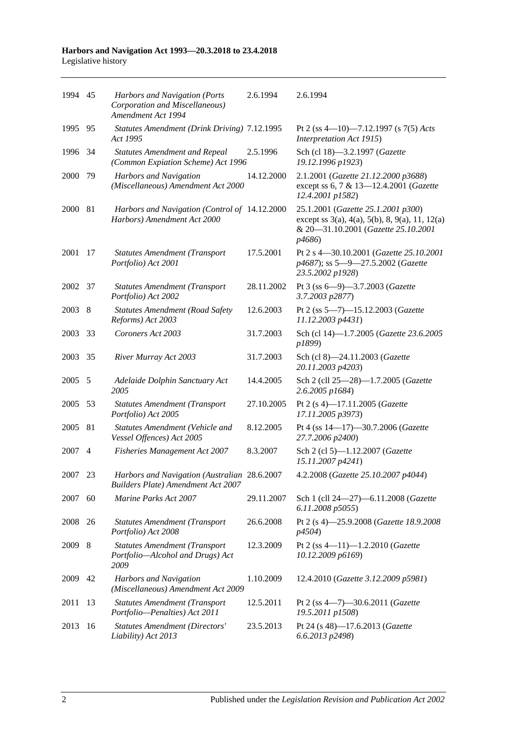| | | | | |
|---|---|---|---|---|
| 1994 | 45 | *Harbors and Navigation (Ports Corporation and Miscellaneous) Amendment Act 1994* | 2.6.1994 | 2.6.1994 |
| 1995 | 95 | *Statutes Amendment (Drink Driving) Act 1995* | 7.12.1995 | Pt 2 (ss 4—10)—7.12.1997 (s 7(5) *Acts Interpretation Act 1915*) |
| 1996 | 34 | *Statutes Amendment and Repeal (Common Expiation Scheme) Act 1996* | 2.5.1996 | Sch (cl 18)—3.2.1997 (*Gazette 19.12.1996 p1923*) |
| 2000 | 79 | *Harbors and Navigation (Miscellaneous) Amendment Act 2000* | 14.12.2000 | 2.1.2001 (*Gazette 21.12.2000 p3688*) except ss 6, 7 & 13—12.4.2001 (*Gazette 12.4.2001 p1582*) |
| 2000 | 81 | *Harbors and Navigation (Control of Harbors) Amendment Act 2000* | 14.12.2000 | 25.1.2001 (*Gazette 25.1.2001 p300*) except ss 3(a), 4(a), 5(b), 8, 9(a), 11, 12(a) & 20—31.10.2001 (*Gazette 25.10.2001 p4686*) |
| 2001 | 17 | *Statutes Amendment (Transport Portfolio) Act 2001* | 17.5.2001 | Pt 2 s 4—30.10.2001 (*Gazette 25.10.2001 p4687*); ss 5—9—27.5.2002 (*Gazette 23.5.2002 p1928*) |
| 2002 | 37 | *Statutes Amendment (Transport Portfolio) Act 2002* | 28.11.2002 | Pt 3 (ss 6—9)—3.7.2003 (*Gazette 3.7.2003 p2877*) |
| 2003 | 8 | *Statutes Amendment (Road Safety Reforms) Act 2003* | 12.6.2003 | Pt 2 (ss 5—7)—15.12.2003 (*Gazette 11.12.2003 p4431*) |
| 2003 | 33 | *Coroners Act 2003* | 31.7.2003 | Sch (cl 14)—1.7.2005 (*Gazette 23.6.2005 p1899*) |
| 2003 | 35 | *River Murray Act 2003* | 31.7.2003 | Sch (cl 8)—24.11.2003 (*Gazette 20.11.2003 p4203*) |
| 2005 | 5 | *Adelaide Dolphin Sanctuary Act 2005* | 14.4.2005 | Sch 2 (cll 25—28)—1.7.2005 (*Gazette 2.6.2005 p1684*) |
| 2005 | 53 | *Statutes Amendment (Transport Portfolio) Act 2005* | 27.10.2005 | Pt 2 (s 4)—17.11.2005 (*Gazette 17.11.2005 p3973*) |
| 2005 | 81 | *Statutes Amendment (Vehicle and Vessel Offences) Act 2005* | 8.12.2005 | Pt 4 (ss 14—17)—30.7.2006 (*Gazette 27.7.2006 p2400*) |
| 2007 | 4 | *Fisheries Management Act 2007* | 8.3.2007 | Sch 2 (cl 5)—1.12.2007 (*Gazette 15.11.2007 p4241*) |
| 2007 | 23 | *Harbors and Navigation (Australian Builders Plate) Amendment Act 2007* | 28.6.2007 | 4.2.2008 (*Gazette 25.10.2007 p4044*) |
| 2007 | 60 | *Marine Parks Act 2007* | 29.11.2007 | Sch 1 (cll 24—27)—6.11.2008 (*Gazette 6.11.2008 p5055*) |
| 2008 | 26 | *Statutes Amendment (Transport Portfolio) Act 2008* | 26.6.2008 | Pt 2 (s 4)—25.9.2008 (*Gazette 18.9.2008 p4504*) |
| 2009 | 8 | *Statutes Amendment (Transport Portfolio—Alcohol and Drugs) Act 2009* | 12.3.2009 | Pt 2 (ss 4—11)—1.2.2010 (*Gazette 10.12.2009 p6169*) |
| 2009 | 42 | *Harbors and Navigation (Miscellaneous) Amendment Act 2009* | 1.10.2009 | 12.4.2010 (*Gazette 3.12.2009 p5981*) |
| 2011 | 13 | *Statutes Amendment (Transport Portfolio—Penalties) Act 2011* | 12.5.2011 | Pt 2 (ss 4—7)—30.6.2011 (*Gazette 19.5.2011 p1508*) |
| 2013 | 16 | *Statutes Amendment (Directors' Liability) Act 2013* | 23.5.2013 | Pt 24 (s 48)—17.6.2013 (*Gazette 6.6.2013 p2498*) |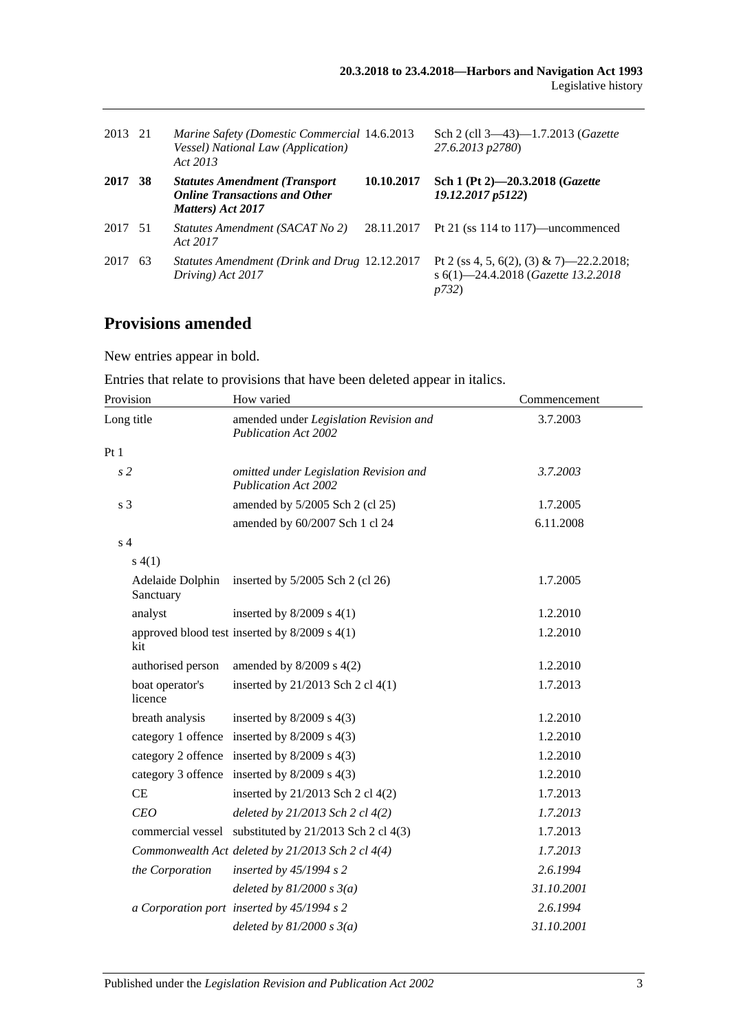| | | | | |
|---|---|---|---|---|
| 2013 | 21 | *Marine Safety (Domestic Commercial Vessel) National Law (Application) Act 2013* | 14.6.2013 | Sch 2 (cll 3—43)—1.7.2013 (*Gazette 27.6.2013 p2780*) |
| **2017** | **38** | ***Statutes Amendment (Transport Online Transactions and Other Matters) Act 2017*** | **10.10.2017** | **Sch 1 (Pt 2)—20.3.2018 (*Gazette 19.12.2017 p5122*)** |
| 2017 | 51 | *Statutes Amendment (SACAT No 2) Act 2017* | 28.11.2017 | Pt 21 (ss 114 to 117)—uncommenced |
| 2017 | 63 | *Statutes Amendment (Drink and Drug Driving) Act 2017* | 12.12.2017 | Pt 2 (ss 4, 5, 6(2), (3) & 7)—22.2.2018; s 6(1)—24.4.2018 (*Gazette 13.2.2018 p732*) |

## Provisions amended

New entries appear in bold.

Entries that relate to provisions that have been deleted appear in italics.

| Provision | | How varied | Commencement |
|---|---|---|---|
| Long title | | amended under *Legislation Revision and Publication Act 2002* | 3.7.2003 |
| Pt 1 | | | |
| *s 2* | | *omitted under Legislation Revision and Publication Act 2002* | *3.7.2003* |
| s 3 | | amended by 5/2005 Sch 2 (cl 25) | 1.7.2005 |
| | | amended by 60/2007 Sch 1 cl 24 | 6.11.2008 |
| s 4 | | | |
| s 4(1) | | | |
| | Adelaide Dolphin Sanctuary | inserted by 5/2005 Sch 2 (cl 26) | 1.7.2005 |
| | analyst | inserted by 8/2009 s 4(1) | 1.2.2010 |
| | approved blood test kit | inserted by 8/2009 s 4(1) | 1.2.2010 |
| | authorised person | amended by 8/2009 s 4(2) | 1.2.2010 |
| | boat operator's licence | inserted by 21/2013 Sch 2 cl 4(1) | 1.7.2013 |
| | breath analysis | inserted by 8/2009 s 4(3) | 1.2.2010 |
| | category 1 offence | inserted by 8/2009 s 4(3) | 1.2.2010 |
| | category 2 offence | inserted by 8/2009 s 4(3) | 1.2.2010 |
| | category 3 offence | inserted by 8/2009 s 4(3) | 1.2.2010 |
| | CE | inserted by 21/2013 Sch 2 cl 4(2) | 1.7.2013 |
| | *CEO* | *deleted by 21/2013 Sch 2 cl 4(2)* | *1.7.2013* |
| | commercial vessel | substituted by 21/2013 Sch 2 cl 4(3) | 1.7.2013 |
| | *Commonwealth Act* | *deleted by 21/2013 Sch 2 cl 4(4)* | *1.7.2013* |
| | *the Corporation* | *inserted by 45/1994 s 2* | *2.6.1994* |
| | | *deleted by 81/2000 s 3(a)* | *31.10.2001* |
| | *a Corporation port* | *inserted by 45/1994 s 2* | *2.6.1994* |
| | | *deleted by 81/2000 s 3(a)* | *31.10.2001* |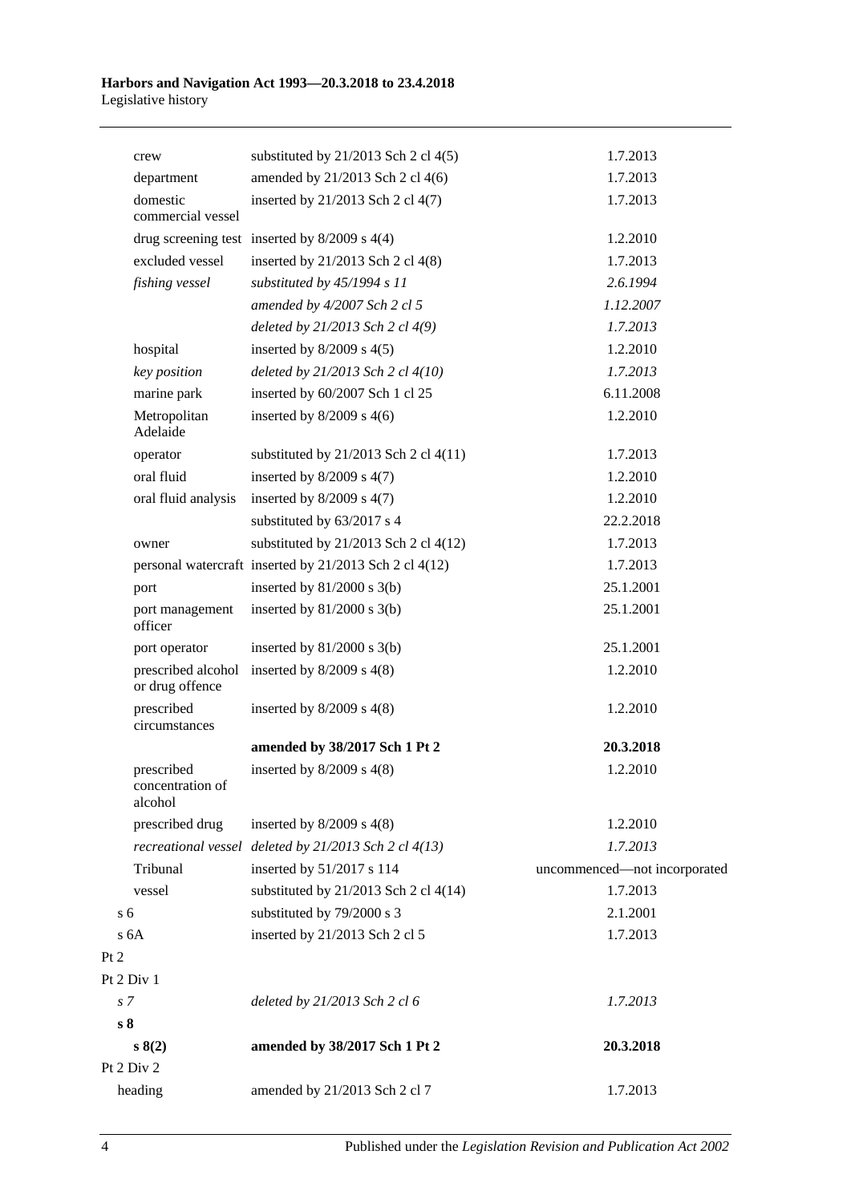| | | |
|---|---|---|
| crew | substituted by 21/2013 Sch 2 cl 4(5) | 1.7.2013 |
| department | amended by 21/2013 Sch 2 cl 4(6) | 1.7.2013 |
| domestic commercial vessel | inserted by 21/2013 Sch 2 cl 4(7) | 1.7.2013 |
| drug screening test | inserted by 8/2009 s 4(4) | 1.2.2010 |
| excluded vessel | inserted by 21/2013 Sch 2 cl 4(8) | 1.7.2013 |
| *fishing vessel* | *substituted by 45/1994 s 11* | *2.6.1994* |
| | *amended by 4/2007 Sch 2 cl 5* | *1.12.2007* |
| | *deleted by 21/2013 Sch 2 cl 4(9)* | *1.7.2013* |
| hospital | inserted by 8/2009 s 4(5) | 1.2.2010 |
| *key position* | *deleted by 21/2013 Sch 2 cl 4(10)* | *1.7.2013* |
| marine park | inserted by 60/2007 Sch 1 cl 25 | 6.11.2008 |
| Metropolitan Adelaide | inserted by 8/2009 s 4(6) | 1.2.2010 |
| operator | substituted by 21/2013 Sch 2 cl 4(11) | 1.7.2013 |
| oral fluid | inserted by 8/2009 s 4(7) | 1.2.2010 |
| oral fluid analysis | inserted by 8/2009 s 4(7) | 1.2.2010 |
| | substituted by 63/2017 s 4 | 22.2.2018 |
| owner | substituted by 21/2013 Sch 2 cl 4(12) | 1.7.2013 |
| personal watercraft | inserted by 21/2013 Sch 2 cl 4(12) | 1.7.2013 |
| port | inserted by 81/2000 s 3(b) | 25.1.2001 |
| port management officer | inserted by 81/2000 s 3(b) | 25.1.2001 |
| port operator | inserted by 81/2000 s 3(b) | 25.1.2001 |
| prescribed alcohol or drug offence | inserted by 8/2009 s 4(8) | 1.2.2010 |
| prescribed circumstances | inserted by 8/2009 s 4(8) | 1.2.2010 |
| | **amended by 38/2017 Sch 1 Pt 2** | **20.3.2018** |
| prescribed concentration of alcohol | inserted by 8/2009 s 4(8) | 1.2.2010 |
| prescribed drug | inserted by 8/2009 s 4(8) | 1.2.2010 |
| *recreational vessel* | *deleted by 21/2013 Sch 2 cl 4(13)* | *1.7.2013* |
| Tribunal | inserted by 51/2017 s 114 | uncommenced—not incorporated |
| vessel | substituted by 21/2013 Sch 2 cl 4(14) | 1.7.2013 |
| s 6 | substituted by 79/2000 s 3 | 2.1.2001 |
| s 6A | inserted by 21/2013 Sch 2 cl 5 | 1.7.2013 |
| Pt 2 | | |
| Pt 2 Div 1 | | |
| *s 7* | *deleted by 21/2013 Sch 2 cl 6* | *1.7.2013* |
| **s 8** | | |
| **s 8(2)** | **amended by 38/2017 Sch 1 Pt 2** | **20.3.2018** |
| Pt 2 Div 2 | | |
| heading | amended by 21/2013 Sch 2 cl 7 | 1.7.2013 |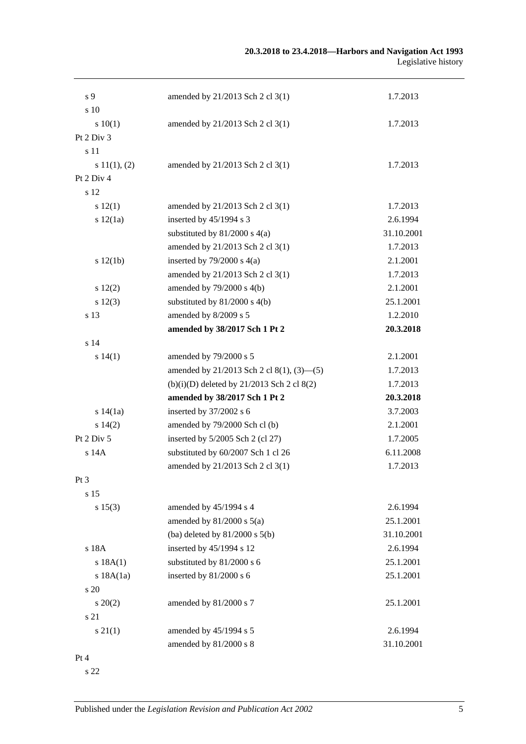| | | |
|---|---|---|
| s 9 | amended by 21/2013 Sch 2 cl 3(1) | 1.7.2013 |
| s 10 | | |
| s 10(1) | amended by 21/2013 Sch 2 cl 3(1) | 1.7.2013 |
| Pt 2 Div 3 | | |
| s 11 | | |
| s 11(1), (2) | amended by 21/2013 Sch 2 cl 3(1) | 1.7.2013 |
| Pt 2 Div 4 | | |
| s 12 | | |
| s 12(1) | amended by 21/2013 Sch 2 cl 3(1) | 1.7.2013 |
| s 12(1a) | inserted by 45/1994 s 3 | 2.6.1994 |
| | substituted by 81/2000 s 4(a) | 31.10.2001 |
| | amended by 21/2013 Sch 2 cl 3(1) | 1.7.2013 |
| s 12(1b) | inserted by 79/2000 s 4(a) | 2.1.2001 |
| | amended by 21/2013 Sch 2 cl 3(1) | 1.7.2013 |
| s 12(2) | amended by 79/2000 s 4(b) | 2.1.2001 |
| s 12(3) | substituted by 81/2000 s 4(b) | 25.1.2001 |
| s 13 | amended by 8/2009 s 5 | 1.2.2010 |
| | **amended by 38/2017 Sch 1 Pt 2** | **20.3.2018** |
| s 14 | | |
| s 14(1) | amended by 79/2000 s 5 | 2.1.2001 |
| | amended by 21/2013 Sch 2 cl 8(1), (3)—(5) | 1.7.2013 |
| | (b)(i)(D) deleted by 21/2013 Sch 2 cl 8(2) | 1.7.2013 |
| | **amended by 38/2017 Sch 1 Pt 2** | **20.3.2018** |
| s 14(1a) | inserted by 37/2002 s 6 | 3.7.2003 |
| s 14(2) | amended by 79/2000 Sch cl (b) | 2.1.2001 |
| Pt 2 Div 5 | inserted by 5/2005 Sch 2 (cl 27) | 1.7.2005 |
| s 14A | substituted by 60/2007 Sch 1 cl 26 | 6.11.2008 |
| | amended by 21/2013 Sch 2 cl 3(1) | 1.7.2013 |
| Pt 3 | | |
| s 15 | | |
| s 15(3) | amended by 45/1994 s 4 | 2.6.1994 |
| | amended by 81/2000 s 5(a) | 25.1.2001 |
| | (ba) deleted by 81/2000 s 5(b) | 31.10.2001 |
| s 18A | inserted by 45/1994 s 12 | 2.6.1994 |
| s 18A(1) | substituted by 81/2000 s 6 | 25.1.2001 |
| s 18A(1a) | inserted by 81/2000 s 6 | 25.1.2001 |
| s 20 | | |
| s 20(2) | amended by 81/2000 s 7 | 25.1.2001 |
| s 21 | | |
| s 21(1) | amended by 45/1994 s 5 | 2.6.1994 |
| | amended by 81/2000 s 8 | 31.10.2001 |
| Pt 4 | | |
| s 22 | | |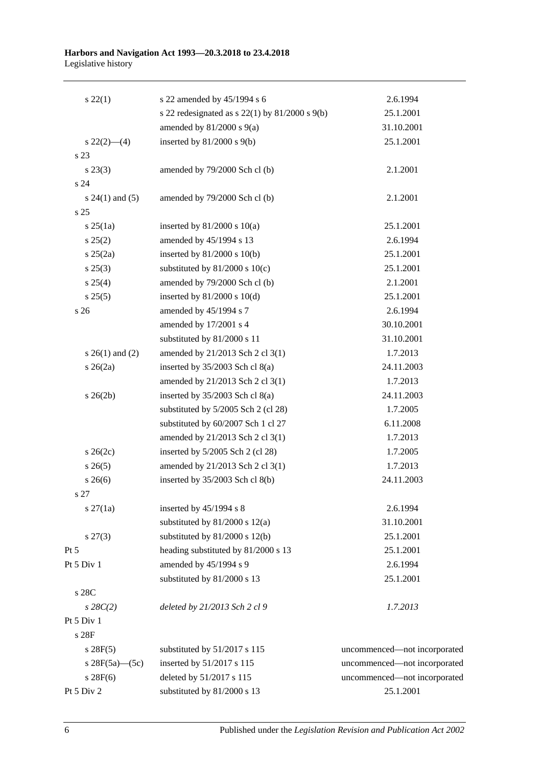| | | |
|---|---|---|
| s 22(1) | s 22 amended by 45/1994 s 6 | 2.6.1994 |
| | s 22 redesignated as s 22(1) by 81/2000 s 9(b) | 25.1.2001 |
| | amended by 81/2000 s 9(a) | 31.10.2001 |
| s 22(2)—(4) | inserted by 81/2000 s 9(b) | 25.1.2001 |
| s 23 | | |
| s 23(3) | amended by 79/2000 Sch cl (b) | 2.1.2001 |
| s 24 | | |
| s 24(1) and (5) | amended by 79/2000 Sch cl (b) | 2.1.2001 |
| s 25 | | |
| s 25(1a) | inserted by 81/2000 s 10(a) | 25.1.2001 |
| s 25(2) | amended by 45/1994 s 13 | 2.6.1994 |
| s 25(2a) | inserted by 81/2000 s 10(b) | 25.1.2001 |
| s 25(3) | substituted by 81/2000 s 10(c) | 25.1.2001 |
| s 25(4) | amended by 79/2000 Sch cl (b) | 2.1.2001 |
| s 25(5) | inserted by 81/2000 s 10(d) | 25.1.2001 |
| s 26 | amended by 45/1994 s 7 | 2.6.1994 |
| | amended by 17/2001 s 4 | 30.10.2001 |
| | substituted by 81/2000 s 11 | 31.10.2001 |
| s 26(1) and (2) | amended by 21/2013 Sch 2 cl 3(1) | 1.7.2013 |
| s 26(2a) | inserted by 35/2003 Sch cl 8(a) | 24.11.2003 |
| | amended by 21/2013 Sch 2 cl 3(1) | 1.7.2013 |
| s 26(2b) | inserted by 35/2003 Sch cl 8(a) | 24.11.2003 |
| | substituted by 5/2005 Sch 2 (cl 28) | 1.7.2005 |
| | substituted by 60/2007 Sch 1 cl 27 | 6.11.2008 |
| | amended by 21/2013 Sch 2 cl 3(1) | 1.7.2013 |
| s 26(2c) | inserted by 5/2005 Sch 2 (cl 28) | 1.7.2005 |
| s 26(5) | amended by 21/2013 Sch 2 cl 3(1) | 1.7.2013 |
| s 26(6) | inserted by 35/2003 Sch cl 8(b) | 24.11.2003 |
| s 27 | | |
| s 27(1a) | inserted by 45/1994 s 8 | 2.6.1994 |
| | substituted by 81/2000 s 12(a) | 31.10.2001 |
| s 27(3) | substituted by 81/2000 s 12(b) | 25.1.2001 |
| Pt 5 | heading substituted by 81/2000 s 13 | 25.1.2001 |
| Pt 5 Div 1 | amended by 45/1994 s 9 | 2.6.1994 |
| | substituted by 81/2000 s 13 | 25.1.2001 |
| s 28C | | |
| *s 28C(2)* | *deleted by 21/2013 Sch 2 cl 9* | *1.7.2013* |
| Pt 5 Div 1 | | |
| s 28F | | |
| s 28F(5) | substituted by 51/2017 s 115 | uncommenced—not incorporated |
| s 28F(5a)—(5c) | inserted by 51/2017 s 115 | uncommenced—not incorporated |
| s 28F(6) | deleted by 51/2017 s 115 | uncommenced—not incorporated |
| Pt 5 Div 2 | substituted by 81/2000 s 13 | 25.1.2001 |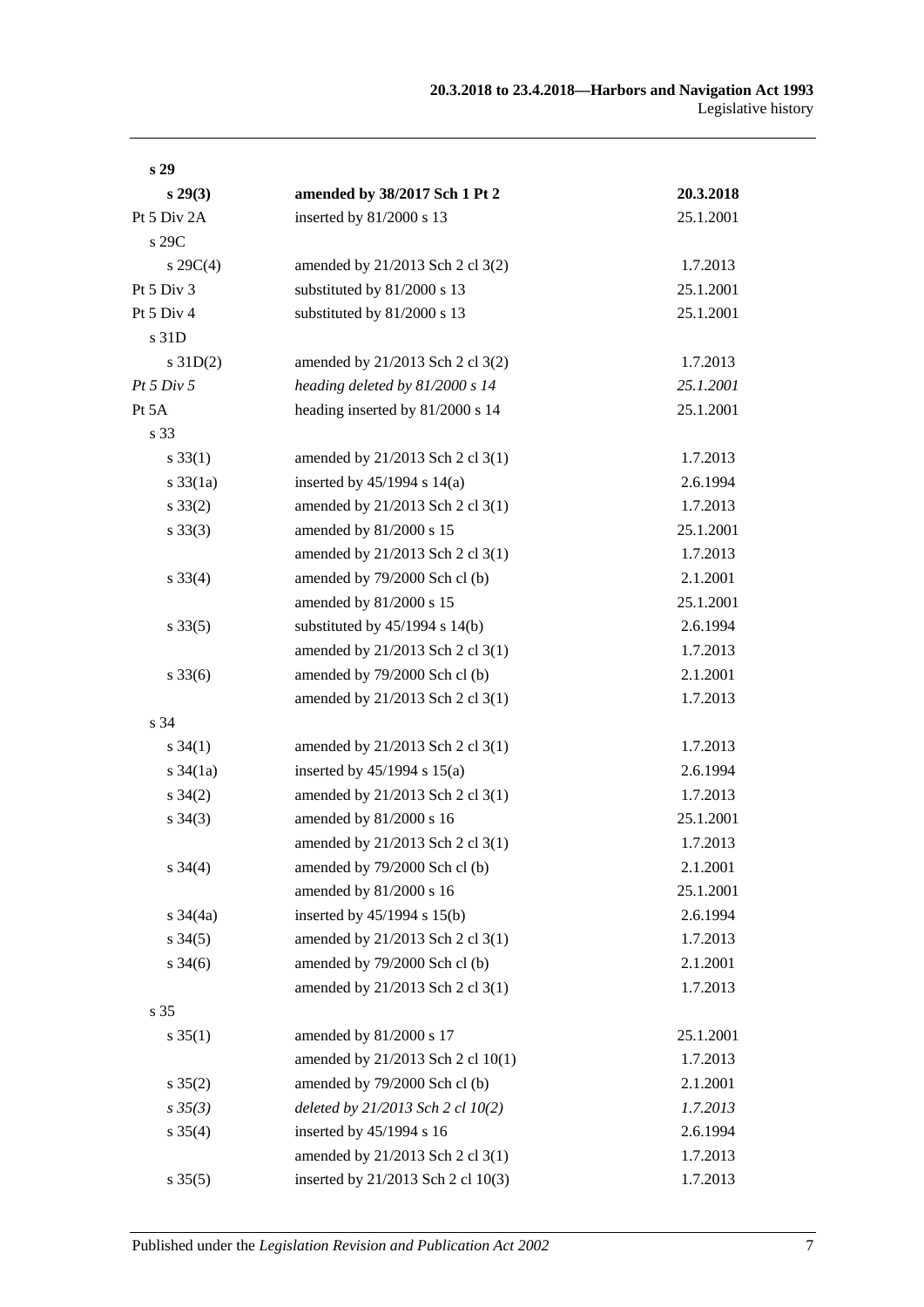| | | |
|---|---|---|
| **s 29** | | |
| **s 29(3)** | **amended by 38/2017 Sch 1 Pt 2** | **20.3.2018** |
| Pt 5 Div 2A | inserted by 81/2000 s 13 | 25.1.2001 |
| s 29C | | |
| s 29C(4) | amended by 21/2013 Sch 2 cl 3(2) | 1.7.2013 |
| Pt 5 Div 3 | substituted by 81/2000 s 13 | 25.1.2001 |
| Pt 5 Div 4 | substituted by 81/2000 s 13 | 25.1.2001 |
| s 31D | | |
| s 31D(2) | amended by 21/2013 Sch 2 cl 3(2) | 1.7.2013 |
| *Pt 5 Div 5* | *heading deleted by 81/2000 s 14* | *25.1.2001* |
| Pt 5A | heading inserted by 81/2000 s 14 | 25.1.2001 |
| s 33 | | |
| s 33(1) | amended by 21/2013 Sch 2 cl 3(1) | 1.7.2013 |
| s 33(1a) | inserted by 45/1994 s 14(a) | 2.6.1994 |
| s 33(2) | amended by 21/2013 Sch 2 cl 3(1) | 1.7.2013 |
| s 33(3) | amended by 81/2000 s 15 | 25.1.2001 |
| | amended by 21/2013 Sch 2 cl 3(1) | 1.7.2013 |
| s 33(4) | amended by 79/2000 Sch cl (b) | 2.1.2001 |
| | amended by 81/2000 s 15 | 25.1.2001 |
| s 33(5) | substituted by 45/1994 s 14(b) | 2.6.1994 |
| | amended by 21/2013 Sch 2 cl 3(1) | 1.7.2013 |
| s 33(6) | amended by 79/2000 Sch cl (b) | 2.1.2001 |
| | amended by 21/2013 Sch 2 cl 3(1) | 1.7.2013 |
| s 34 | | |
| s 34(1) | amended by 21/2013 Sch 2 cl 3(1) | 1.7.2013 |
| s 34(1a) | inserted by 45/1994 s 15(a) | 2.6.1994 |
| s 34(2) | amended by 21/2013 Sch 2 cl 3(1) | 1.7.2013 |
| s 34(3) | amended by 81/2000 s 16 | 25.1.2001 |
| | amended by 21/2013 Sch 2 cl 3(1) | 1.7.2013 |
| s 34(4) | amended by 79/2000 Sch cl (b) | 2.1.2001 |
| | amended by 81/2000 s 16 | 25.1.2001 |
| s 34(4a) | inserted by 45/1994 s 15(b) | 2.6.1994 |
| s 34(5) | amended by 21/2013 Sch 2 cl 3(1) | 1.7.2013 |
| s 34(6) | amended by 79/2000 Sch cl (b) | 2.1.2001 |
| | amended by 21/2013 Sch 2 cl 3(1) | 1.7.2013 |
| s 35 | | |
| s 35(1) | amended by 81/2000 s 17 | 25.1.2001 |
| | amended by 21/2013 Sch 2 cl 10(1) | 1.7.2013 |
| s 35(2) | amended by 79/2000 Sch cl (b) | 2.1.2001 |
| *s 35(3)* | *deleted by 21/2013 Sch 2 cl 10(2)* | *1.7.2013* |
| s 35(4) | inserted by 45/1994 s 16 | 2.6.1994 |
| | amended by 21/2013 Sch 2 cl 3(1) | 1.7.2013 |
| s 35(5) | inserted by 21/2013 Sch 2 cl 10(3) | 1.7.2013 |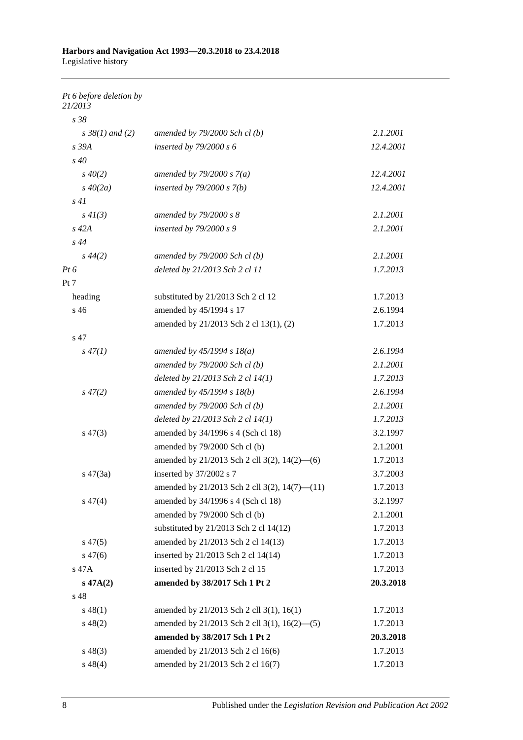*Pt 6 before deletion by 21/2013*

| | | |
|---|---|---|
| *s 38* | | |
| *s 38(1) and (2)* | *amended by 79/2000 Sch cl (b)* | *2.1.2001* |
| *s 39A* | *inserted by 79/2000 s 6* | *12.4.2001* |
| *s 40* | | |
| *s 40(2)* | *amended by 79/2000 s 7(a)* | *12.4.2001* |
| *s 40(2a)* | *inserted by 79/2000 s 7(b)* | *12.4.2001* |
| *s 41* | | |
| *s 41(3)* | *amended by 79/2000 s 8* | *2.1.2001* |
| *s 42A* | *inserted by 79/2000 s 9* | *2.1.2001* |
| *s 44* | | |
| *s 44(2)* | *amended by 79/2000 Sch cl (b)* | *2.1.2001* |
| *Pt 6* | *deleted by 21/2013 Sch 2 cl 11* | *1.7.2013* |
| Pt 7 | | |
| heading | substituted by 21/2013 Sch 2 cl 12 | 1.7.2013 |
| s 46 | amended by 45/1994 s 17 | 2.6.1994 |
| | amended by 21/2013 Sch 2 cl 13(1), (2) | 1.7.2013 |
| s 47 | | |
| *s 47(1)* | *amended by 45/1994 s 18(a)* | *2.6.1994* |
| | *amended by 79/2000 Sch cl (b)* | *2.1.2001* |
| | *deleted by 21/2013 Sch 2 cl 14(1)* | *1.7.2013* |
| *s 47(2)* | *amended by 45/1994 s 18(b)* | *2.6.1994* |
| | *amended by 79/2000 Sch cl (b)* | *2.1.2001* |
| | *deleted by 21/2013 Sch 2 cl 14(1)* | *1.7.2013* |
| s 47(3) | amended by 34/1996 s 4 (Sch cl 18) | 3.2.1997 |
| | amended by 79/2000 Sch cl (b) | 2.1.2001 |
| | amended by 21/2013 Sch 2 cll 3(2), 14(2)—(6) | 1.7.2013 |
| s 47(3a) | inserted by 37/2002 s 7 | 3.7.2003 |
| | amended by 21/2013 Sch 2 cll 3(2), 14(7)—(11) | 1.7.2013 |
| s 47(4) | amended by 34/1996 s 4 (Sch cl 18) | 3.2.1997 |
| | amended by 79/2000 Sch cl (b) | 2.1.2001 |
| | substituted by 21/2013 Sch 2 cl 14(12) | 1.7.2013 |
| s 47(5) | amended by 21/2013 Sch 2 cl 14(13) | 1.7.2013 |
| s 47(6) | inserted by 21/2013 Sch 2 cl 14(14) | 1.7.2013 |
| s 47A | inserted by 21/2013 Sch 2 cl 15 | 1.7.2013 |
| **s 47A(2)** | **amended by 38/2017 Sch 1 Pt 2** | **20.3.2018** |
| s 48 | | |
| s 48(1) | amended by 21/2013 Sch 2 cll 3(1), 16(1) | 1.7.2013 |
| s 48(2) | amended by 21/2013 Sch 2 cll 3(1), 16(2)—(5) | 1.7.2013 |
| | **amended by 38/2017 Sch 1 Pt 2** | **20.3.2018** |
| s 48(3) | amended by 21/2013 Sch 2 cl 16(6) | 1.7.2013 |
| s 48(4) | amended by 21/2013 Sch 2 cl 16(7) | 1.7.2013 |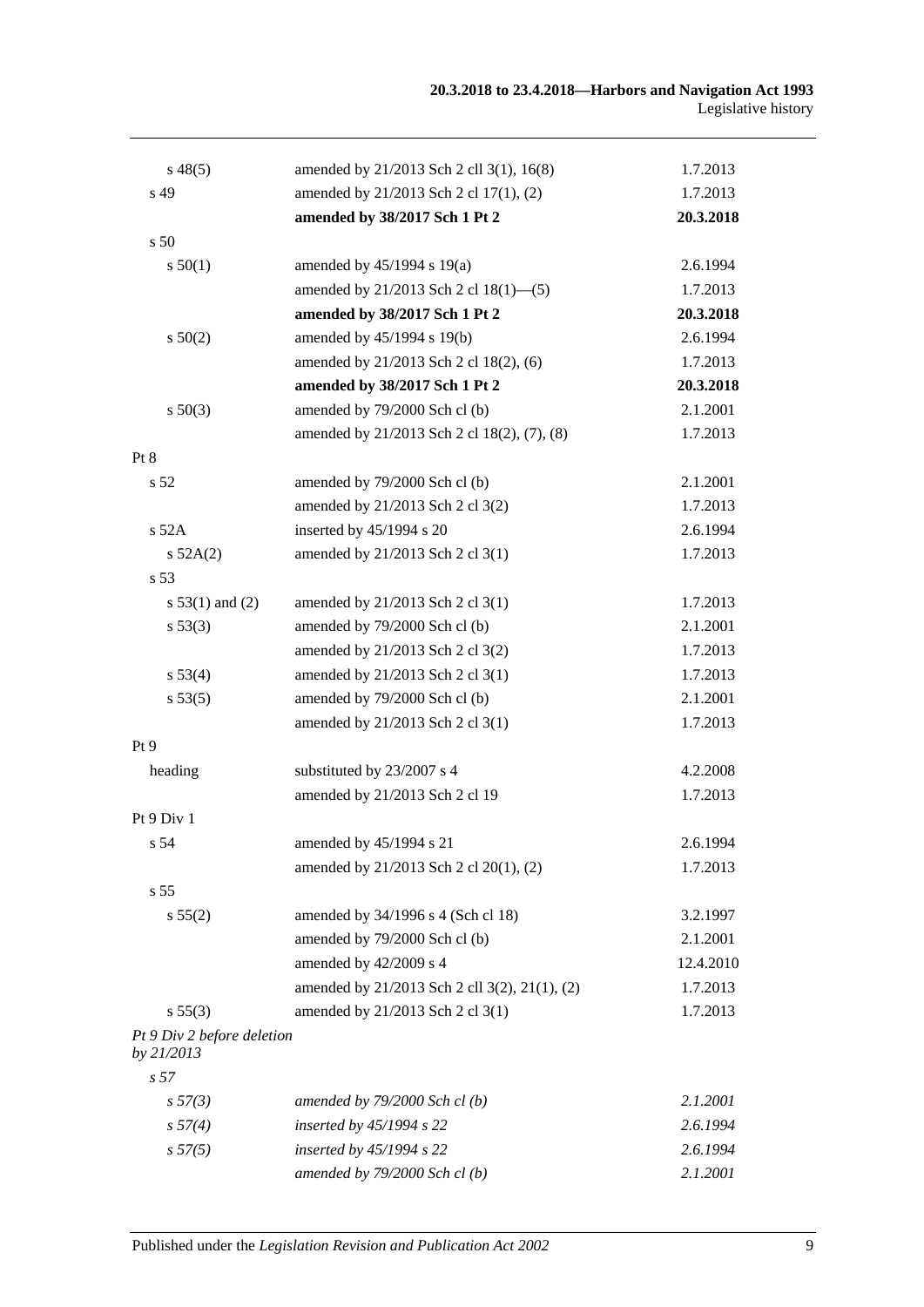| | | |
|---|---|---|
| s 48(5) | amended by 21/2013 Sch 2 cll 3(1), 16(8) | 1.7.2013 |
| s 49 | amended by 21/2013 Sch 2 cl 17(1), (2) | 1.7.2013 |
| | **amended by 38/2017 Sch 1 Pt 2** | **20.3.2018** |
| s 50 | | |
| s 50(1) | amended by 45/1994 s 19(a) | 2.6.1994 |
| | amended by 21/2013 Sch 2 cl 18(1)—(5) | 1.7.2013 |
| | **amended by 38/2017 Sch 1 Pt 2** | **20.3.2018** |
| s 50(2) | amended by 45/1994 s 19(b) | 2.6.1994 |
| | amended by 21/2013 Sch 2 cl 18(2), (6) | 1.7.2013 |
| | **amended by 38/2017 Sch 1 Pt 2** | **20.3.2018** |
| s 50(3) | amended by 79/2000 Sch cl (b) | 2.1.2001 |
| | amended by 21/2013 Sch 2 cl 18(2), (7), (8) | 1.7.2013 |
| Pt 8 | | |
| s 52 | amended by 79/2000 Sch cl (b) | 2.1.2001 |
| | amended by 21/2013 Sch 2 cl 3(2) | 1.7.2013 |
| s 52A | inserted by 45/1994 s 20 | 2.6.1994 |
| s 52A(2) | amended by 21/2013 Sch 2 cl 3(1) | 1.7.2013 |
| s 53 | | |
| s 53(1) and (2) | amended by 21/2013 Sch 2 cl 3(1) | 1.7.2013 |
| s 53(3) | amended by 79/2000 Sch cl (b) | 2.1.2001 |
| | amended by 21/2013 Sch 2 cl 3(2) | 1.7.2013 |
| s 53(4) | amended by 21/2013 Sch 2 cl 3(1) | 1.7.2013 |
| s 53(5) | amended by 79/2000 Sch cl (b) | 2.1.2001 |
| | amended by 21/2013 Sch 2 cl 3(1) | 1.7.2013 |
| Pt 9 | | |
| heading | substituted by 23/2007 s 4 | 4.2.2008 |
| | amended by 21/2013 Sch 2 cl 19 | 1.7.2013 |
| Pt 9 Div 1 | | |
| s 54 | amended by 45/1994 s 21 | 2.6.1994 |
| | amended by 21/2013 Sch 2 cl 20(1), (2) | 1.7.2013 |
| s 55 | | |
| s 55(2) | amended by 34/1996 s 4 (Sch cl 18) | 3.2.1997 |
| | amended by 79/2000 Sch cl (b) | 2.1.2001 |
| | amended by 42/2009 s 4 | 12.4.2010 |
| | amended by 21/2013 Sch 2 cll 3(2), 21(1), (2) | 1.7.2013 |
| s 55(3) | amended by 21/2013 Sch 2 cl 3(1) | 1.7.2013 |
| *Pt 9 Div 2 before deletion by 21/2013* | | |
| *s 57* | | |
| *s 57(3)* | *amended by 79/2000 Sch cl (b)* | *2.1.2001* |
| *s 57(4)* | *inserted by 45/1994 s 22* | *2.6.1994* |
| *s 57(5)* | *inserted by 45/1994 s 22* | *2.6.1994* |
| | *amended by 79/2000 Sch cl (b)* | *2.1.2001* |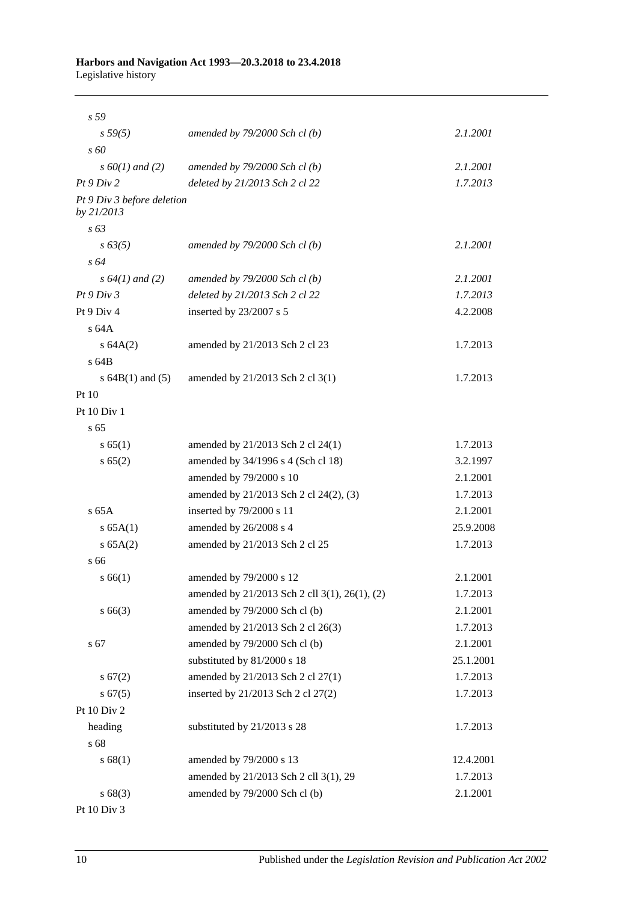| | | |
|---|---|---|
| *s 59* | | |
| *s 59(5)* | *amended by 79/2000 Sch cl (b)* | *2.1.2001* |
| *s 60* | | |
| *s 60(1) and (2)* | *amended by 79/2000 Sch cl (b)* | *2.1.2001* |
| *Pt 9 Div 2* | *deleted by 21/2013 Sch 2 cl 22* | *1.7.2013* |
| *Pt 9 Div 3 before deletion by 21/2013* | | |
| *s 63* | | |
| *s 63(5)* | *amended by 79/2000 Sch cl (b)* | *2.1.2001* |
| *s 64* | | |
| *s 64(1) and (2)* | *amended by 79/2000 Sch cl (b)* | *2.1.2001* |
| *Pt 9 Div 3* | *deleted by 21/2013 Sch 2 cl 22* | *1.7.2013* |
| Pt 9 Div 4 | inserted by 23/2007 s 5 | 4.2.2008 |
| s 64A | | |
| s 64A(2) | amended by 21/2013 Sch 2 cl 23 | 1.7.2013 |
| s 64B | | |
| s 64B(1) and (5) | amended by 21/2013 Sch 2 cl 3(1) | 1.7.2013 |
| Pt 10 | | |
| Pt 10 Div 1 | | |
| s 65 | | |
| s 65(1) | amended by 21/2013 Sch 2 cl 24(1) | 1.7.2013 |
| s 65(2) | amended by 34/1996 s 4 (Sch cl 18) | 3.2.1997 |
| | amended by 79/2000 s 10 | 2.1.2001 |
| | amended by 21/2013 Sch 2 cl 24(2), (3) | 1.7.2013 |
| s 65A | inserted by 79/2000 s 11 | 2.1.2001 |
| s 65A(1) | amended by 26/2008 s 4 | 25.9.2008 |
| s 65A(2) | amended by 21/2013 Sch 2 cl 25 | 1.7.2013 |
| s 66 | | |
| s 66(1) | amended by 79/2000 s 12 | 2.1.2001 |
| | amended by 21/2013 Sch 2 cll 3(1), 26(1), (2) | 1.7.2013 |
| s 66(3) | amended by 79/2000 Sch cl (b) | 2.1.2001 |
| | amended by 21/2013 Sch 2 cl 26(3) | 1.7.2013 |
| s 67 | amended by 79/2000 Sch cl (b) | 2.1.2001 |
| | substituted by 81/2000 s 18 | 25.1.2001 |
| s 67(2) | amended by 21/2013 Sch 2 cl 27(1) | 1.7.2013 |
| s 67(5) | inserted by 21/2013 Sch 2 cl 27(2) | 1.7.2013 |
| Pt 10 Div 2 | | |
| heading | substituted by 21/2013 s 28 | 1.7.2013 |
| s 68 | | |
| s 68(1) | amended by 79/2000 s 13 | 12.4.2001 |
| | amended by 21/2013 Sch 2 cll 3(1), 29 | 1.7.2013 |
| s 68(3) | amended by 79/2000 Sch cl (b) | 2.1.2001 |
| Pt 10 Div 3 | | |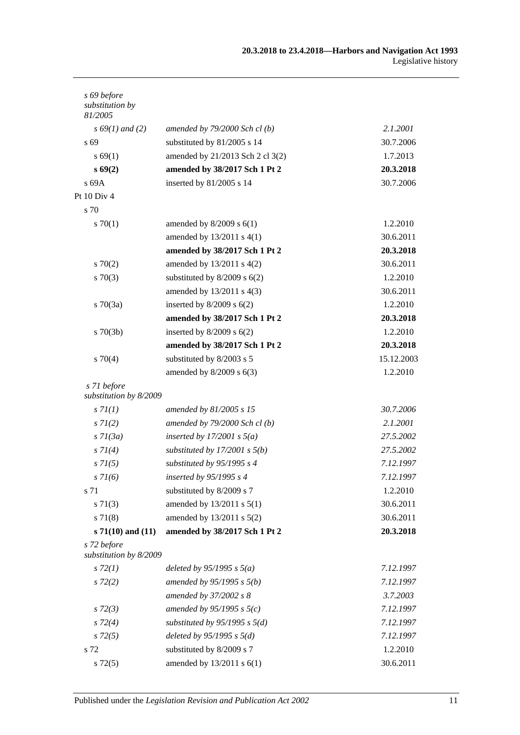| | | |
|---|---|---|
| *s 69 before substitution by 81/2005* | | |
| *s 69(1) and (2)* | *amended by 79/2000 Sch cl (b)* | *2.1.2001* |
| s 69 | substituted by 81/2005 s 14 | 30.7.2006 |
| s 69(1) | amended by 21/2013 Sch 2 cl 3(2) | 1.7.2013 |
| **s 69(2)** | **amended by 38/2017 Sch 1 Pt 2** | **20.3.2018** |
| s 69A | inserted by 81/2005 s 14 | 30.7.2006 |
| Pt 10 Div 4 | | |
| s 70 | | |
| s 70(1) | amended by 8/2009 s 6(1) | 1.2.2010 |
| | amended by 13/2011 s 4(1) | 30.6.2011 |
| | **amended by 38/2017 Sch 1 Pt 2** | **20.3.2018** |
| s 70(2) | amended by 13/2011 s 4(2) | 30.6.2011 |
| s 70(3) | substituted by 8/2009 s 6(2) | 1.2.2010 |
| | amended by 13/2011 s 4(3) | 30.6.2011 |
| s 70(3a) | inserted by 8/2009 s 6(2) | 1.2.2010 |
| | **amended by 38/2017 Sch 1 Pt 2** | **20.3.2018** |
| s 70(3b) | inserted by 8/2009 s 6(2) | 1.2.2010 |
| | **amended by 38/2017 Sch 1 Pt 2** | **20.3.2018** |
| s 70(4) | substituted by 8/2003 s 5 | 15.12.2003 |
| | amended by 8/2009 s 6(3) | 1.2.2010 |
| *s 71 before substitution by 8/2009* | | |
| *s 71(1)* | *amended by 81/2005 s 15* | *30.7.2006* |
| *s 71(2)* | *amended by 79/2000 Sch cl (b)* | *2.1.2001* |
| *s 71(3a)* | *inserted by 17/2001 s 5(a)* | *27.5.2002* |
| *s 71(4)* | *substituted by 17/2001 s 5(b)* | *27.5.2002* |
| *s 71(5)* | *substituted by 95/1995 s 4* | *7.12.1997* |
| *s 71(6)* | *inserted by 95/1995 s 4* | *7.12.1997* |
| s 71 | substituted by 8/2009 s 7 | 1.2.2010 |
| s 71(3) | amended by 13/2011 s 5(1) | 30.6.2011 |
| s 71(8) | amended by 13/2011 s 5(2) | 30.6.2011 |
| **s 71(10) and (11)** | **amended by 38/2017 Sch 1 Pt 2** | **20.3.2018** |
| *s 72 before substitution by 8/2009* | | |
| *s 72(1)* | *deleted by 95/1995 s 5(a)* | *7.12.1997* |
| *s 72(2)* | *amended by 95/1995 s 5(b)* | *7.12.1997* |
| | *amended by 37/2002 s 8* | *3.7.2003* |
| *s 72(3)* | *amended by 95/1995 s 5(c)* | *7.12.1997* |
| *s 72(4)* | *substituted by 95/1995 s 5(d)* | *7.12.1997* |
| *s 72(5)* | *deleted by 95/1995 s 5(d)* | *7.12.1997* |
| s 72 | substituted by 8/2009 s 7 | 1.2.2010 |
| s 72(5) | amended by 13/2011 s 6(1) | 30.6.2011 |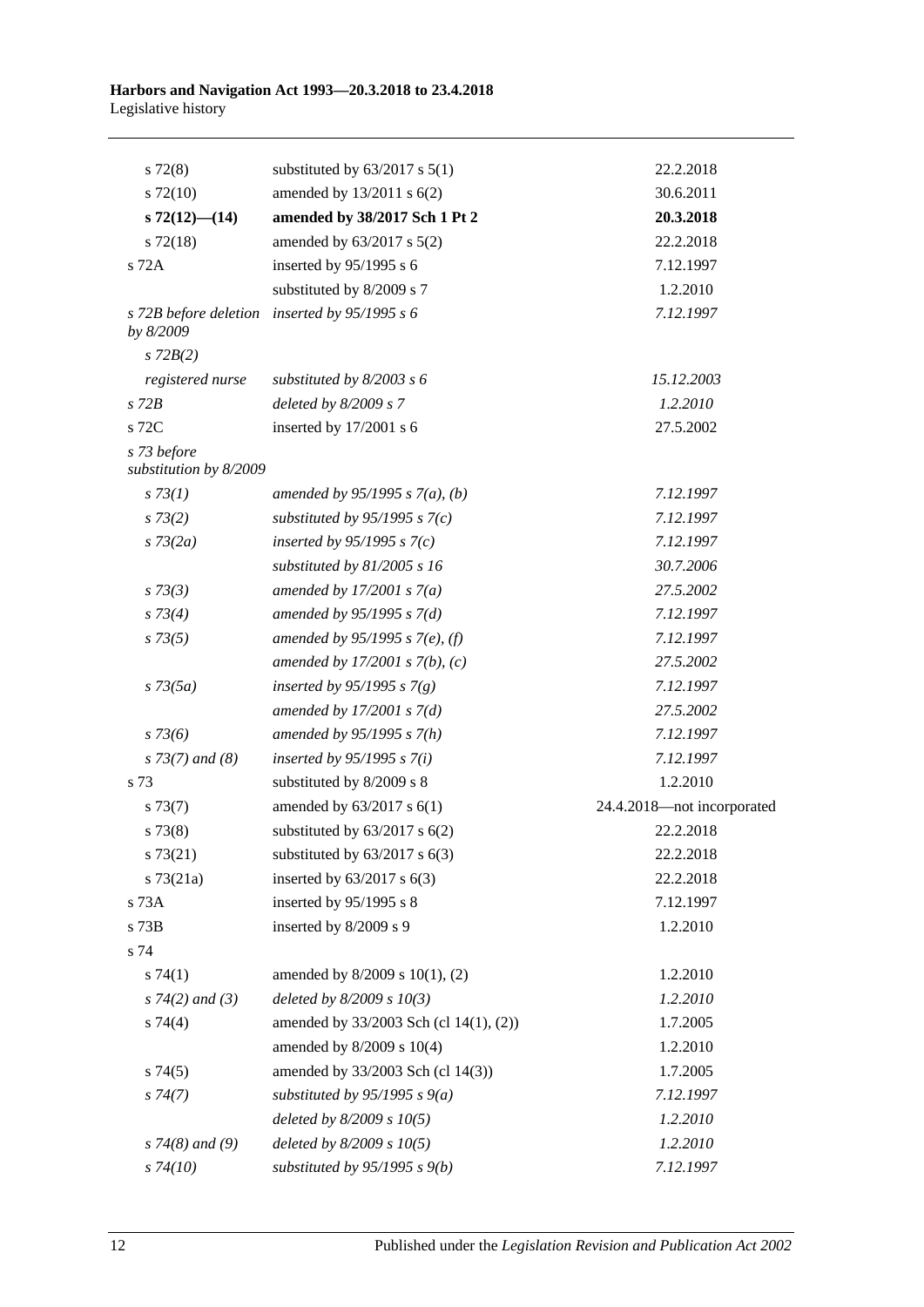| | | |
|---|---|---|
| s 72(8) | substituted by 63/2017 s 5(1) | 22.2.2018 |
| s 72(10) | amended by 13/2011 s 6(2) | 30.6.2011 |
| **s 72(12)—(14)** | **amended by 38/2017 Sch 1 Pt 2** | **20.3.2018** |
| s 72(18) | amended by 63/2017 s 5(2) | 22.2.2018 |
| s 72A | inserted by 95/1995 s 6 | 7.12.1997 |
| | substituted by 8/2009 s 7 | 1.2.2010 |
| *s 72B before deletion by 8/2009* | *inserted by 95/1995 s 6* | *7.12.1997* |
| *s 72B(2)* | | |
| *registered nurse* | *substituted by 8/2003 s 6* | *15.12.2003* |
| *s 72B* | *deleted by 8/2009 s 7* | *1.2.2010* |
| s 72C | inserted by 17/2001 s 6 | 27.5.2002 |
| *s 73 before substitution by 8/2009* | | |
| *s 73(1)* | *amended by 95/1995 s 7(a), (b)* | *7.12.1997* |
| *s 73(2)* | *substituted by 95/1995 s 7(c)* | *7.12.1997* |
| *s 73(2a)* | *inserted by 95/1995 s 7(c)* | *7.12.1997* |
| | *substituted by 81/2005 s 16* | *30.7.2006* |
| *s 73(3)* | *amended by 17/2001 s 7(a)* | *27.5.2002* |
| *s 73(4)* | *amended by 95/1995 s 7(d)* | *7.12.1997* |
| *s 73(5)* | *amended by 95/1995 s 7(e), (f)* | *7.12.1997* |
| | *amended by 17/2001 s 7(b), (c)* | *27.5.2002* |
| *s 73(5a)* | *inserted by 95/1995 s 7(g)* | *7.12.1997* |
| | *amended by 17/2001 s 7(d)* | *27.5.2002* |
| *s 73(6)* | *amended by 95/1995 s 7(h)* | *7.12.1997* |
| *s 73(7) and (8)* | *inserted by 95/1995 s 7(i)* | *7.12.1997* |
| s 73 | substituted by 8/2009 s 8 | 1.2.2010 |
| s 73(7) | amended by 63/2017 s 6(1) | 24.4.2018—not incorporated |
| s 73(8) | substituted by 63/2017 s 6(2) | 22.2.2018 |
| s 73(21) | substituted by 63/2017 s 6(3) | 22.2.2018 |
| s 73(21a) | inserted by 63/2017 s 6(3) | 22.2.2018 |
| s 73A | inserted by 95/1995 s 8 | 7.12.1997 |
| s 73B | inserted by 8/2009 s 9 | 1.2.2010 |
| s 74 | | |
| s 74(1) | amended by 8/2009 s 10(1), (2) | 1.2.2010 |
| *s 74(2) and (3)* | *deleted by 8/2009 s 10(3)* | *1.2.2010* |
| s 74(4) | amended by 33/2003 Sch (cl 14(1), (2)) | 1.7.2005 |
| | amended by 8/2009 s 10(4) | 1.2.2010 |
| s 74(5) | amended by 33/2003 Sch (cl 14(3)) | 1.7.2005 |
| *s 74(7)* | *substituted by 95/1995 s 9(a)* | *7.12.1997* |
| | *deleted by 8/2009 s 10(5)* | *1.2.2010* |
| *s 74(8) and (9)* | *deleted by 8/2009 s 10(5)* | *1.2.2010* |
| *s 74(10)* | *substituted by 95/1995 s 9(b)* | *7.12.1997* |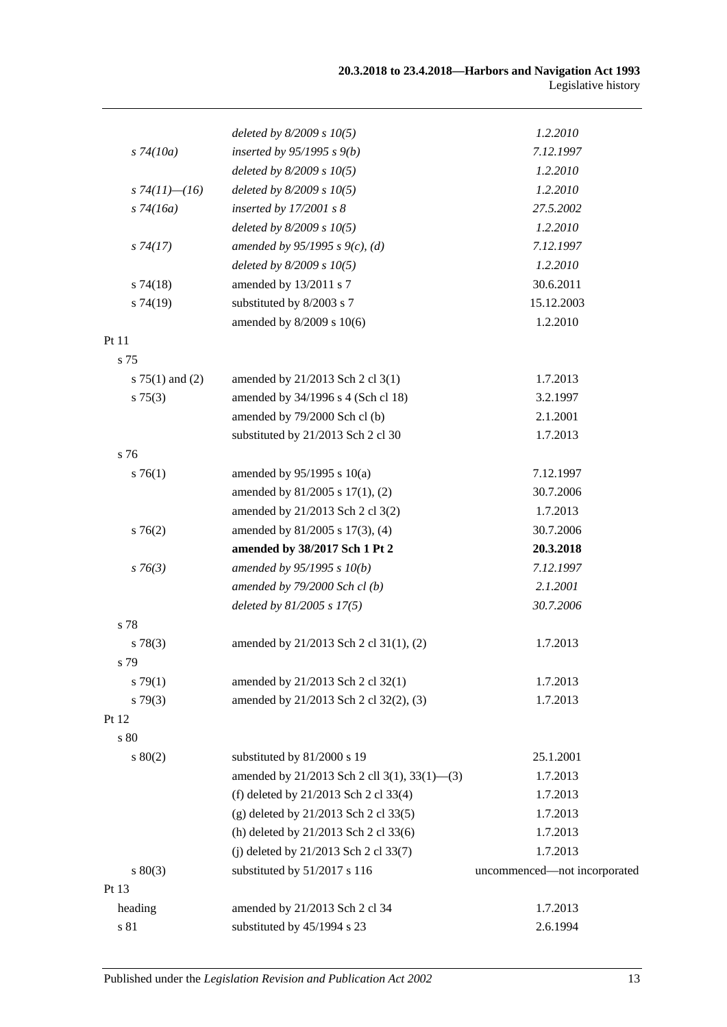| | | |
|---|---|---|
| | *deleted by 8/2009 s 10(5)* | *1.2.2010* |
| *s 74(10a)* | *inserted by 95/1995 s 9(b)* | *7.12.1997* |
| | *deleted by 8/2009 s 10(5)* | *1.2.2010* |
| *s 74(11)—(16)* | *deleted by 8/2009 s 10(5)* | *1.2.2010* |
| *s 74(16a)* | *inserted by 17/2001 s 8* | *27.5.2002* |
| | *deleted by 8/2009 s 10(5)* | *1.2.2010* |
| *s 74(17)* | *amended by 95/1995 s 9(c), (d)* | *7.12.1997* |
| | *deleted by 8/2009 s 10(5)* | *1.2.2010* |
| s 74(18) | amended by 13/2011 s 7 | 30.6.2011 |
| s 74(19) | substituted by 8/2003 s 7 | 15.12.2003 |
| | amended by 8/2009 s 10(6) | 1.2.2010 |
| Pt 11 | | |
| s 75 | | |
| s 75(1) and (2) | amended by 21/2013 Sch 2 cl 3(1) | 1.7.2013 |
| s 75(3) | amended by 34/1996 s 4 (Sch cl 18) | 3.2.1997 |
| | amended by 79/2000 Sch cl (b) | 2.1.2001 |
| | substituted by 21/2013 Sch 2 cl 30 | 1.7.2013 |
| s 76 | | |
| s 76(1) | amended by 95/1995 s 10(a) | 7.12.1997 |
| | amended by 81/2005 s 17(1), (2) | 30.7.2006 |
| | amended by 21/2013 Sch 2 cl 3(2) | 1.7.2013 |
| s 76(2) | amended by 81/2005 s 17(3), (4) | 30.7.2006 |
| | **amended by 38/2017 Sch 1 Pt 2** | **20.3.2018** |
| *s 76(3)* | *amended by 95/1995 s 10(b)* | *7.12.1997* |
| | *amended by 79/2000 Sch cl (b)* | *2.1.2001* |
| | *deleted by 81/2005 s 17(5)* | *30.7.2006* |
| s 78 | | |
| s 78(3) | amended by 21/2013 Sch 2 cl 31(1), (2) | 1.7.2013 |
| s 79 | | |
| s 79(1) | amended by 21/2013 Sch 2 cl 32(1) | 1.7.2013 |
| s 79(3) | amended by 21/2013 Sch 2 cl 32(2), (3) | 1.7.2013 |
| Pt 12 | | |
| s 80 | | |
| s 80(2) | substituted by 81/2000 s 19 | 25.1.2001 |
| | amended by 21/2013 Sch 2 cll 3(1), 33(1)—(3) | 1.7.2013 |
| | (f) deleted by 21/2013 Sch 2 cl 33(4) | 1.7.2013 |
| | (g) deleted by 21/2013 Sch 2 cl 33(5) | 1.7.2013 |
| | (h) deleted by 21/2013 Sch 2 cl 33(6) | 1.7.2013 |
| | (j) deleted by 21/2013 Sch 2 cl 33(7) | 1.7.2013 |
| s 80(3) | substituted by 51/2017 s 116 | uncommenced—not incorporated |
| Pt 13 | | |
| heading | amended by 21/2013 Sch 2 cl 34 | 1.7.2013 |
| s 81 | substituted by 45/1994 s 23 | 2.6.1994 |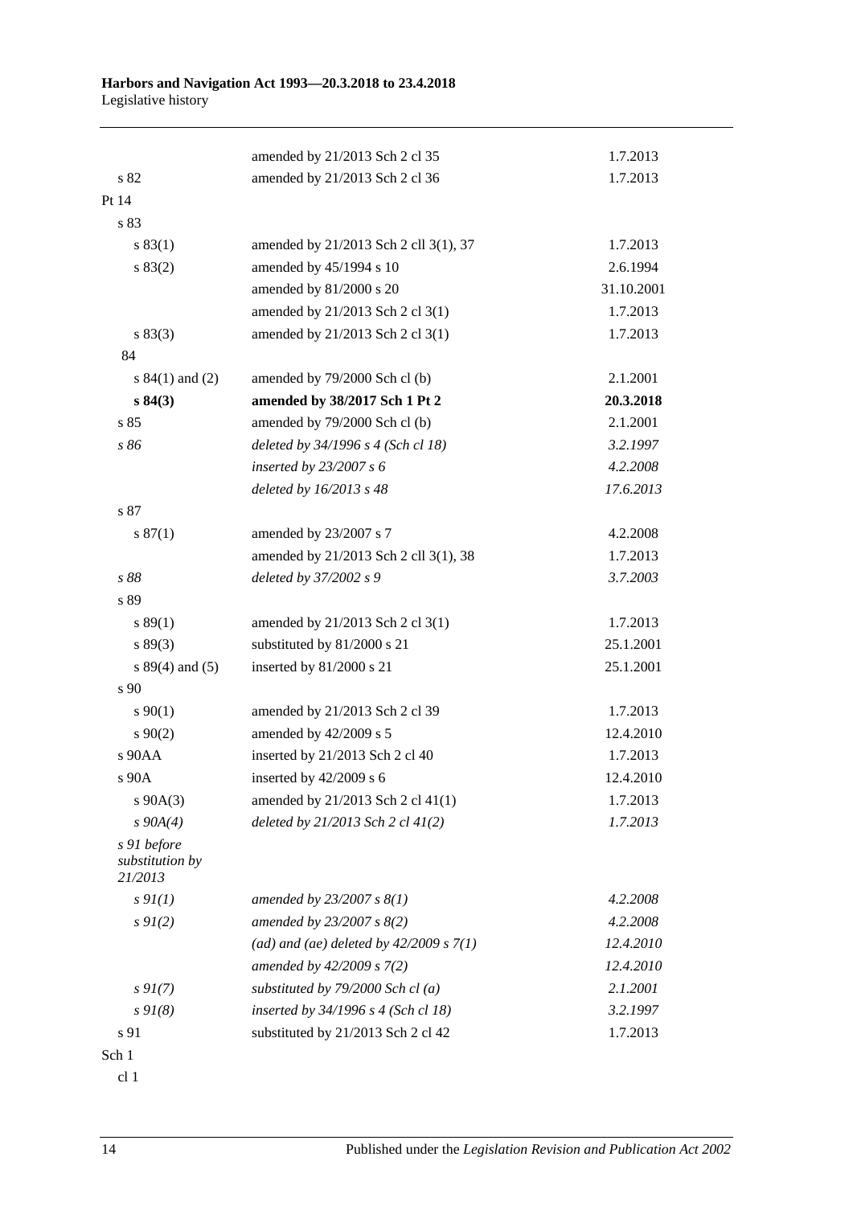| | | |
|---|---|---|
| | amended by 21/2013 Sch 2 cl 35 | 1.7.2013 |
| s 82 | amended by 21/2013 Sch 2 cl 36 | 1.7.2013 |
| Pt 14 | | |
| s 83 | | |
| s 83(1) | amended by 21/2013 Sch 2 cll 3(1), 37 | 1.7.2013 |
| s 83(2) | amended by 45/1994 s 10 | 2.6.1994 |
| | amended by 81/2000 s 20 | 31.10.2001 |
| | amended by 21/2013 Sch 2 cl 3(1) | 1.7.2013 |
| s 83(3) | amended by 21/2013 Sch 2 cl 3(1) | 1.7.2013 |
| 84 | | |
| s 84(1) and (2) | amended by 79/2000 Sch cl (b) | 2.1.2001 |
| **s 84(3)** | **amended by 38/2017 Sch 1 Pt 2** | **20.3.2018** |
| s 85 | amended by 79/2000 Sch cl (b) | 2.1.2001 |
| *s 86* | *deleted by 34/1996 s 4 (Sch cl 18)* | *3.2.1997* |
| | *inserted by 23/2007 s 6* | *4.2.2008* |
| | *deleted by 16/2013 s 48* | *17.6.2013* |
| s 87 | | |
| s 87(1) | amended by 23/2007 s 7 | 4.2.2008 |
| | amended by 21/2013 Sch 2 cll 3(1), 38 | 1.7.2013 |
| *s 88* | *deleted by 37/2002 s 9* | *3.7.2003* |
| s 89 | | |
| s 89(1) | amended by 21/2013 Sch 2 cl 3(1) | 1.7.2013 |
| s 89(3) | substituted by 81/2000 s 21 | 25.1.2001 |
| s 89(4) and (5) | inserted by 81/2000 s 21 | 25.1.2001 |
| s 90 | | |
| s 90(1) | amended by 21/2013 Sch 2 cl 39 | 1.7.2013 |
| s 90(2) | amended by 42/2009 s 5 | 12.4.2010 |
| s 90AA | inserted by 21/2013 Sch 2 cl 40 | 1.7.2013 |
| s 90A | inserted by 42/2009 s 6 | 12.4.2010 |
| s 90A(3) | amended by 21/2013 Sch 2 cl 41(1) | 1.7.2013 |
| *s 90A(4)* | *deleted by 21/2013 Sch 2 cl 41(2)* | *1.7.2013* |
| *s 91 before substitution by 21/2013* | | |
| *s 91(1)* | *amended by 23/2007 s 8(1)* | *4.2.2008* |
| *s 91(2)* | *amended by 23/2007 s 8(2)* | *4.2.2008* |
| | *(ad) and (ae) deleted by 42/2009 s 7(1)* | *12.4.2010* |
| | *amended by 42/2009 s 7(2)* | *12.4.2010* |
| *s 91(7)* | *substituted by 79/2000 Sch cl (a)* | *2.1.2001* |
| *s 91(8)* | *inserted by 34/1996 s 4 (Sch cl 18)* | *3.2.1997* |
| s 91 | substituted by 21/2013 Sch 2 cl 42 | 1.7.2013 |
| Sch 1 | | |
| cl 1 | | |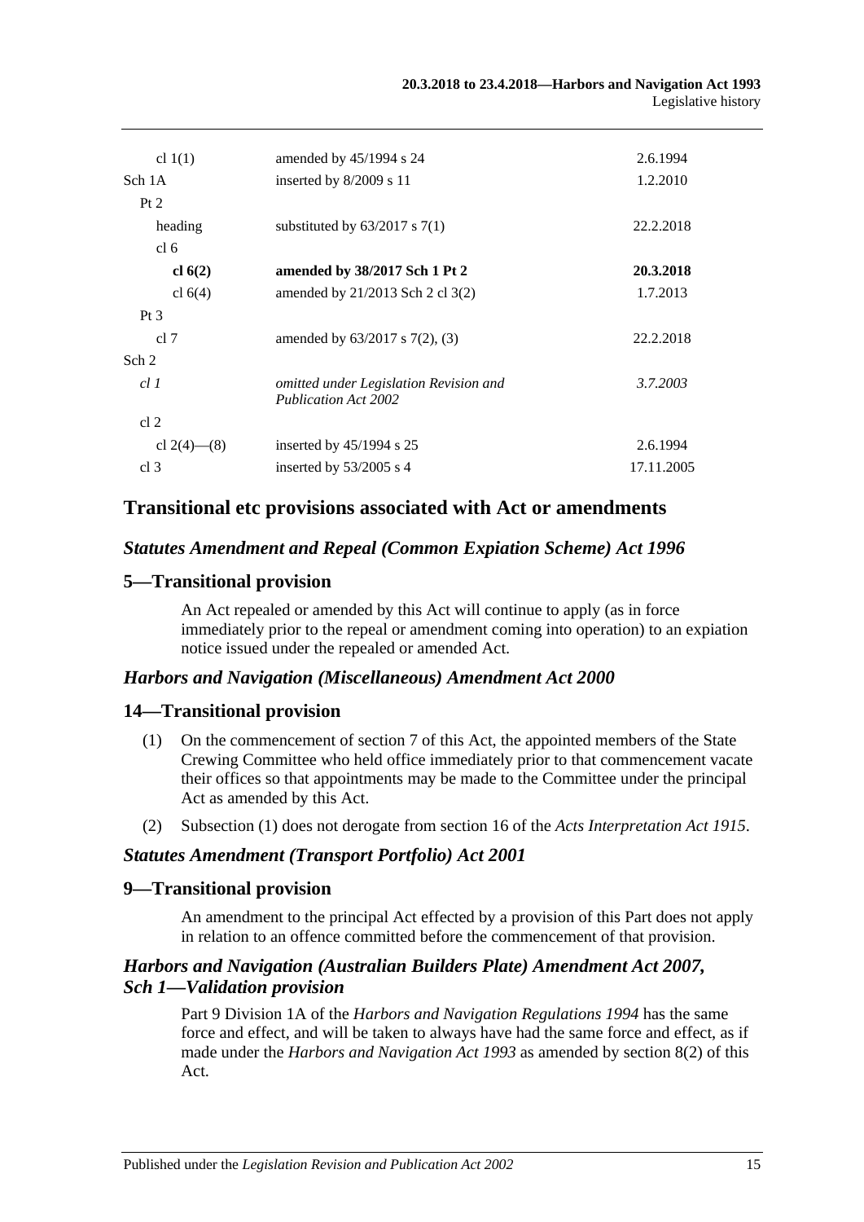| | | |
|---|---|---|
| cl 1(1) | amended by 45/1994 s 24 | 2.6.1994 |
| Sch 1A | inserted by 8/2009 s 11 | 1.2.2010 |
| Pt 2 | | |
| heading | substituted by 63/2017 s 7(1) | 22.2.2018 |
| cl 6 | | |
| **cl 6(2)** | **amended by 38/2017 Sch 1 Pt 2** | **20.3.2018** |
| cl 6(4) | amended by 21/2013 Sch 2 cl 3(2) | 1.7.2013 |
| Pt 3 | | |
| cl 7 | amended by 63/2017 s 7(2), (3) | 22.2.2018 |
| Sch 2 | | |
| *cl 1* | *omitted under Legislation Revision and Publication Act 2002* | *3.7.2003* |
| cl 2 | | |
| cl 2(4)—(8) | inserted by 45/1994 s 25 | 2.6.1994 |
| cl 3 | inserted by 53/2005 s 4 | 17.11.2005 |

## Transitional etc provisions associated with Act or amendments

### *Statutes Amendment and Repeal (Common Expiation Scheme) Act 1996*

### 5—Transitional provision

An Act repealed or amended by this Act will continue to apply (as in force immediately prior to the repeal or amendment coming into operation) to an expiation notice issued under the repealed or amended Act.

### *Harbors and Navigation (Miscellaneous) Amendment Act 2000*

### 14—Transitional provision

(1) On the commencement of section 7 of this Act, the appointed members of the State Crewing Committee who held office immediately prior to that commencement vacate their offices so that appointments may be made to the Committee under the principal Act as amended by this Act.

(2) Subsection (1) does not derogate from section 16 of the *Acts Interpretation Act 1915*.

### *Statutes Amendment (Transport Portfolio) Act 2001*

### 9—Transitional provision

An amendment to the principal Act effected by a provision of this Part does not apply in relation to an offence committed before the commencement of that provision.

### *Harbors and Navigation (Australian Builders Plate) Amendment Act 2007, Sch 1—Validation provision*

Part 9 Division 1A of the *Harbors and Navigation Regulations 1994* has the same force and effect, and will be taken to always have had the same force and effect, as if made under the *Harbors and Navigation Act 1993* as amended by section 8(2) of this Act.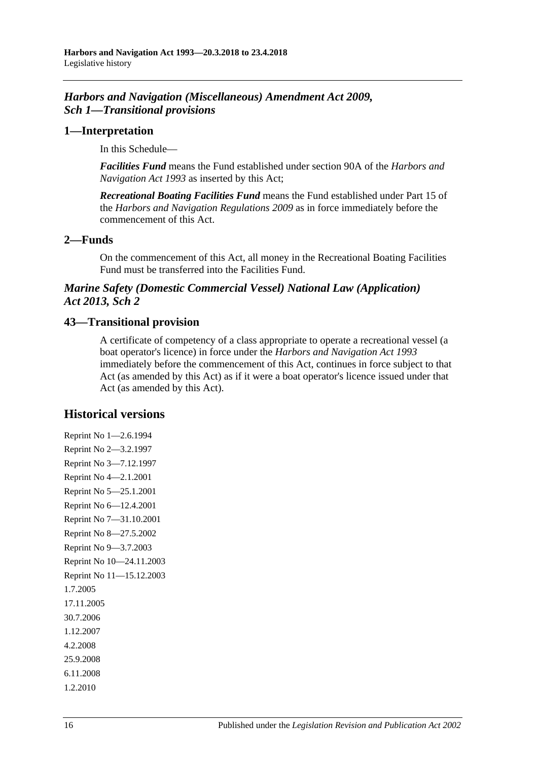## *Harbors and Navigation (Miscellaneous) Amendment Act 2009, Sch 1—Transitional provisions*

### 1—Interpretation

In this Schedule—

***Facilities Fund*** means the Fund established under section 90A of the *Harbors and Navigation Act 1993* as inserted by this Act;

***Recreational Boating Facilities Fund*** means the Fund established under Part 15 of the *Harbors and Navigation Regulations 2009* as in force immediately before the commencement of this Act.

### 2—Funds

On the commencement of this Act, all money in the Recreational Boating Facilities Fund must be transferred into the Facilities Fund.

## *Marine Safety (Domestic Commercial Vessel) National Law (Application) Act 2013, Sch 2*

### 43—Transitional provision

A certificate of competency of a class appropriate to operate a recreational vessel (a boat operator's licence) in force under the *Harbors and Navigation Act 1993* immediately before the commencement of this Act, continues in force subject to that Act (as amended by this Act) as if it were a boat operator's licence issued under that Act (as amended by this Act).

## Historical versions

Reprint No 1—2.6.1994

Reprint No 2—3.2.1997

Reprint No 3—7.12.1997

Reprint No 4—2.1.2001

Reprint No 5—25.1.2001

Reprint No 6—12.4.2001

Reprint No 7—31.10.2001

Reprint No 8—27.5.2002

Reprint No 9—3.7.2003

Reprint No 10—24.11.2003

Reprint No 11—15.12.2003

1.7.2005

17.11.2005

30.7.2006

1.12.2007

4.2.2008

25.9.2008

6.11.2008

1.2.2010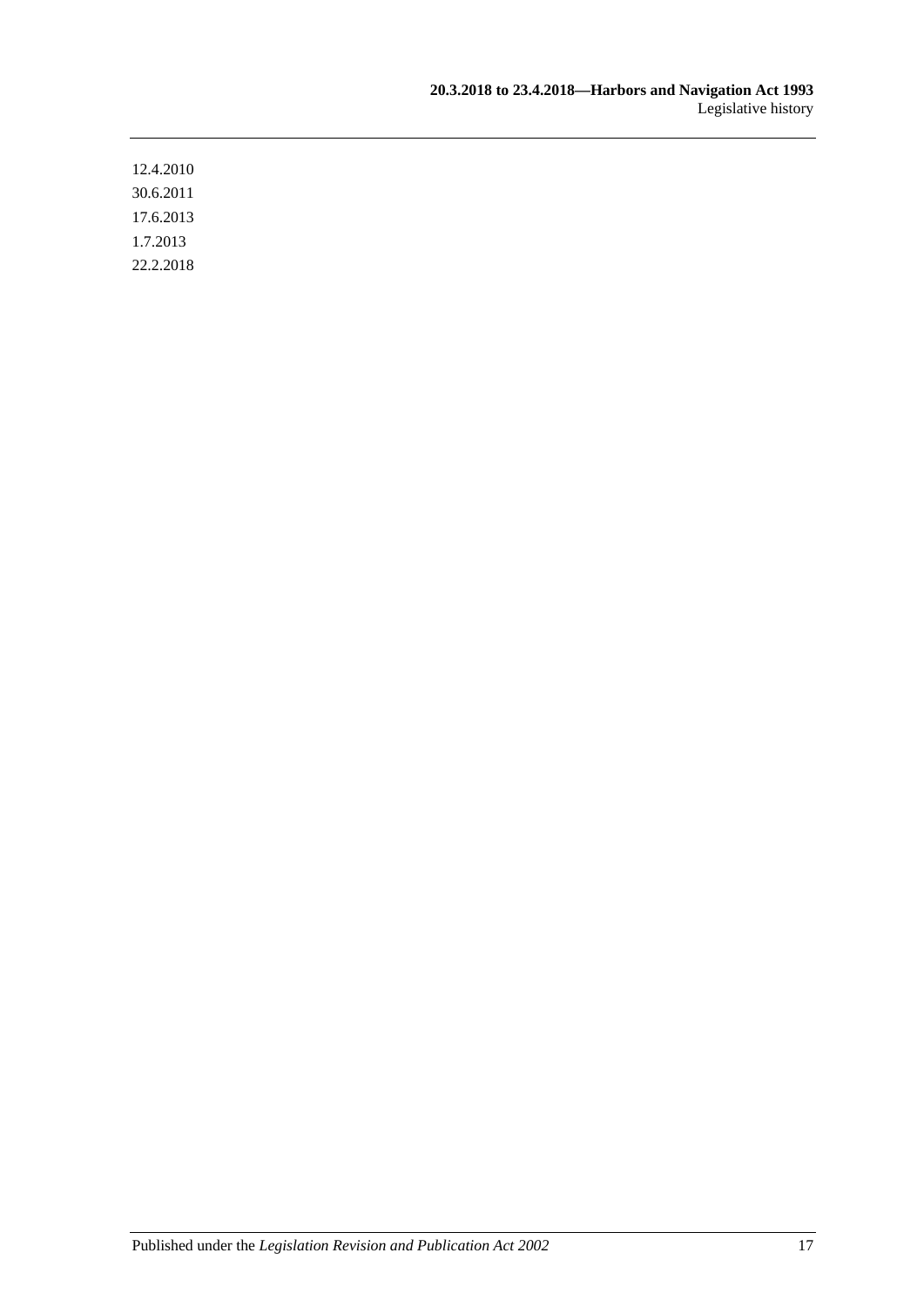12.4.2010

30.6.2011

17.6.2013

1.7.2013

22.2.2018